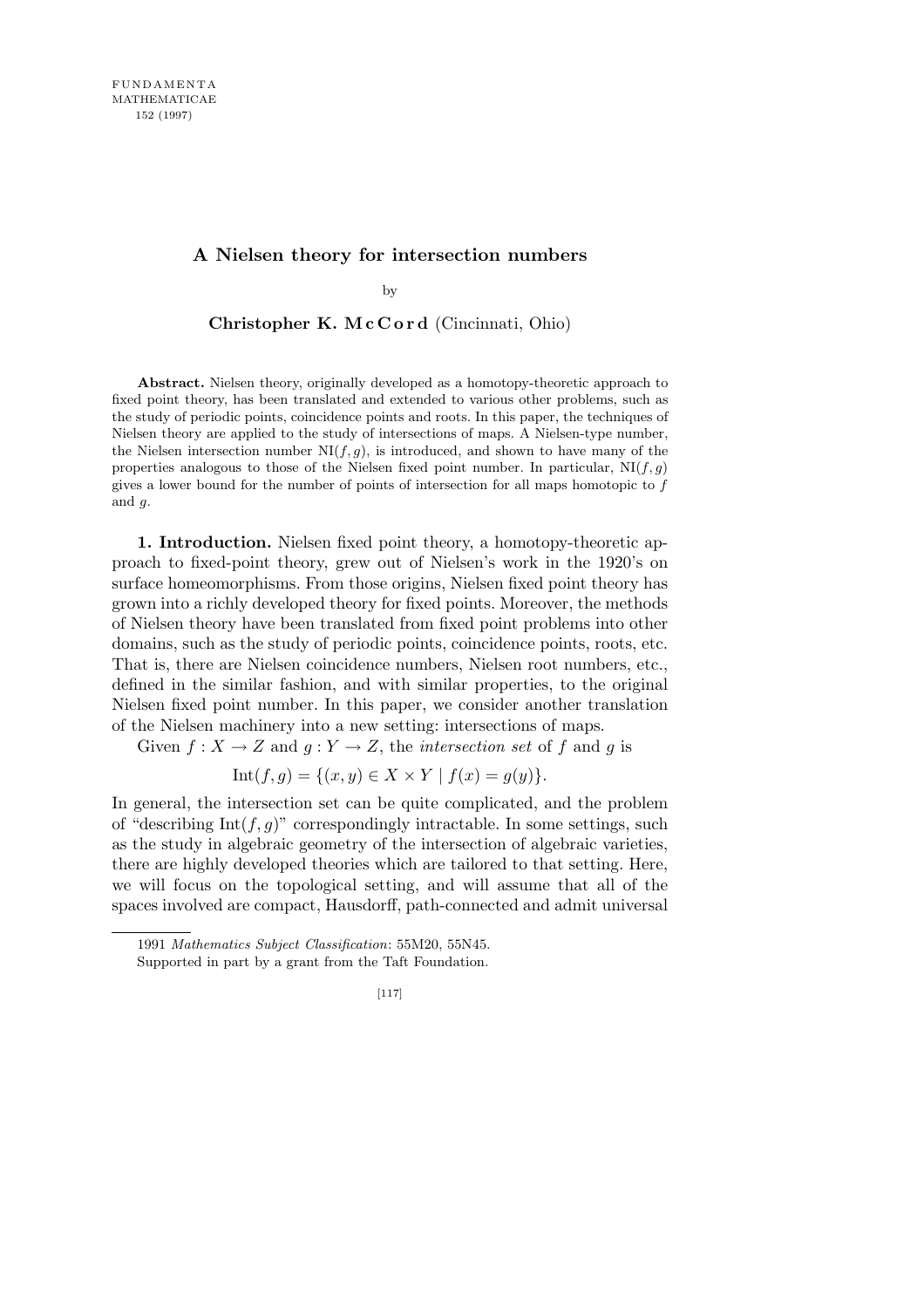# A Nielsen theory for intersection numbers

by

**Christopher K. McCord** (Cincinnati, Ohio)

**Abstract.** Nielsen theory, originally developed as a homotopy-theoretic approach to fixed point theory, has been translated and extended to various other problems, such as the study of periodic points, coincidence points and roots. In this paper, the techniques of Nielsen theory are applied to the study of intersections of maps. A Nielsen-type number, the Nielsen intersection number $\mathrm{NI}(f,g)$, is introduced, and shown to have many of the properties analogous to those of the Nielsen fixed point number. In particular, $\mathrm{NI}(f,g)$ gives a lower bound for the number of points of intersection for all maps homotopic to $f$ and $g$.

**1. Introduction.** Nielsen fixed point theory, a homotopy-theoretic approach to fixed-point theory, grew out of Nielsen's work in the 1920's on surface homeomorphisms. From those origins, Nielsen fixed point theory has grown into a richly developed theory for fixed points. Moreover, the methods of Nielsen theory have been translated from fixed point problems into other domains, such as the study of periodic points, coincidence points, roots, etc. That is, there are Nielsen coincidence numbers, Nielsen root numbers, etc., defined in the similar fashion, and with similar properties, to the original Nielsen fixed point number. In this paper, we consider another translation of the Nielsen machinery into a new setting: intersections of maps.

Given $f : X \to Z$ and $g : Y \to Z$, the *intersection set* of $f$ and $g$ is

$$\mathrm{Int}(f,g) = \{(x,y) \in X \times Y \mid f(x) = g(y)\}.$$

In general, the intersection set can be quite complicated, and the problem of "describing $\mathrm{Int}(f,g)$" correspondingly intractable. In some settings, such as the study in algebraic geometry of the intersection of algebraic varieties, there are highly developed theories which are tailored to that setting. Here, we will focus on the topological setting, and will assume that all of the spaces involved are compact, Hausdorff, path-connected and admit universal

1991 *Mathematics Subject Classification*: 55M20, 55N45.

Supported in part by a grant from the Taft Foundation.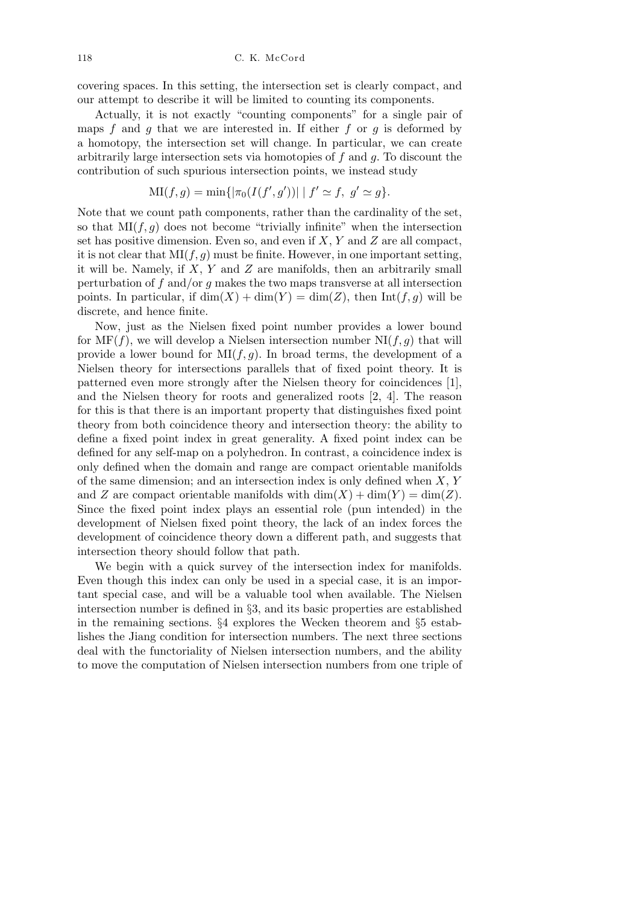covering spaces. In this setting, the intersection set is clearly compact, and our attempt to describe it will be limited to counting its components.

Actually, it is not exactly "counting components" for a single pair of maps $f$ and $g$ that we are interested in. If either $f$ or $g$ is deformed by a homotopy, the intersection set will change. In particular, we can create arbitrarily large intersection sets via homotopies of $f$ and $g$. To discount the contribution of such spurious intersection points, we instead study

$$\mathrm{MI}(f,g) = \min\{|\pi_0(I(f',g'))| \mid f' \simeq f,\ g' \simeq g\}.$$

Note that we count path components, rather than the cardinality of the set, so that $\mathrm{MI}(f,g)$ does not become "trivially infinite" when the intersection set has positive dimension. Even so, and even if $X$, $Y$ and $Z$ are all compact, it is not clear that $\mathrm{MI}(f,g)$ must be finite. However, in one important setting, it will be. Namely, if $X$, $Y$ and $Z$ are manifolds, then an arbitrarily small perturbation of $f$ and/or $g$ makes the two maps transverse at all intersection points. In particular, if $\dim(X) + \dim(Y) = \dim(Z)$, then $\mathrm{Int}(f,g)$ will be discrete, and hence finite.

Now, just as the Nielsen fixed point number provides a lower bound for $\mathrm{MF}(f)$, we will develop a Nielsen intersection number $\mathrm{NI}(f,g)$ that will provide a lower bound for $\mathrm{MI}(f,g)$. In broad terms, the development of a Nielsen theory for intersections parallels that of fixed point theory. It is patterned even more strongly after the Nielsen theory for coincidences [1], and the Nielsen theory for roots and generalized roots [2, 4]. The reason for this is that there is an important property that distinguishes fixed point theory from both coincidence theory and intersection theory: the ability to define a fixed point index in great generality. A fixed point index can be defined for any self-map on a polyhedron. In contrast, a coincidence index is only defined when the domain and range are compact orientable manifolds of the same dimension; and an intersection index is only defined when $X$, $Y$ and $Z$ are compact orientable manifolds with $\dim(X) + \dim(Y) = \dim(Z)$. Since the fixed point index plays an essential role (pun intended) in the development of Nielsen fixed point theory, the lack of an index forces the development of coincidence theory down a different path, and suggests that intersection theory should follow that path.

We begin with a quick survey of the intersection index for manifolds. Even though this index can only be used in a special case, it is an important special case, and will be a valuable tool when available. The Nielsen intersection number is defined in §3, and its basic properties are established in the remaining sections. §4 explores the Wecken theorem and §5 establishes the Jiang condition for intersection numbers. The next three sections deal with the functoriality of Nielsen intersection numbers, and the ability to move the computation of Nielsen intersection numbers from one triple of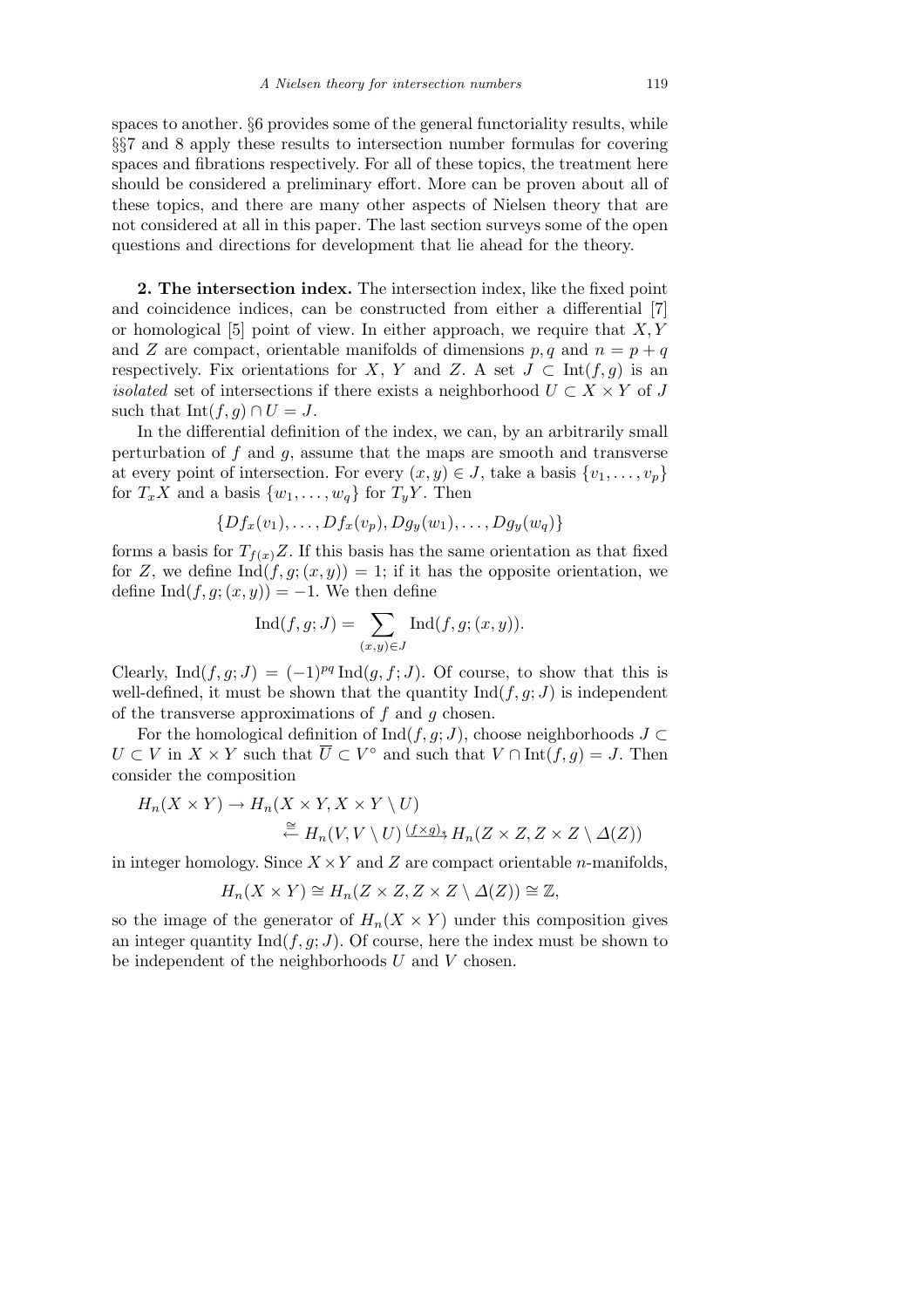spaces to another. §6 provides some of the general functoriality results, while §§7 and 8 apply these results to intersection number formulas for covering spaces and fibrations respectively. For all of these topics, the treatment here should be considered a preliminary effort. More can be proven about all of these topics, and there are many other aspects of Nielsen theory that are not considered at all in this paper. The last section surveys some of the open questions and directions for development that lie ahead for the theory.

**2. The intersection index.** The intersection index, like the fixed point and coincidence indices, can be constructed from either a differential [7] or homological [5] point of view. In either approach, we require that $X, Y$ and $Z$ are compact, orientable manifolds of dimensions $p, q$ and $n = p + q$ respectively. Fix orientations for $X$, $Y$ and $Z$. A set $J \subset \operatorname{Int}(f, g)$ is an *isolated* set of intersections if there exists a neighborhood $U \subset X \times Y$ of $J$ such that $\operatorname{Int}(f, g) \cap U = J$.

In the differential definition of the index, we can, by an arbitrarily small perturbation of $f$ and $g$, assume that the maps are smooth and transverse at every point of intersection. For every $(x, y) \in J$, take a basis $\{v_1, \ldots, v_p\}$ for $T_x X$ and a basis $\{w_1, \ldots, w_q\}$ for $T_y Y$. Then

$$\{Df_x(v_1), \ldots, Df_x(v_p), Dg_y(w_1), \ldots, Dg_y(w_q)\}$$

forms a basis for $T_{f(x)}Z$. If this basis has the same orientation as that fixed for $Z$, we define $\operatorname{Ind}(f, g; (x, y)) = 1$; if it has the opposite orientation, we define $\operatorname{Ind}(f, g; (x, y)) = -1$. We then define

$$\operatorname{Ind}(f, g; J) = \sum_{(x,y) \in J} \operatorname{Ind}(f, g; (x, y)).$$

Clearly, $\operatorname{Ind}(f, g; J) = (-1)^{pq} \operatorname{Ind}(g, f; J)$. Of course, to show that this is well-defined, it must be shown that the quantity $\operatorname{Ind}(f, g; J)$ is independent of the transverse approximations of $f$ and $g$ chosen.

For the homological definition of $\operatorname{Ind}(f, g; J)$, choose neighborhoods $J \subset U \subset V$ in $X \times Y$ such that $\overline{U} \subset V^\circ$ and such that $V \cap \operatorname{Int}(f, g) = J$. Then consider the composition

$$\begin{aligned} H_n(X \times Y) &\to H_n(X \times Y, X \times Y \setminus U) \\ &\stackrel{\cong}{\leftarrow} H_n(V, V \setminus U) \xrightarrow{(f \times g)_*} H_n(Z \times Z, Z \times Z \setminus \Delta(Z)) \end{aligned}$$

in integer homology. Since $X \times Y$ and $Z$ are compact orientable $n$-manifolds,

$$H_n(X \times Y) \cong H_n(Z \times Z, Z \times Z \setminus \Delta(Z)) \cong \mathbb{Z},$$

so the image of the generator of $H_n(X \times Y)$ under this composition gives an integer quantity $\operatorname{Ind}(f, g; J)$. Of course, here the index must be shown to be independent of the neighborhoods $U$ and $V$ chosen.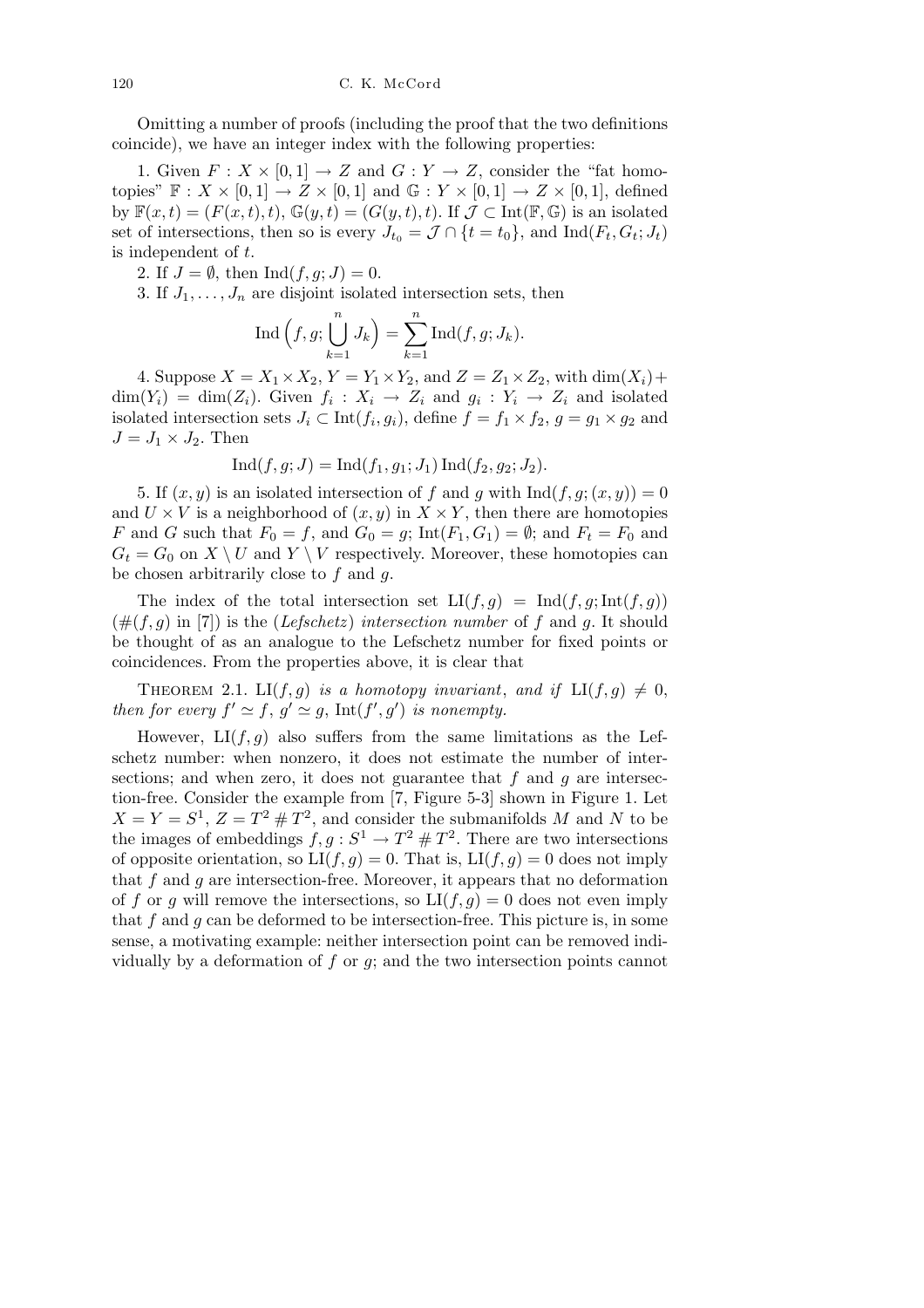Omitting a number of proofs (including the proof that the two definitions coincide), we have an integer index with the following properties:

1. Given $F : X \times [0,1] \to Z$ and $G : Y \to Z$, consider the "fat homotopies" $\mathbb{F} : X \times [0,1] \to Z \times [0,1]$ and $\mathbb{G} : Y \times [0,1] \to Z \times [0,1]$, defined by $\mathbb{F}(x,t) = (F(x,t),t)$, $\mathbb{G}(y,t) = (G(y,t),t)$. If $\mathcal{J} \subset \mathrm{Int}(\mathbb{F},\mathbb{G})$ is an isolated set of intersections, then so is every $J_{t_0} = \mathcal{J} \cap \{t = t_0\}$, and $\mathrm{Ind}(F_t, G_t; J_t)$ is independent of $t$.

2. If $J = \emptyset$, then $\mathrm{Ind}(f,g;J) = 0$.

3. If $J_1, \ldots, J_n$ are disjoint isolated intersection sets, then

$$\mathrm{Ind}\Big(f,g;\bigcup_{k=1}^{n} J_k\Big) = \sum_{k=1}^{n} \mathrm{Ind}(f,g;J_k).$$

4. Suppose $X = X_1 \times X_2$, $Y = Y_1 \times Y_2$, and $Z = Z_1 \times Z_2$, with $\dim(X_i) + \dim(Y_i) = \dim(Z_i)$. Given $f_i : X_i \to Z_i$ and $g_i : Y_i \to Z_i$ and isolated intersection sets $J_i \subset \mathrm{Int}(f_i, g_i)$, define $f = f_1 \times f_2$, $g = g_1 \times g_2$ and $J = J_1 \times J_2$. Then

$$\mathrm{Ind}(f,g;J) = \mathrm{Ind}(f_1,g_1;J_1)\,\mathrm{Ind}(f_2,g_2;J_2).$$

5. If $(x,y)$ is an isolated intersection of $f$ and $g$ with $\mathrm{Ind}(f,g;(x,y)) = 0$ and $U \times V$ is a neighborhood of $(x,y)$ in $X \times Y$, then there are homotopies $F$ and $G$ such that $F_0 = f$, and $G_0 = g$; $\mathrm{Int}(F_1,G_1) = \emptyset$; and $F_t = F_0$ and $G_t = G_0$ on $X \setminus U$ and $Y \setminus V$ respectively. Moreover, these homotopies can be chosen arbitrarily close to $f$ and $g$.

The index of the total intersection set $\mathrm{LI}(f,g) = \mathrm{Ind}(f,g;\mathrm{Int}(f,g))$ ($\#(f,g)$ in [7]) is the (*Lefschetz*) *intersection number* of $f$ and $g$. It should be thought of as an analogue to the Lefschetz number for fixed points or coincidences. From the properties above, it is clear that

Theorem 2.1. *$\mathrm{LI}(f,g)$ is a homotopy invariant, and if $\mathrm{LI}(f,g) \neq 0$, then for every $f' \simeq f$, $g' \simeq g$, $\mathrm{Int}(f',g')$ is nonempty.*

However, $\mathrm{LI}(f,g)$ also suffers from the same limitations as the Lefschetz number: when nonzero, it does not estimate the number of intersections; and when zero, it does not guarantee that $f$ and $g$ are intersection-free. Consider the example from [7, Figure 5-3] shown in Figure 1. Let $X = Y = S^1$, $Z = T^2 \# T^2$, and consider the submanifolds $M$ and $N$ to be the images of embeddings $f,g : S^1 \to T^2 \# T^2$. There are two intersections of opposite orientation, so $\mathrm{LI}(f,g) = 0$. That is, $\mathrm{LI}(f,g) = 0$ does not imply that $f$ and $g$ are intersection-free. Moreover, it appears that no deformation of $f$ or $g$ will remove the intersections, so $\mathrm{LI}(f,g) = 0$ does not even imply that $f$ and $g$ can be deformed to be intersection-free. This picture is, in some sense, a motivating example: neither intersection point can be removed individually by a deformation of $f$ or $g$; and the two intersection points cannot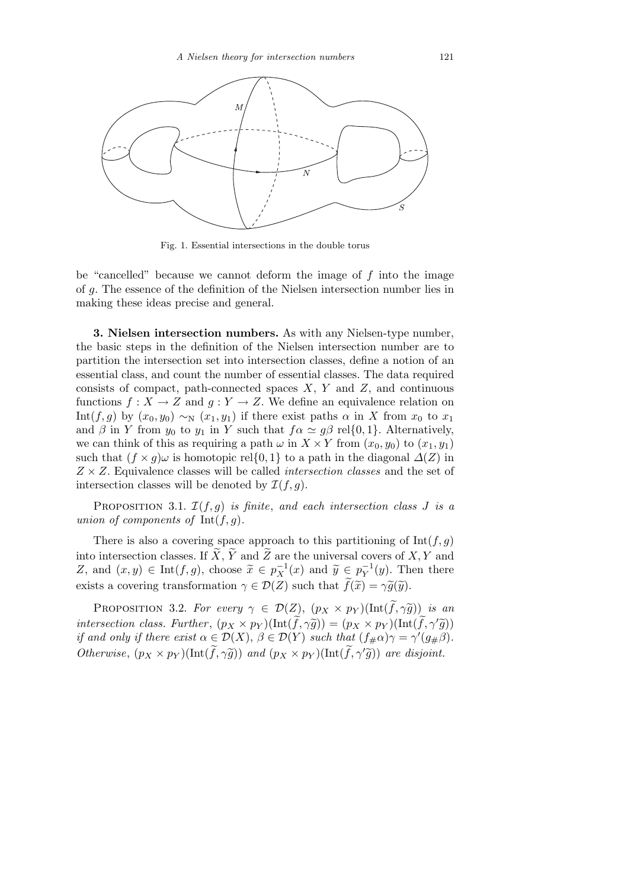Fig. 1. Essential intersections in the double torus

be "cancelled" because we cannot deform the image of $f$ into the image of $g$. The essence of the definition of the Nielsen intersection number lies in making these ideas precise and general.

**3. Nielsen intersection numbers.** As with any Nielsen-type number, the basic steps in the definition of the Nielsen intersection number are to partition the intersection set into intersection classes, define a notion of an essential class, and count the number of essential classes. The data required consists of compact, path-connected spaces $X$, $Y$ and $Z$, and continuous functions $f : X \to Z$ and $g : Y \to Z$. We define an equivalence relation on $\mathrm{Int}(f, g)$ by $(x_0, y_0) \sim_{\mathrm{N}} (x_1, y_1)$ if there exist paths $\alpha$ in $X$ from $x_0$ to $x_1$ and $\beta$ in $Y$ from $y_0$ to $y_1$ in $Y$ such that $f\alpha \simeq g\beta \ \mathrm{rel}\{0, 1\}$. Alternatively, we can think of this as requiring a path $\omega$ in $X \times Y$ from $(x_0, y_0)$ to $(x_1, y_1)$ such that $(f \times g)\omega$ is homotopic $\mathrm{rel}\{0, 1\}$ to a path in the diagonal $\Delta(Z)$ in $Z \times Z$. Equivalence classes will be called *intersection classes* and the set of intersection classes will be denoted by $\mathcal{I}(f, g)$.

Proposition 3.1. *$\mathcal{I}(f, g)$ is finite, and each intersection class $J$ is a union of components of* $\mathrm{Int}(f, g)$.

There is also a covering space approach to this partitioning of $\mathrm{Int}(f, g)$ into intersection classes. If $\widetilde{X}$, $\widetilde{Y}$ and $\widetilde{Z}$ are the universal covers of $X, Y$ and $Z$, and $(x, y) \in \mathrm{Int}(f, g)$, choose $\widetilde{x} \in p_X^{-1}(x)$ and $\widetilde{y} \in p_Y^{-1}(y)$. Then there exists a covering transformation $\gamma \in \mathcal{D}(Z)$ such that $\widetilde{f}(\widetilde{x}) = \gamma\widetilde{g}(\widetilde{y})$.

Proposition 3.2. *For every $\gamma \in \mathcal{D}(Z)$, $(p_X \times p_Y)(\mathrm{Int}(\widetilde{f}, \gamma\widetilde{g}))$ is an intersection class. Further, $(p_X \times p_Y)(\mathrm{Int}(\widetilde{f}, \gamma\widetilde{g})) = (p_X \times p_Y)(\mathrm{Int}(\widetilde{f}, \gamma'\widetilde{g}))$ if and only if there exist $\alpha \in \mathcal{D}(X)$, $\beta \in \mathcal{D}(Y)$ such that $(f_{\#}\alpha)\gamma = \gamma'(g_{\#}\beta)$. Otherwise, $(p_X \times p_Y)(\mathrm{Int}(\widetilde{f}, \gamma\widetilde{g}))$ and $(p_X \times p_Y)(\mathrm{Int}(\widetilde{f}, \gamma'\widetilde{g}))$ are disjoint.*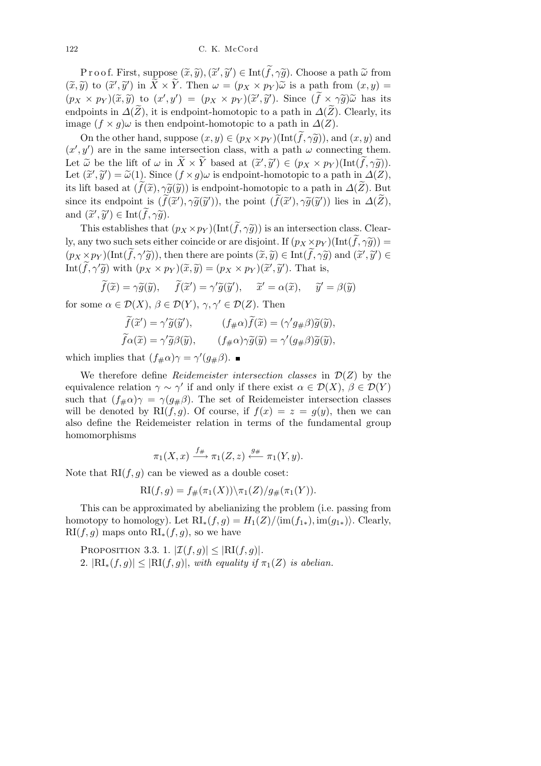P r o o f. First, suppose $(\widetilde{x}, \widetilde{y}), (\widetilde{x}', \widetilde{y}') \in \operatorname{Int}(\widetilde{f}, \gamma\widetilde{g})$. Choose a path $\widetilde{\omega}$ from $(\widetilde{x}, \widetilde{y})$ to $(\widetilde{x}', \widetilde{y}')$ in $\widetilde{X} \times \widetilde{Y}$. Then $\omega = (p_X \times p_Y)\widetilde{\omega}$ is a path from $(x, y) = (p_X \times p_Y)(\widetilde{x}, \widetilde{y})$ to $(x', y') = (p_X \times p_Y)(\widetilde{x}', \widetilde{y}')$. Since $(\widetilde{f} \times \gamma\widetilde{g})\widetilde{\omega}$ has its endpoints in $\Delta(\widetilde{Z})$, it is endpoint-homotopic to a path in $\Delta(\widetilde{Z})$. Clearly, its image $(f \times g)\omega$ is then endpoint-homotopic to a path in $\Delta(Z)$.

On the other hand, suppose $(x, y) \in (p_X \times p_Y)(\operatorname{Int}(\widetilde{f}, \gamma\widetilde{g}))$, and $(x, y)$ and $(x', y')$ are in the same intersection class, with a path $\omega$ connecting them. Let $\widetilde{\omega}$ be the lift of $\omega$ in $\widetilde{X} \times \widetilde{Y}$ based at $(\widetilde{x}', \widetilde{y}') \in (p_X \times p_Y)(\operatorname{Int}(\widetilde{f}, \gamma\widetilde{g}))$. Let $(\widetilde{x}', \widetilde{y}') = \widetilde{\omega}(1)$. Since $(f \times g)\omega$ is endpoint-homotopic to a path in $\Delta(Z)$, its lift based at $(\widetilde{f}(\widetilde{x}), \gamma\widetilde{g}(\widetilde{y}))$ is endpoint-homotopic to a path in $\Delta(\widetilde{Z})$. But since its endpoint is $(\widetilde{f}(\widetilde{x}'), \gamma\widetilde{g}(\widetilde{y}'))$, the point $(\widetilde{f}(\widetilde{x}'), \gamma\widetilde{g}(\widetilde{y}'))$ lies in $\Delta(\widetilde{Z})$, and $(\widetilde{x}', \widetilde{y}') \in \operatorname{Int}(\widetilde{f}, \gamma\widetilde{g})$.

This establishes that $(p_X \times p_Y)(\operatorname{Int}(\widetilde{f}, \gamma\widetilde{g}))$ is an intersection class. Clearly, any two such sets either coincide or are disjoint. If $(p_X \times p_Y)(\operatorname{Int}(\widetilde{f}, \gamma\widetilde{g})) = (p_X \times p_Y)(\operatorname{Int}(\widetilde{f}, \gamma'\widetilde{g}))$, then there are points $(\widetilde{x}, \widetilde{y}) \in \operatorname{Int}(\widetilde{f}, \gamma\widetilde{g})$ and $(\widetilde{x}', \widetilde{y}') \in \operatorname{Int}(\widetilde{f}, \gamma'\widetilde{g})$ with $(p_X \times p_Y)(\widetilde{x}, \widetilde{y}) = (p_X \times p_Y)(\widetilde{x}', \widetilde{y}')$. That is,

$$\widetilde{f}(\widetilde{x}) = \gamma\widetilde{g}(\widetilde{y}), \quad \widetilde{f}(\widetilde{x}') = \gamma'\widetilde{g}(\widetilde{y}'), \quad \widetilde{x}' = \alpha(\widetilde{x}), \quad \widetilde{y}' = \beta(\widetilde{y})$$

for some $\alpha \in \mathcal{D}(X)$, $\beta \in \mathcal{D}(Y)$, $\gamma, \gamma' \in \mathcal{D}(Z)$. Then

$$\begin{aligned} \widetilde{f}(\widetilde{x}') &= \gamma'\widetilde{g}(\widetilde{y}'), & (f_\#\alpha)\widetilde{f}(\widetilde{x}) &= (\gamma' g_\#\beta)\widetilde{g}(\widetilde{y}), \\ \widetilde{f}\alpha(\widetilde{x}) &= \gamma'\widetilde{g}\beta(\widetilde{y}), & (f_\#\alpha)\gamma\widetilde{g}(\widetilde{y}) &= \gamma'(g_\#\beta)\widetilde{g}(\widetilde{y}), \end{aligned}$$

which implies that $(f_\#\alpha)\gamma = \gamma'(g_\#\beta)$. ∎

We therefore define *Reidemeister intersection classes* in $\mathcal{D}(Z)$ by the equivalence relation $\gamma \sim \gamma'$ if and only if there exist $\alpha \in \mathcal{D}(X)$, $\beta \in \mathcal{D}(Y)$ such that $(f_\#\alpha)\gamma = \gamma(g_\#\beta)$. The set of Reidemeister intersection classes will be denoted by $\operatorname{RI}(f, g)$. Of course, if $f(x) = z = g(y)$, then we can also define the Reidemeister relation in terms of the fundamental group homomorphisms

$$\pi_1(X, x) \xrightarrow{f_\#} \pi_1(Z, z) \xleftarrow{g_\#} \pi_1(Y, y).$$

Note that $\operatorname{RI}(f, g)$ can be viewed as a double coset:

$$\operatorname{RI}(f, g) = f_\#(\pi_1(X)) \backslash \pi_1(Z) / g_\#(\pi_1(Y)).$$

This can be approximated by abelianizing the problem (i.e. passing from homotopy to homology). Let $\operatorname{RI}_*(f, g) = H_1(Z)/\langle \operatorname{im}(f_{1*}), \operatorname{im}(g_{1*}) \rangle$. Clearly, $\operatorname{RI}(f, g)$ maps onto $\operatorname{RI}_*(f, g)$, so we have

Proposition 3.3. 1. $|\mathcal{I}(f, g)| \le |\operatorname{RI}(f, g)|$.

2. $|\operatorname{RI}_*(f, g)| \le |\operatorname{RI}(f, g)|$, *with equality if* $\pi_1(Z)$ *is abelian.*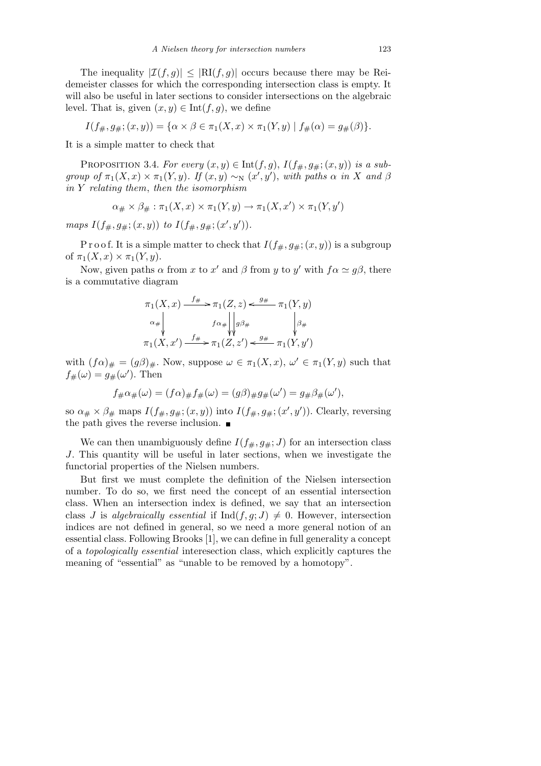The inequality $|\mathcal{I}(f,g)| \leq |\mathrm{RI}(f,g)|$ occurs because there may be Reidemeister classes for which the corresponding intersection class is empty. It will also be useful in later sections to consider intersections on the algebraic level. That is, given $(x,y) \in \mathrm{Int}(f,g)$, we define

$$I(f_\#, g_\#; (x,y)) = \{\alpha \times \beta \in \pi_1(X,x) \times \pi_1(Y,y) \mid f_\#(\alpha) = g_\#(\beta)\}.$$

It is a simple matter to check that

Proposition 3.4. *For every $(x,y) \in \mathrm{Int}(f,g)$, $I(f_\#, g_\#; (x,y))$ is a subgroup of $\pi_1(X,x) \times \pi_1(Y,y)$. If $(x,y) \sim_{\mathrm{N}} (x',y')$, with paths $\alpha$ in $X$ and $\beta$ in $Y$ relating them, then the isomorphism*

$$\alpha_\# \times \beta_\# : \pi_1(X,x) \times \pi_1(Y,y) \to \pi_1(X,x') \times \pi_1(Y,y')$$

*maps $I(f_\#, g_\#; (x,y))$ to $I(f_\#, g_\#; (x',y'))$.*

Proof. It is a simple matter to check that $I(f_\#, g_\#; (x,y))$ is a subgroup of $\pi_1(X,x) \times \pi_1(Y,y)$.

Now, given paths $\alpha$ from $x$ to $x'$ and $\beta$ from $y$ to $y'$ with $f\alpha \simeq g\beta$, there is a commutative diagram

$$\begin{array}{ccccc}
\pi_1(X,x) & \xrightarrow{f_\#} & \pi_1(Z,z) & \xleftarrow{g_\#} & \pi_1(Y,y) \\
\Big\downarrow{\scriptstyle \alpha_\#} & & {\scriptstyle f\alpha_\#}\Big\downarrow\Big\downarrow{\scriptstyle g\beta_\#} & & \Big\downarrow{\scriptstyle \beta_\#} \\
\pi_1(X,x') & \xrightarrow{f_\#} & \pi_1(Z,z') & \xleftarrow{g_\#} & \pi_1(Y,y')
\end{array}$$

with $(f\alpha)_\# = (g\beta)_\#$. Now, suppose $\omega \in \pi_1(X,x)$, $\omega' \in \pi_1(Y,y)$ such that $f_\#(\omega) = g_\#(\omega')$. Then

$$f_\#\alpha_\#(\omega) = (f\alpha)_\# f_\#(\omega) = (g\beta)_\# g_\#(\omega') = g_\#\beta_\#(\omega'),$$

so $\alpha_\# \times \beta_\#$ maps $I(f_\#, g_\#; (x,y))$ into $I(f_\#, g_\#; (x',y'))$. Clearly, reversing the path gives the reverse inclusion. ∎

We can then unambiguously define $I(f_\#, g_\#; J)$ for an intersection class $J$. This quantity will be useful in later sections, when we investigate the functorial properties of the Nielsen numbers.

But first we must complete the definition of the Nielsen intersection number. To do so, we first need the concept of an essential intersection class. When an intersection index is defined, we say that an intersection class $J$ is *algebraically essential* if $\mathrm{Ind}(f,g;J) \neq 0$. However, intersection indices are not defined in general, so we need a more general notion of an essential class. Following Brooks [1], we can define in full generality a concept of a *topologically essential* interesection class, which explicitly captures the meaning of "essential" as "unable to be removed by a homotopy".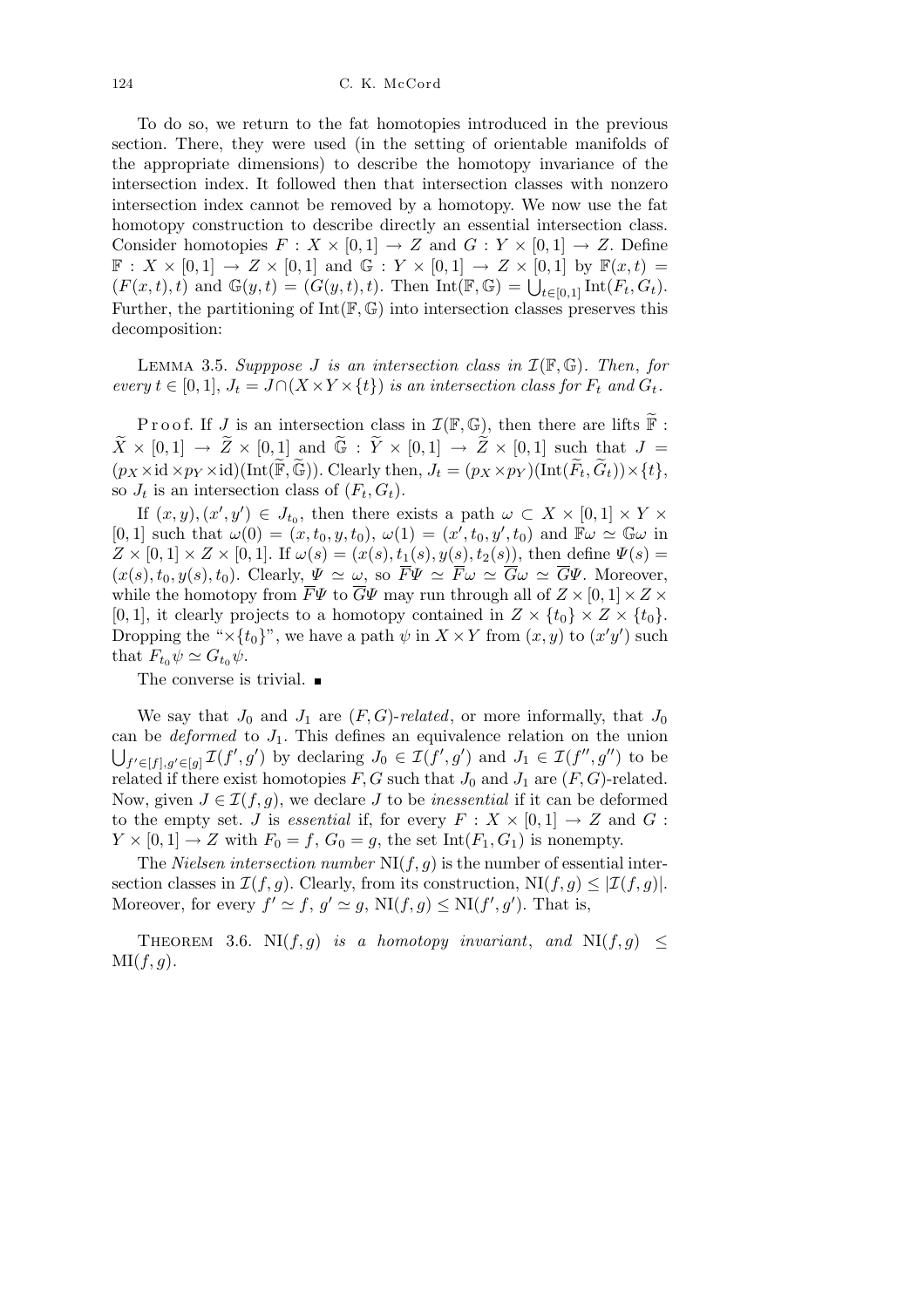To do so, we return to the fat homotopies introduced in the previous section. There, they were used (in the setting of orientable manifolds of the appropriate dimensions) to describe the homotopy invariance of the intersection index. It followed then that intersection classes with nonzero intersection index cannot be removed by a homotopy. We now use the fat homotopy construction to describe directly an essential intersection class. Consider homotopies $F : X \times [0,1] \to Z$ and $G : Y \times [0,1] \to Z$. Define $\mathbb{F} : X \times [0,1] \to Z \times [0,1]$ and $\mathbb{G} : Y \times [0,1] \to Z \times [0,1]$ by $\mathbb{F}(x,t) = (F(x,t),t)$ and $\mathbb{G}(y,t) = (G(y,t),t)$. Then $\mathrm{Int}(\mathbb{F},\mathbb{G}) = \bigcup_{t\in[0,1]} \mathrm{Int}(F_t, G_t)$. Further, the partitioning of $\mathrm{Int}(\mathbb{F},\mathbb{G})$ into intersection classes preserves this decomposition:

LEMMA 3.5. *Supppose $J$ is an intersection class in $\mathcal{I}(\mathbb{F},\mathbb{G})$. Then, for every $t \in [0,1]$, $J_t = J \cap (X \times Y \times \{t\})$ is an intersection class for $F_t$ and $G_t$.*

Proof. If $J$ is an intersection class in $\mathcal{I}(\mathbb{F},\mathbb{G})$, then there are lifts $\widetilde{\mathbb{F}} : \widetilde{X} \times [0,1] \to \widetilde{Z} \times [0,1]$ and $\widetilde{\mathbb{G}} : \widetilde{Y} \times [0,1] \to \widetilde{Z} \times [0,1]$ such that $J = (p_X \times \mathrm{id} \times p_Y \times \mathrm{id})(\mathrm{Int}(\widetilde{\mathbb{F}},\widetilde{\mathbb{G}}))$. Clearly then, $J_t = (p_X \times p_Y)(\mathrm{Int}(\widetilde{F}_t, \widetilde{G}_t)) \times \{t\}$, so $J_t$ is an intersection class of $(F_t, G_t)$.

If $(x,y),(x',y') \in J_{t_0}$, then there exists a path $\omega \subset X \times [0,1] \times Y \times [0,1]$ such that $\omega(0) = (x,t_0,y,t_0)$, $\omega(1) = (x',t_0,y',t_0)$ and $\mathbb{F}\omega \simeq \mathbb{G}\omega$ in $Z \times [0,1] \times Z \times [0,1]$. If $\omega(s) = (x(s), t_1(s), y(s), t_2(s))$, then define $\Psi(s) = (x(s), t_0, y(s), t_0)$. Clearly, $\Psi \simeq \omega$, so $\overline{F}\Psi \simeq \overline{F}\omega \simeq \overline{G}\omega \simeq \overline{G}\Psi$. Moreover, while the homotopy from $\overline{F}\Psi$ to $\overline{G}\Psi$ may run through all of $Z \times [0,1] \times Z \times [0,1]$, it clearly projects to a homotopy contained in $Z \times \{t_0\} \times Z \times \{t_0\}$. Dropping the "$\times\{t_0\}$", we have a path $\psi$ in $X \times Y$ from $(x,y)$ to $(x'y')$ such that $F_{t_0}\psi \simeq G_{t_0}\psi$.

The converse is trivial. ∎

We say that $J_0$ and $J_1$ are $(F,G)$-*related*, or more informally, that $J_0$ can be *deformed* to $J_1$. This defines an equivalence relation on the union $\bigcup_{f'\in[f],g'\in[g]} \mathcal{I}(f',g')$ by declaring $J_0 \in \mathcal{I}(f',g')$ and $J_1 \in \mathcal{I}(f'',g'')$ to be related if there exist homotopies $F, G$ such that $J_0$ and $J_1$ are $(F,G)$-related. Now, given $J \in \mathcal{I}(f,g)$, we declare $J$ to be *inessential* if it can be deformed to the empty set. $J$ is *essential* if, for every $F : X \times [0,1] \to Z$ and $G : Y \times [0,1] \to Z$ with $F_0 = f$, $G_0 = g$, the set $\mathrm{Int}(F_1, G_1)$ is nonempty.

The *Nielsen intersection number* $\mathrm{NI}(f,g)$ is the number of essential intersection classes in $\mathcal{I}(f,g)$. Clearly, from its construction, $\mathrm{NI}(f,g) \le |\mathcal{I}(f,g)|$. Moreover, for every $f' \simeq f$, $g' \simeq g$, $\mathrm{NI}(f,g) \le \mathrm{NI}(f',g')$. That is,

THEOREM 3.6. *$\mathrm{NI}(f,g)$ is a homotopy invariant, and $\mathrm{NI}(f,g) \le \mathrm{MI}(f,g)$.*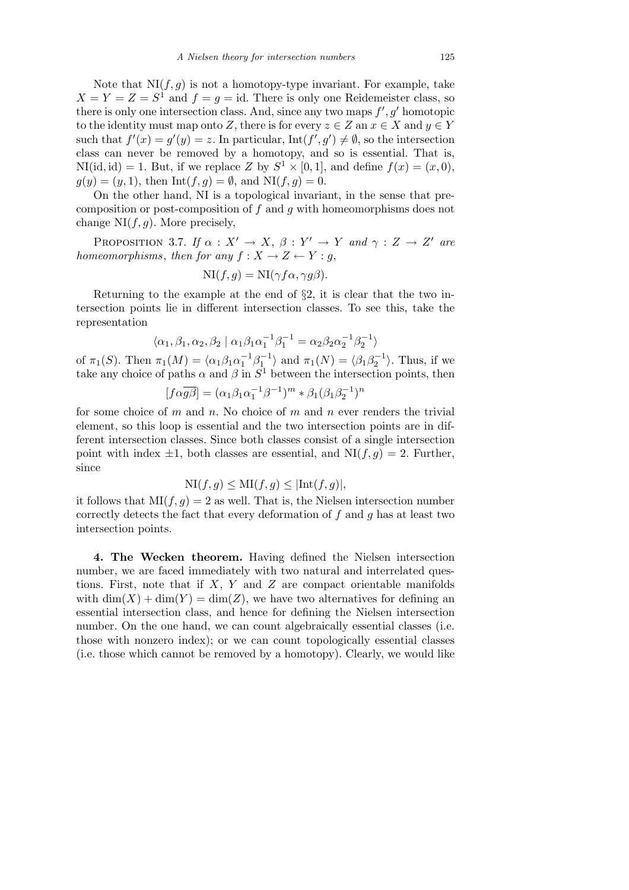Note that $\mathrm{NI}(f,g)$ is not a homotopy-type invariant. For example, take $X = Y = Z = S^1$ and $f = g = \mathrm{id}$. There is only one Reidemeister class, so there is only one intersection class. And, since any two maps $f', g'$ homotopic to the identity must map onto $Z$, there is for every $z \in Z$ an $x \in X$ and $y \in Y$ such that $f'(x) = g'(y) = z$. In particular, $\mathrm{Int}(f', g') \neq \emptyset$, so the intersection class can never be removed by a homotopy, and so is essential. That is, $\mathrm{NI}(\mathrm{id}, \mathrm{id}) = 1$. But, if we replace $Z$ by $S^1 \times [0,1]$, and define $f(x) = (x, 0)$, $g(y) = (y, 1)$, then $\mathrm{Int}(f,g) = \emptyset$, and $\mathrm{NI}(f,g) = 0$.

On the other hand, NI is a topological invariant, in the sense that pre-composition or post-composition of $f$ and $g$ with homeomorphisms does not change $\mathrm{NI}(f,g)$. More precisely,

Proposition 3.7. *If $\alpha : X' \to X$, $\beta : Y' \to Y$ and $\gamma : Z \to Z'$ are homeomorphisms, then for any $f : X \to Z \leftarrow Y : g$,*

$$\mathrm{NI}(f,g) = \mathrm{NI}(\gamma f \alpha, \gamma g \beta).$$

Returning to the example at the end of §2, it is clear that the two intersection points lie in different intersection classes. To see this, take the representation

$$\langle \alpha_1, \beta_1, \alpha_2, \beta_2 \mid \alpha_1 \beta_1 \alpha_1^{-1} \beta_1^{-1} = \alpha_2 \beta_2 \alpha_2^{-1} \beta_2^{-1} \rangle$$

of $\pi_1(S)$. Then $\pi_1(M) = \langle \alpha_1 \beta_1 \alpha_1^{-1} \beta_1^{-1} \rangle$ and $\pi_1(N) = \langle \beta_1 \beta_2^{-1} \rangle$. Thus, if we take any choice of paths $\alpha$ and $\beta$ in $S^1$ between the intersection points, then

$$[f\alpha \overline{g\beta}] = (\alpha_1 \beta_1 \alpha_1^{-1} \beta^{-1})^m * \beta_1 (\beta_1 \beta_2^{-1})^n$$

for some choice of $m$ and $n$. No choice of $m$ and $n$ ever renders the trivial element, so this loop is essential and the two intersection points are in different intersection classes. Since both classes consist of a single intersection point with index $\pm 1$, both classes are essential, and $\mathrm{NI}(f,g) = 2$. Further, since

$$\mathrm{NI}(f,g) \leq \mathrm{MI}(f,g) \leq |\mathrm{Int}(f,g)|,$$

it follows that $\mathrm{MI}(f,g) = 2$ as well. That is, the Nielsen intersection number correctly detects the fact that every deformation of $f$ and $g$ has at least two intersection points.

**4. The Wecken theorem.** Having defined the Nielsen intersection number, we are faced immediately with two natural and interrelated questions. First, note that if $X$, $Y$ and $Z$ are compact orientable manifolds with $\dim(X) + \dim(Y) = \dim(Z)$, we have two alternatives for defining an essential intersection class, and hence for defining the Nielsen intersection number. On the one hand, we can count algebraically essential classes (i.e. those with nonzero index); or we can count topologically essential classes (i.e. those which cannot be removed by a homotopy). Clearly, we would like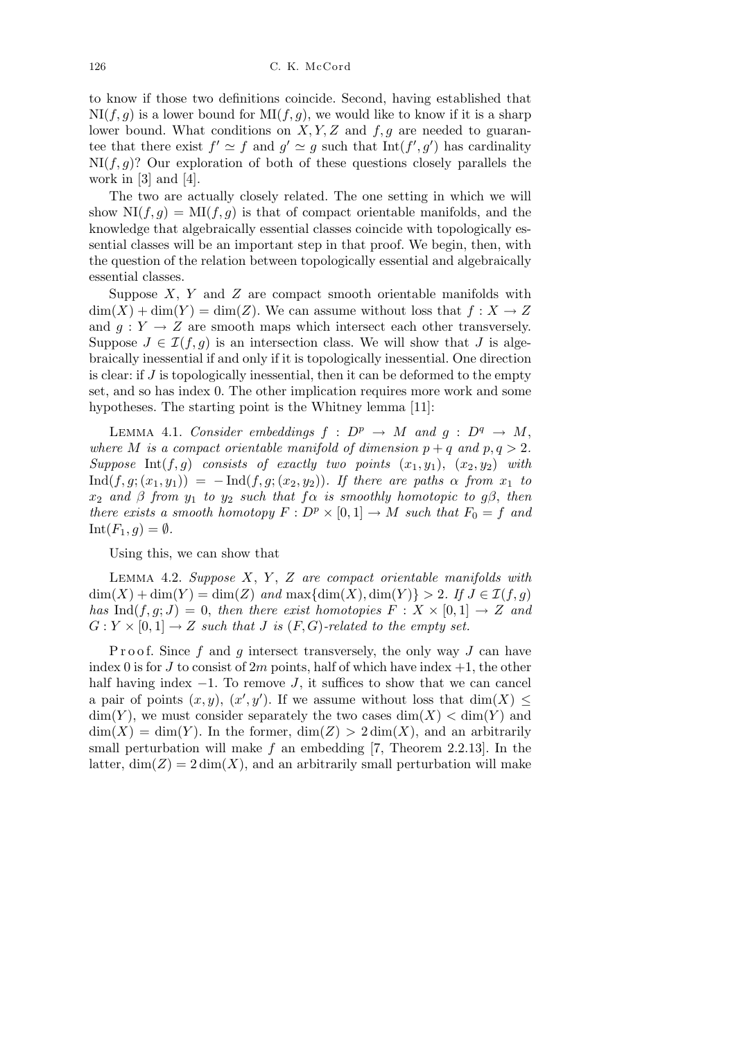to know if those two definitions coincide. Second, having established that $\mathrm{NI}(f, g)$ is a lower bound for $\mathrm{MI}(f, g)$, we would like to know if it is a sharp lower bound. What conditions on $X, Y, Z$ and $f, g$ are needed to guarantee that there exist $f' \simeq f$ and $g' \simeq g$ such that $\mathrm{Int}(f', g')$ has cardinality $\mathrm{NI}(f, g)$? Our exploration of both of these questions closely parallels the work in [3] and [4].

The two are actually closely related. The one setting in which we will show $\mathrm{NI}(f, g) = \mathrm{MI}(f, g)$ is that of compact orientable manifolds, and the knowledge that algebraically essential classes coincide with topologically essential classes will be an important step in that proof. We begin, then, with the question of the relation between topologically essential and algebraically essential classes.

Suppose $X$, $Y$ and $Z$ are compact smooth orientable manifolds with $\dim(X) + \dim(Y) = \dim(Z)$. We can assume without loss that $f : X \to Z$ and $g : Y \to Z$ are smooth maps which intersect each other transversely. Suppose $J \in \mathcal{I}(f, g)$ is an intersection class. We will show that $J$ is algebraically inessential if and only if it is topologically inessential. One direction is clear: if $J$ is topologically inessential, then it can be deformed to the empty set, and so has index 0. The other implication requires more work and some hypotheses. The starting point is the Whitney lemma [11]:

Lemma 4.1. *Consider embeddings $f : D^p \to M$ and $g : D^q \to M$, where $M$ is a compact orientable manifold of dimension $p + q$ and $p, q > 2$. Suppose $\mathrm{Int}(f, g)$ consists of exactly two points $(x_1, y_1)$, $(x_2, y_2)$ with $\mathrm{Ind}(f, g; (x_1, y_1)) = -\mathrm{Ind}(f, g; (x_2, y_2))$. If there are paths $\alpha$ from $x_1$ to $x_2$ and $\beta$ from $y_1$ to $y_2$ such that $f\alpha$ is smoothly homotopic to $g\beta$, then there exists a smooth homotopy $F : D^p \times [0, 1] \to M$ such that $F_0 = f$ and $\mathrm{Int}(F_1, g) = \emptyset$.*

Using this, we can show that

Lemma 4.2. *Suppose $X$, $Y$, $Z$ are compact orientable manifolds with $\dim(X) + \dim(Y) = \dim(Z)$ and $\max\{\dim(X), \dim(Y)\} > 2$. If $J \in \mathcal{I}(f, g)$ has $\mathrm{Ind}(f, g; J) = 0$, then there exist homotopies $F : X \times [0, 1] \to Z$ and $G : Y \times [0, 1] \to Z$ such that $J$ is $(F, G)$-related to the empty set.*

Proof. Since $f$ and $g$ intersect transversely, the only way $J$ can have index 0 is for $J$ to consist of $2m$ points, half of which have index $+1$, the other half having index $-1$. To remove $J$, it suffices to show that we can cancel a pair of points $(x, y)$, $(x', y')$. If we assume without loss that $\dim(X) \le \dim(Y)$, we must consider separately the two cases $\dim(X) < \dim(Y)$ and $\dim(X) = \dim(Y)$. In the former, $\dim(Z) > 2\dim(X)$, and an arbitrarily small perturbation will make $f$ an embedding [7, Theorem 2.2.13]. In the latter, $\dim(Z) = 2\dim(X)$, and an arbitrarily small perturbation will make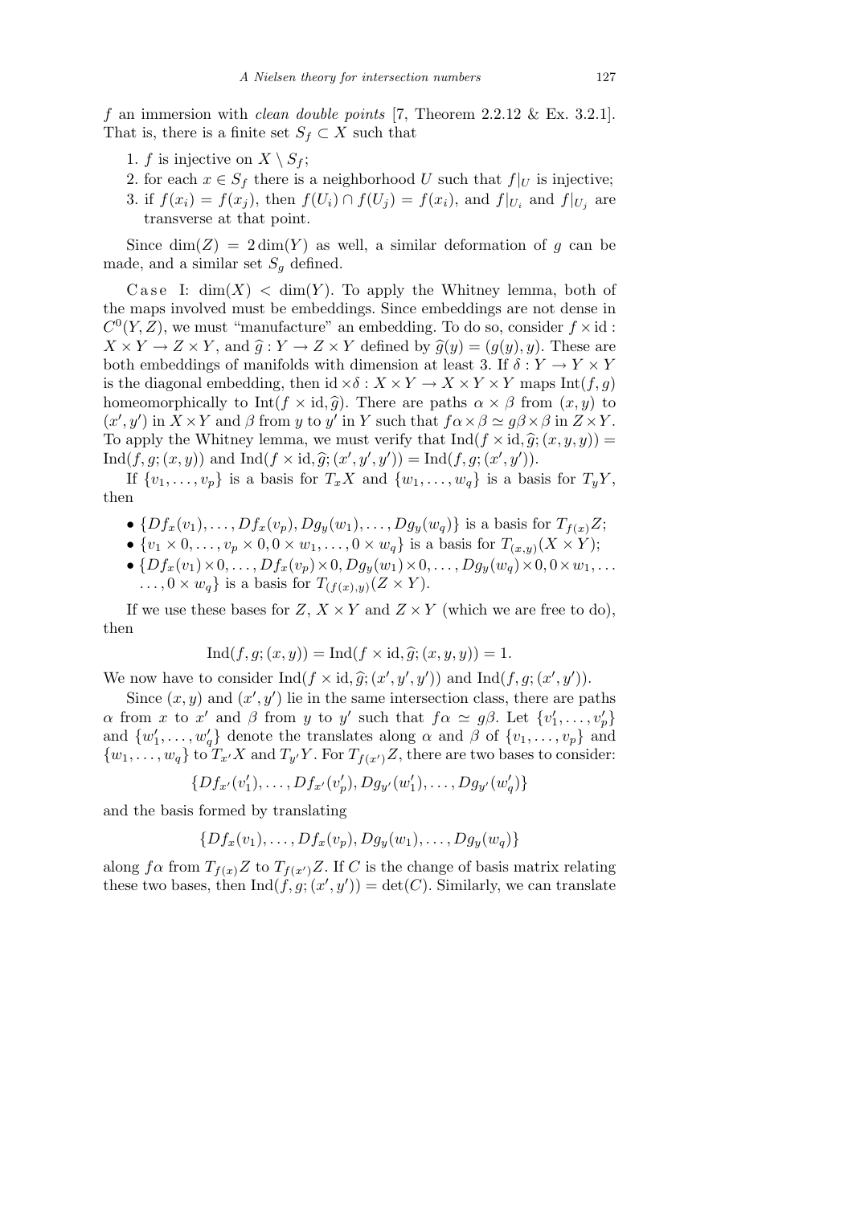$f$ an immersion with *clean double points* [7, Theorem 2.2.12 & Ex. 3.2.1]. That is, there is a finite set $S_f \subset X$ such that

1. $f$ is injective on $X \setminus S_f$;
2. for each $x \in S_f$ there is a neighborhood $U$ such that $f|_U$ is injective;
3. if $f(x_i) = f(x_j)$, then $f(U_i) \cap f(U_j) = f(x_i)$, and $f|_{U_i}$ and $f|_{U_j}$ are transverse at that point.

Since $\dim(Z) = 2\dim(Y)$ as well, a similar deformation of $g$ can be made, and a similar set $S_g$ defined.

Case I: $\dim(X) < \dim(Y)$. To apply the Whitney lemma, both of the maps involved must be embeddings. Since embeddings are not dense in $C^0(Y, Z)$, we must "manufacture" an embedding. To do so, consider $f \times \mathrm{id} : X \times Y \to Z \times Y$, and $\widehat{g} : Y \to Z \times Y$ defined by $\widehat{g}(y) = (g(y), y)$. These are both embeddings of manifolds with dimension at least 3. If $\delta : Y \to Y \times Y$ is the diagonal embedding, then $\mathrm{id} \times \delta : X \times Y \to X \times Y \times Y$ maps $\mathrm{Int}(f, g)$ homeomorphically to $\mathrm{Int}(f \times \mathrm{id}, \widehat{g})$. There are paths $\alpha \times \beta$ from $(x, y)$ to $(x', y')$ in $X \times Y$ and $\beta$ from $y$ to $y'$ in $Y$ such that $f\alpha \times \beta \simeq g\beta \times \beta$ in $Z \times Y$. To apply the Whitney lemma, we must verify that $\mathrm{Ind}(f \times \mathrm{id}, \widehat{g}; (x, y, y)) = \mathrm{Ind}(f, g; (x, y))$ and $\mathrm{Ind}(f \times \mathrm{id}, \widehat{g}; (x', y', y')) = \mathrm{Ind}(f, g; (x', y'))$.

If $\{v_1, \ldots, v_p\}$ is a basis for $T_x X$ and $\{w_1, \ldots, w_q\}$ is a basis for $T_y Y$, then

- $\{Df_x(v_1), \ldots, Df_x(v_p), Dg_y(w_1), \ldots, Dg_y(w_q)\}$ is a basis for $T_{f(x)}Z$;
- $\{v_1 \times 0, \ldots, v_p \times 0, 0 \times w_1, \ldots, 0 \times w_q\}$ is a basis for $T_{(x,y)}(X \times Y)$;
- $\{Df_x(v_1) \times 0, \ldots, Df_x(v_p) \times 0, Dg_y(w_1) \times 0, \ldots, Dg_y(w_q) \times 0, 0 \times w_1, \ldots \ldots, 0 \times w_q\}$ is a basis for $T_{(f(x),y)}(Z \times Y)$.

If we use these bases for $Z$, $X \times Y$ and $Z \times Y$ (which we are free to do), then

$$\mathrm{Ind}(f, g; (x, y)) = \mathrm{Ind}(f \times \mathrm{id}, \widehat{g}; (x, y, y)) = 1.$$

We now have to consider $\mathrm{Ind}(f \times \mathrm{id}, \widehat{g}; (x', y', y'))$ and $\mathrm{Ind}(f, g; (x', y'))$.

Since $(x, y)$ and $(x', y')$ lie in the same intersection class, there are paths $\alpha$ from $x$ to $x'$ and $\beta$ from $y$ to $y'$ such that $f\alpha \simeq g\beta$. Let $\{v'_1, \ldots, v'_p\}$ and $\{w'_1, \ldots, w'_q\}$ denote the translates along $\alpha$ and $\beta$ of $\{v_1, \ldots, v_p\}$ and $\{w_1, \ldots, w_q\}$ to $T_{x'}X$ and $T_{y'}Y$. For $T_{f(x')}Z$, there are two bases to consider:

$$\{Df_{x'}(v'_1), \ldots, Df_{x'}(v'_p), Dg_{y'}(w'_1), \ldots, Dg_{y'}(w'_q)\}$$

and the basis formed by translating

$$\{Df_x(v_1), \ldots, Df_x(v_p), Dg_y(w_1), \ldots, Dg_y(w_q)\}$$

along $f\alpha$ from $T_{f(x)}Z$ to $T_{f(x')}Z$. If $C$ is the change of basis matrix relating these two bases, then $\mathrm{Ind}(f, g; (x', y')) = \det(C)$. Similarly, we can translate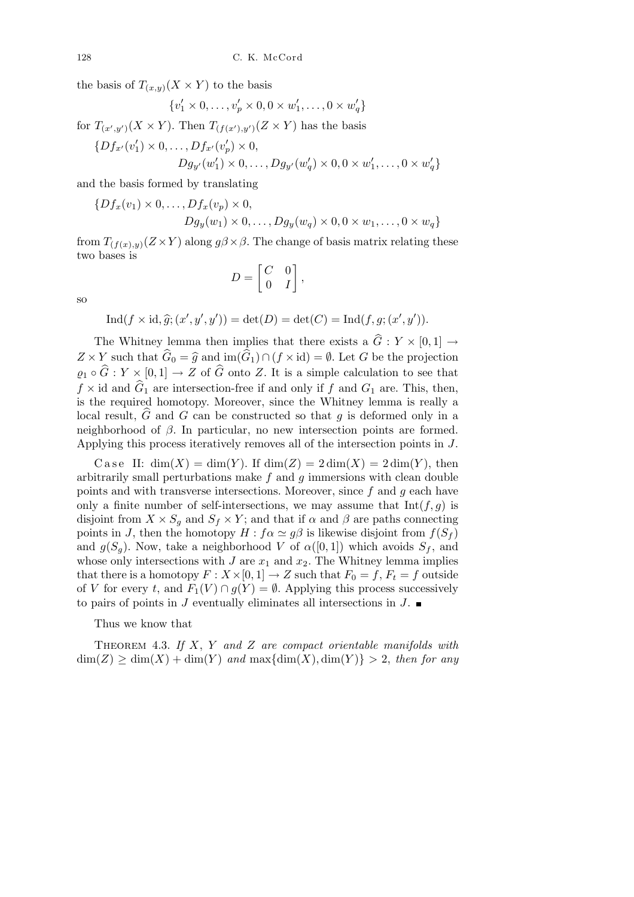the basis of $T_{(x,y)}(X \times Y)$ to the basis

$$\{v_1' \times 0, \ldots, v_p' \times 0, 0 \times w_1', \ldots, 0 \times w_q'\}$$

for $T_{(x',y')}(X \times Y)$. Then $T_{(f(x'),y')}(Z \times Y)$ has the basis

$$\{Df_{x'}(v_1') \times 0, \ldots, Df_{x'}(v_p') \times 0,$$
$$Dg_{y'}(w_1') \times 0, \ldots, Dg_{y'}(w_q') \times 0, 0 \times w_1', \ldots, 0 \times w_q'\}$$

and the basis formed by translating

$$\{Df_x(v_1) \times 0, \ldots, Df_x(v_p) \times 0,$$
$$Dg_y(w_1) \times 0, \ldots, Dg_y(w_q) \times 0, 0 \times w_1, \ldots, 0 \times w_q\}$$

from $T_{(f(x),y)}(Z \times Y)$ along $g\beta \times \beta$. The change of basis matrix relating these two bases is

$$D = \begin{bmatrix} C & 0 \\ 0 & I \end{bmatrix},$$

so

$$\operatorname{Ind}(f \times \mathrm{id}, \widehat{g}; (x', y', y')) = \det(D) = \det(C) = \operatorname{Ind}(f, g; (x', y')).$$

The Whitney lemma then implies that there exists a $\widehat{G} : Y \times [0,1] \to Z \times Y$ such that $\widehat{G}_0 = \widehat{g}$ and $\operatorname{im}(\widehat{G}_1) \cap (f \times \mathrm{id}) = \emptyset$. Let $G$ be the projection $\varrho_1 \circ \widehat{G} : Y \times [0,1] \to Z$ of $\widehat{G}$ onto $Z$. It is a simple calculation to see that $f \times \mathrm{id}$ and $\widehat{G}_1$ are intersection-free if and only if $f$ and $G_1$ are. This, then, is the required homotopy. Moreover, since the Whitney lemma is really a local result, $\widehat{G}$ and $G$ can be constructed so that $g$ is deformed only in a neighborhood of $\beta$. In particular, no new intersection points are formed. Applying this process iteratively removes all of the intersection points in $J$.

Case II: $\dim(X) = \dim(Y)$. If $\dim(Z) = 2\dim(X) = 2\dim(Y)$, then arbitrarily small perturbations make $f$ and $g$ immersions with clean double points and with transverse intersections. Moreover, since $f$ and $g$ each have only a finite number of self-intersections, we may assume that $\operatorname{Int}(f, g)$ is disjoint from $X \times S_g$ and $S_f \times Y$; and that if $\alpha$ and $\beta$ are paths connecting points in $J$, then the homotopy $H : f\alpha \simeq g\beta$ is likewise disjoint from $f(S_f)$ and $g(S_g)$. Now, take a neighborhood $V$ of $\alpha([0,1])$ which avoids $S_f$, and whose only intersections with $J$ are $x_1$ and $x_2$. The Whitney lemma implies that there is a homotopy $F : X \times [0,1] \to Z$ such that $F_0 = f$, $F_t = f$ outside of $V$ for every $t$, and $F_1(V) \cap g(Y) = \emptyset$. Applying this process successively to pairs of points in $J$ eventually eliminates all intersections in $J$. ∎

Thus we know that

**Theorem 4.3.** *If $X$, $Y$ and $Z$ are compact orientable manifolds with $\dim(Z) \geq \dim(X) + \dim(Y)$ and $\max\{\dim(X), \dim(Y)\} > 2$, then for any*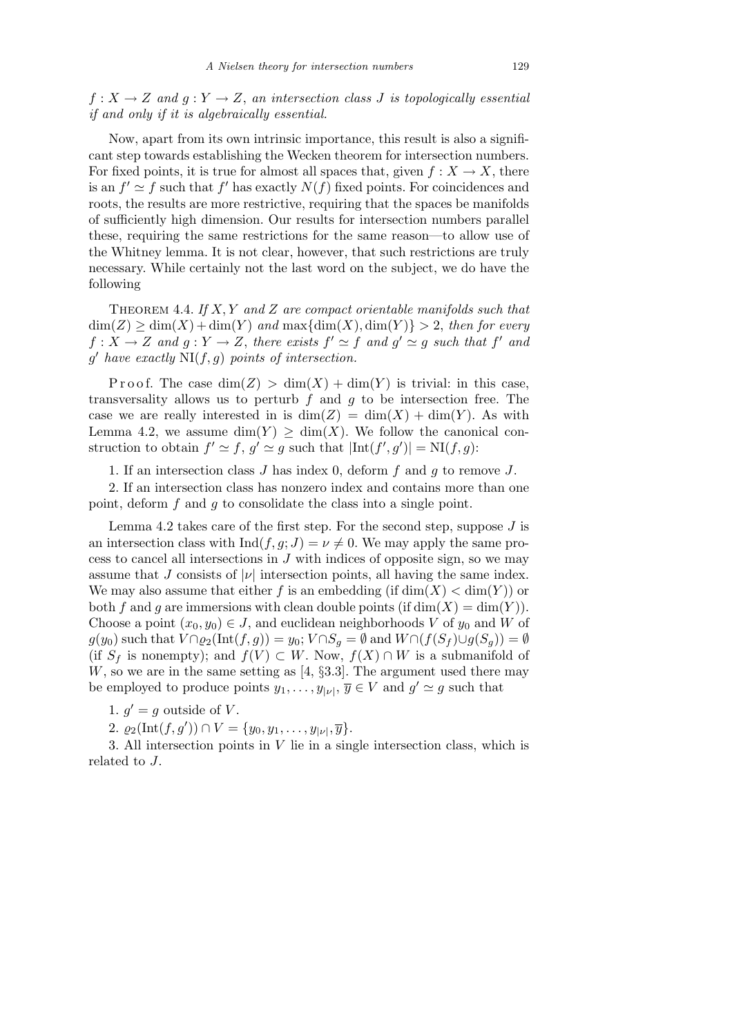$f : X \to Z$ and $g : Y \to Z$, *an intersection class* $J$ *is topologically essential if and only if it is algebraically essential.*

Now, apart from its own intrinsic importance, this result is also a significant step towards establishing the Wecken theorem for intersection numbers. For fixed points, it is true for almost all spaces that, given $f : X \to X$, there is an $f' \simeq f$ such that $f'$ has exactly $N(f)$ fixed points. For coincidences and roots, the results are more restrictive, requiring that the spaces be manifolds of sufficiently high dimension. Our results for intersection numbers parallel these, requiring the same restrictions for the same reason—to allow use of the Whitney lemma. It is not clear, however, that such restrictions are truly necessary. While certainly not the last word on the subject, we do have the following

Theorem 4.4. *If* $X, Y$ *and* $Z$ *are compact orientable manifolds such that* $\dim(Z) \geq \dim(X) + \dim(Y)$ *and* $\max\{\dim(X), \dim(Y)\} > 2$, *then for every* $f : X \to Z$ *and* $g : Y \to Z$, *there exists* $f' \simeq f$ *and* $g' \simeq g$ *such that* $f'$ *and* $g'$ *have exactly* $\mathrm{NI}(f, g)$ *points of intersection.*

Proof. The case $\dim(Z) > \dim(X) + \dim(Y)$ is trivial: in this case, transversality allows us to perturb $f$ and $g$ to be intersection free. The case we are really interested in is $\dim(Z) = \dim(X) + \dim(Y)$. As with Lemma 4.2, we assume $\dim(Y) \geq \dim(X)$. We follow the canonical construction to obtain $f' \simeq f$, $g' \simeq g$ such that $|\mathrm{Int}(f', g')| = \mathrm{NI}(f, g)$:

1. If an intersection class $J$ has index 0, deform $f$ and $g$ to remove $J$.

2. If an intersection class has nonzero index and contains more than one point, deform $f$ and $g$ to consolidate the class into a single point.

Lemma 4.2 takes care of the first step. For the second step, suppose $J$ is an intersection class with $\mathrm{Ind}(f, g; J) = \nu \neq 0$. We may apply the same process to cancel all intersections in $J$ with indices of opposite sign, so we may assume that $J$ consists of $|\nu|$ intersection points, all having the same index. We may also assume that either $f$ is an embedding (if $\dim(X) < \dim(Y)$) or both $f$ and $g$ are immersions with clean double points (if $\dim(X) = \dim(Y)$). Choose a point $(x_0, y_0) \in J$, and euclidean neighborhoods $V$ of $y_0$ and $W$ of $g(y_0)$ such that $V \cap \varrho_2(\mathrm{Int}(f, g)) = y_0$; $V \cap S_g = \emptyset$ and $W \cap (f(S_f) \cup g(S_g)) = \emptyset$ (if $S_f$ is nonempty); and $f(V) \subset W$. Now, $f(X) \cap W$ is a submanifold of $W$, so we are in the same setting as [4, §3.3]. The argument used there may be employed to produce points $y_1, \ldots, y_{|\nu|}, \overline{y} \in V$ and $g' \simeq g$ such that

1. $g' = g$ outside of $V$.

2. $\varrho_2(\mathrm{Int}(f, g')) \cap V = \{y_0, y_1, \ldots, y_{|\nu|}, \overline{y}\}$.

3. All intersection points in $V$ lie in a single intersection class, which is related to $J$.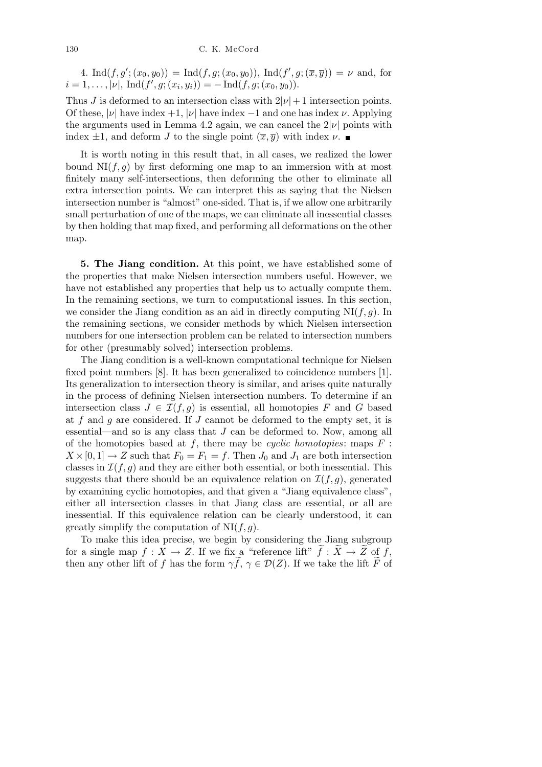4. $\text{Ind}(f, g'; (x_0, y_0)) = \text{Ind}(f, g; (x_0, y_0))$, $\text{Ind}(f', g; (\overline{x}, \overline{y})) = \nu$ and, for $i = 1, \ldots, |\nu|$, $\text{Ind}(f', g; (x_i, y_i)) = -\text{Ind}(f, g; (x_0, y_0))$.

Thus $J$ is deformed to an intersection class with $2|\nu| + 1$ intersection points. Of these, $|\nu|$ have index $+1$, $|\nu|$ have index $-1$ and one has index $\nu$. Applying the arguments used in Lemma 4.2 again, we can cancel the $2|\nu|$ points with index $\pm 1$, and deform $J$ to the single point $(\overline{x}, \overline{y})$ with index $\nu$. ∎

It is worth noting in this result that, in all cases, we realized the lower bound $\text{NI}(f, g)$ by first deforming one map to an immersion with at most finitely many self-intersections, then deforming the other to eliminate all extra intersection points. We can interpret this as saying that the Nielsen intersection number is "almost" one-sided. That is, if we allow one arbitrarily small perturbation of one of the maps, we can eliminate all inessential classes by then holding that map fixed, and performing all deformations on the other map.

**5. The Jiang condition.** At this point, we have established some of the properties that make Nielsen intersection numbers useful. However, we have not established any properties that help us to actually compute them. In the remaining sections, we turn to computational issues. In this section, we consider the Jiang condition as an aid in directly computing $\text{NI}(f, g)$. In the remaining sections, we consider methods by which Nielsen intersection numbers for one intersection problem can be related to intersection numbers for other (presumably solved) intersection problems.

The Jiang condition is a well-known computational technique for Nielsen fixed point numbers [8]. It has been generalized to coincidence numbers [1]. Its generalization to intersection theory is similar, and arises quite naturally in the process of defining Nielsen intersection numbers. To determine if an intersection class $J \in \mathcal{I}(f, g)$ is essential, all homotopies $F$ and $G$ based at $f$ and $g$ are considered. If $J$ cannot be deformed to the empty set, it is essential—and so is any class that $J$ can be deformed to. Now, among all of the homotopies based at $f$, there may be *cyclic homotopies*: maps $F : X \times [0, 1] \to Z$ such that $F_0 = F_1 = f$. Then $J_0$ and $J_1$ are both intersection classes in $\mathcal{I}(f, g)$ and they are either both essential, or both inessential. This suggests that there should be an equivalence relation on $\mathcal{I}(f, g)$, generated by examining cyclic homotopies, and that given a "Jiang equivalence class", either all intersection classes in that Jiang class are essential, or all are inessential. If this equivalence relation can be clearly understood, it can greatly simplify the computation of $\text{NI}(f, g)$.

To make this idea precise, we begin by considering the Jiang subgroup for a single map $f : X \to Z$. If we fix a "reference lift" $\widetilde{f} : \widetilde{X} \to \widetilde{Z}$ of $f$, then any other lift of $f$ has the form $\gamma \widetilde{f}$, $\gamma \in \mathcal{D}(Z)$. If we take the lift $\widetilde{F}$ of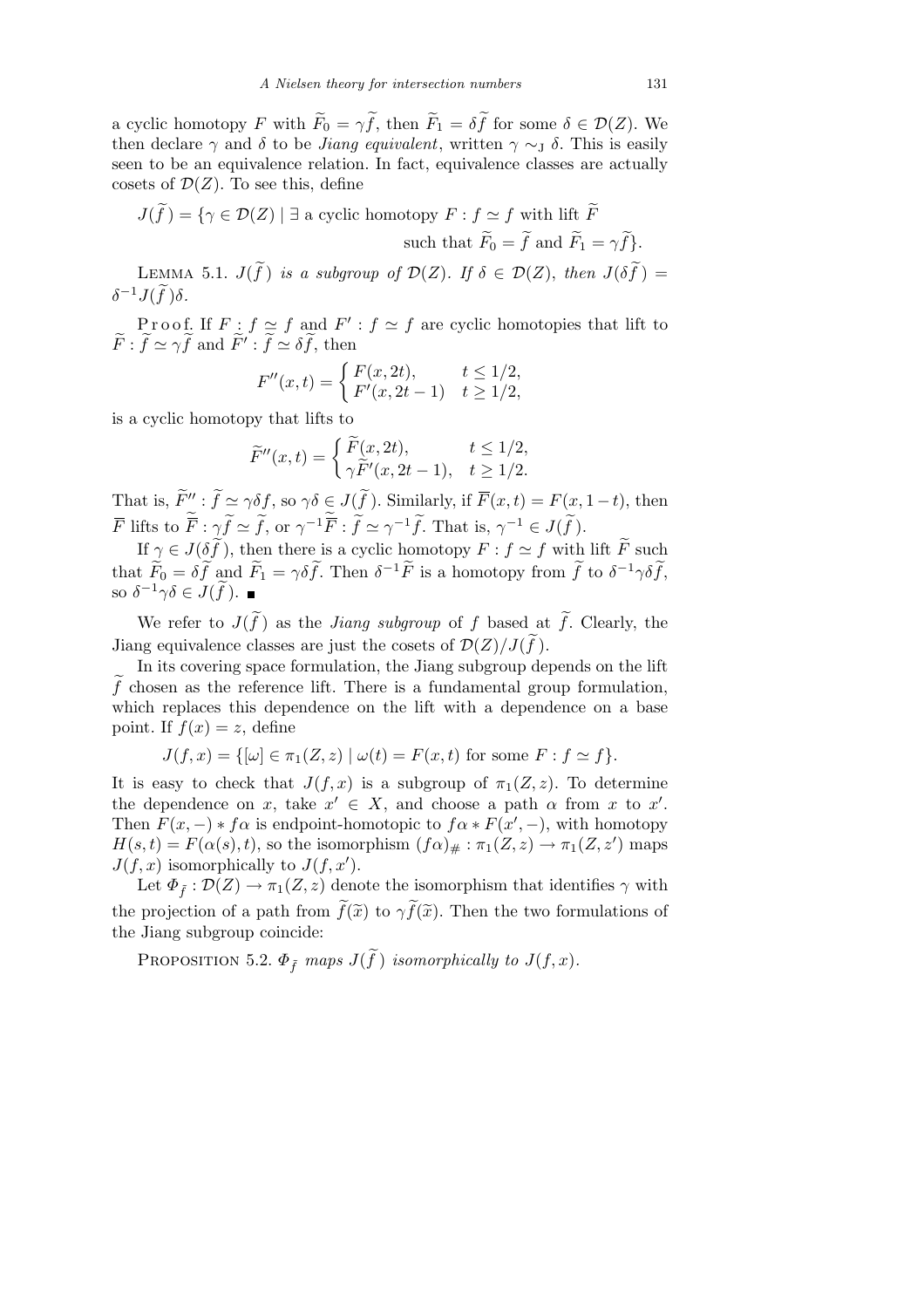a cyclic homotopy $F$ with $\widetilde{F}_0 = \gamma\widetilde{f}$, then $\widetilde{F}_1 = \delta\widetilde{f}$ for some $\delta \in \mathcal{D}(Z)$. We then declare $\gamma$ and $\delta$ to be *Jiang equivalent*, written $\gamma \sim_{\mathrm{J}} \delta$. This is easily seen to be an equivalence relation. In fact, equivalence classes are actually cosets of $\mathcal{D}(Z)$. To see this, define

$$J(\widetilde{f}) = \{\gamma \in \mathcal{D}(Z) \mid \exists \text{ a cyclic homotopy } F : f \simeq f \text{ with lift } \widetilde{F} \text{ such that } \widetilde{F}_0 = \widetilde{f} \text{ and } \widetilde{F}_1 = \gamma\widetilde{f}\}.$$

Lemma 5.1. *$J(\widetilde{f})$ is a subgroup of $\mathcal{D}(Z)$. If $\delta \in \mathcal{D}(Z)$, then $J(\delta\widetilde{f}) = \delta^{-1}J(\widetilde{f})\delta$.*

Proof. If $F : f \simeq f$ and $F' : f \simeq f$ are cyclic homotopies that lift to $\widetilde{F} : \widetilde{f} \simeq \gamma\widetilde{f}$ and $\widetilde{F}' : \widetilde{f} \simeq \delta\widetilde{f}$, then

$$F''(x,t) = \begin{cases} F(x,2t), & t \le 1/2, \\ F'(x,2t-1) & t \ge 1/2, \end{cases}$$

is a cyclic homotopy that lifts to

$$\widetilde{F}''(x,t) = \begin{cases} \widetilde{F}(x,2t), & t \le 1/2, \\ \gamma\widetilde{F}'(x,2t-1), & t \ge 1/2. \end{cases}$$

That is, $\widetilde{F}'' : \widetilde{f} \simeq \gamma\delta f$, so $\gamma\delta \in J(\widetilde{f})$. Similarly, if $\overline{F}(x,t) = F(x,1-t)$, then $\overline{F}$ lifts to $\widetilde{\overline{F}} : \gamma\widetilde{f} \simeq \widetilde{f}$, or $\gamma^{-1}\widetilde{\overline{F}} : \widetilde{f} \simeq \gamma^{-1}\widetilde{f}$. That is, $\gamma^{-1} \in J(\widetilde{f})$.

If $\gamma \in J(\delta\widetilde{f})$, then there is a cyclic homotopy $F : f \simeq f$ with lift $\widetilde{F}$ such that $\widetilde{F}_0 = \delta\widetilde{f}$ and $\widetilde{F}_1 = \gamma\delta\widetilde{f}$. Then $\delta^{-1}\widetilde{F}$ is a homotopy from $\widetilde{f}$ to $\delta^{-1}\gamma\delta\widetilde{f}$, so $\delta^{-1}\gamma\delta \in J(\widetilde{f})$. ∎

We refer to $J(\widetilde{f})$ as the *Jiang subgroup* of $f$ based at $\widetilde{f}$. Clearly, the Jiang equivalence classes are just the cosets of $\mathcal{D}(Z)/J(\widetilde{f})$.

In its covering space formulation, the Jiang subgroup depends on the lift $\widetilde{f}$ chosen as the reference lift. There is a fundamental group formulation, which replaces this dependence on the lift with a dependence on a base point. If $f(x) = z$, define

$$J(f,x) = \{[\omega] \in \pi_1(Z,z) \mid \omega(t) = F(x,t) \text{ for some } F : f \simeq f\}.$$

It is easy to check that $J(f,x)$ is a subgroup of $\pi_1(Z,z)$. To determine the dependence on $x$, take $x' \in X$, and choose a path $\alpha$ from $x$ to $x'$. Then $F(x,-) * f\alpha$ is endpoint-homotopic to $f\alpha * F(x',-)$, with homotopy $H(s,t) = F(\alpha(s),t)$, so the isomorphism $(f\alpha)_\# : \pi_1(Z,z) \to \pi_1(Z,z')$ maps $J(f,x)$ isomorphically to $J(f,x')$.

Let $\Phi_{\tilde{f}} : \mathcal{D}(Z) \to \pi_1(Z,z)$ denote the isomorphism that identifies $\gamma$ with the projection of a path from $\widetilde{f}(\widetilde{x})$ to $\gamma\widetilde{f}(\widetilde{x})$. Then the two formulations of the Jiang subgroup coincide:

Proposition 5.2. *$\Phi_{\tilde{f}}$ maps $J(\widetilde{f})$ isomorphically to $J(f,x)$.*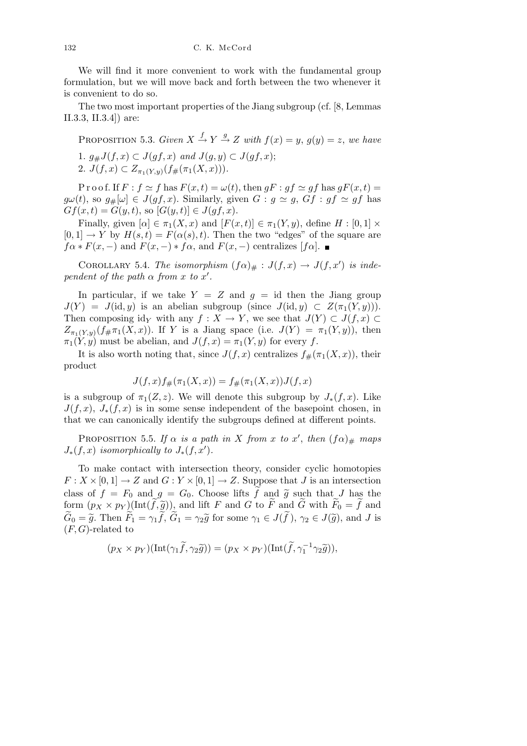We will find it more convenient to work with the fundamental group formulation, but we will move back and forth between the two whenever it is convenient to do so.

The two most important properties of the Jiang subgroup (cf. [8, Lemmas II.3.3, II.3.4]) are:

Proposition 5.3. *Given* $X \xrightarrow{f} Y \xrightarrow{g} Z$ *with* $f(x) = y$, $g(y) = z$, *we have*

1. $g_\# J(f, x) \subset J(gf, x)$ *and* $J(g, y) \subset J(gf, x)$;
2. $J(f, x) \subset Z_{\pi_1(Y,y)}(f_\#(\pi_1(X, x)))$.

Proof. If $F : f \simeq f$ has $F(x, t) = \omega(t)$, then $gF : gf \simeq gf$ has $gF(x, t) = g\omega(t)$, so $g_\#[\omega] \in J(gf, x)$. Similarly, given $G : g \simeq g$, $Gf : gf \simeq gf$ has $Gf(x, t) = G(y, t)$, so $[G(y, t)] \in J(gf, x)$.

Finally, given $[\alpha] \in \pi_1(X, x)$ and $[F(x, t)] \in \pi_1(Y, y)$, define $H : [0, 1] \times [0, 1] \to Y$ by $H(s, t) = F(\alpha(s), t)$. Then the two "edges" of the square are $f\alpha * F(x, -)$ and $F(x, -) * f\alpha$, and $F(x, -)$ centralizes $[f\alpha]$. ∎

Corollary 5.4. *The isomorphism* $(f\alpha)_\# : J(f, x) \to J(f, x')$ *is independent of the path* $\alpha$ *from* $x$ *to* $x'$.

In particular, if we take $Y = Z$ and $g = \mathrm{id}$ then the Jiang group $J(Y) = J(\mathrm{id}, y)$ is an abelian subgroup (since $J(\mathrm{id}, y) \subset Z(\pi_1(Y, y))$). Then composing $\mathrm{id}_Y$ with any $f : X \to Y$, we see that $J(Y) \subset J(f, x) \subset Z_{\pi_1(Y,y)}(f_\# \pi_1(X, x))$. If $Y$ is a Jiang space (i.e. $J(Y) = \pi_1(Y, y)$), then $\pi_1(Y, y)$ must be abelian, and $J(f, x) = \pi_1(Y, y)$ for every $f$.

It is also worth noting that, since $J(f, x)$ centralizes $f_\#(\pi_1(X, x))$, their product

$$J(f, x) f_\#(\pi_1(X, x)) = f_\#(\pi_1(X, x)) J(f, x)$$

is a subgroup of $\pi_1(Z, z)$. We will denote this subgroup by $J_*(f, x)$. Like $J(f, x)$, $J_*(f, x)$ is in some sense independent of the basepoint chosen, in that we can canonically identify the subgroups defined at different points.

Proposition 5.5. *If* $\alpha$ *is a path in* $X$ *from* $x$ *to* $x'$, *then* $(f\alpha)_\#$ *maps* $J_*(f, x)$ *isomorphically to* $J_*(f, x')$.

To make contact with intersection theory, consider cyclic homotopies $F : X \times [0, 1] \to Z$ and $G : Y \times [0, 1] \to Z$. Suppose that $J$ is an intersection class of $f = F_0$ and $g = G_0$. Choose lifts $\widetilde{f}$ and $\widetilde{g}$ such that $J$ has the form $(p_X \times p_Y)(\mathrm{Int}(\widetilde{f}, \widetilde{g}))$, and lift $F$ and $G$ to $\widetilde{F}$ and $\widetilde{G}$ with $\widetilde{F}_0 = \widetilde{f}$ and $\widetilde{G}_0 = \widetilde{g}$. Then $\widetilde{F}_1 = \gamma_1 \widetilde{f}$, $\widetilde{G}_1 = \gamma_2 \widetilde{g}$ for some $\gamma_1 \in J(\widetilde{f})$, $\gamma_2 \in J(\widetilde{g})$, and $J$ is $(F, G)$-related to

$$(p_X \times p_Y)(\mathrm{Int}(\gamma_1 \widetilde{f}, \gamma_2 \widetilde{g})) = (p_X \times p_Y)(\mathrm{Int}(\widetilde{f}, \gamma_1^{-1} \gamma_2 \widetilde{g})),$$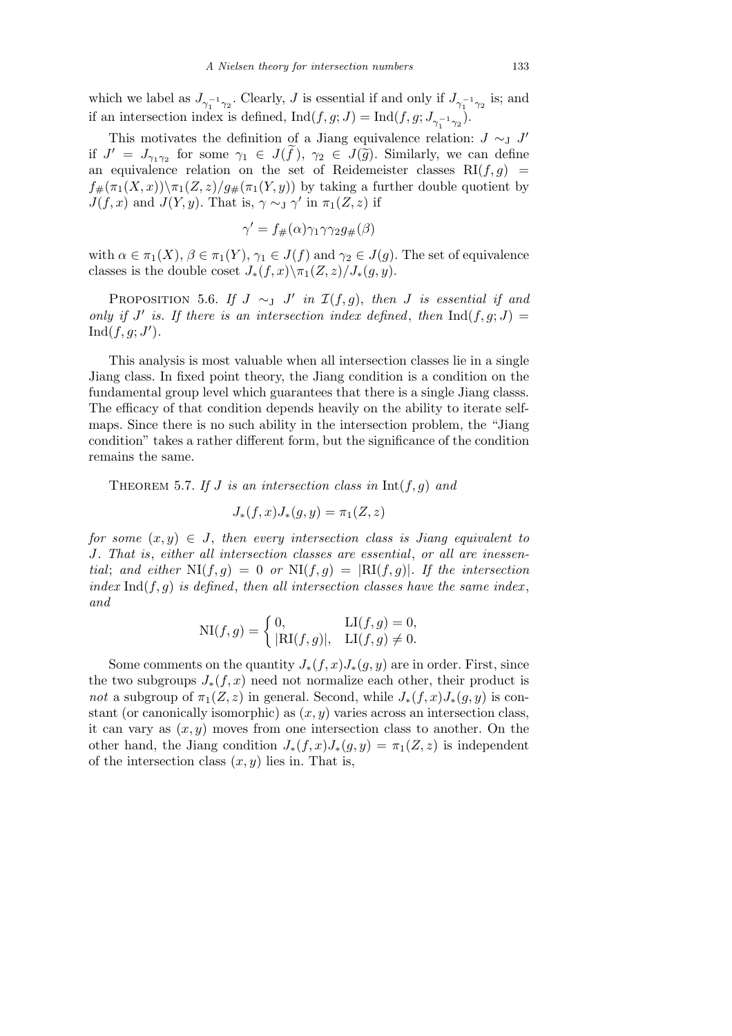which we label as $J_{\gamma_1^{-1}\gamma_2}$. Clearly, $J$ is essential if and only if $J_{\gamma_1^{-1}\gamma_2}$ is; and if an intersection index is defined, $\mathrm{Ind}(f,g;J) = \mathrm{Ind}(f,g;J_{\gamma_1^{-1}\gamma_2})$.

This motivates the definition of a Jiang equivalence relation: $J \sim_{\mathrm{J}} J'$ if $J' = J_{\gamma_1\gamma_2}$ for some $\gamma_1 \in J(\widetilde{f})$, $\gamma_2 \in J(\widetilde{g})$. Similarly, we can define an equivalence relation on the set of Reidemeister classes $\mathrm{RI}(f,g) = f_\#(\pi_1(X,x))\backslash\pi_1(Z,z)/g_\#(\pi_1(Y,y))$ by taking a further double quotient by $J(f,x)$ and $J(Y,y)$. That is, $\gamma \sim_{\mathrm{J}} \gamma'$ in $\pi_1(Z,z)$ if

$$\gamma' = f_\#(\alpha)\gamma_1\gamma\gamma_2 g_\#(\beta)$$

with $\alpha \in \pi_1(X)$, $\beta \in \pi_1(Y)$, $\gamma_1 \in J(f)$ and $\gamma_2 \in J(g)$. The set of equivalence classes is the double coset $J_*(f,x)\backslash\pi_1(Z,z)/J_*(g,y)$.

Proposition 5.6. *If $J \sim_{\mathrm{J}} J'$ in $\mathcal{I}(f,g)$, then $J$ is essential if and only if $J'$ is. If there is an intersection index defined, then $\mathrm{Ind}(f,g;J) = \mathrm{Ind}(f,g;J')$.*

This analysis is most valuable when all intersection classes lie in a single Jiang class. In fixed point theory, the Jiang condition is a condition on the fundamental group level which guarantees that there is a single Jiang classs. The efficacy of that condition depends heavily on the ability to iterate self-maps. Since there is no such ability in the intersection problem, the "Jiang condition" takes a rather different form, but the significance of the condition remains the same.

Theorem 5.7. *If $J$ is an intersection class in $\mathrm{Int}(f,g)$ and*

$$J_*(f,x)J_*(g,y) = \pi_1(Z,z)$$

*for some $(x,y) \in J$, then every intersection class is Jiang equivalent to $J$. That is, either all intersection classes are essential, or all are inessential; and either $\mathrm{NI}(f,g) = 0$ or $\mathrm{NI}(f,g) = |\mathrm{RI}(f,g)|$. If the intersection index $\mathrm{Ind}(f,g)$ is defined, then all intersection classes have the same index, and*

$$\mathrm{NI}(f,g) = \begin{cases} 0, & \mathrm{LI}(f,g) = 0, \\ |\mathrm{RI}(f,g)|, & \mathrm{LI}(f,g) \neq 0. \end{cases}$$

Some comments on the quantity $J_*(f,x)J_*(g,y)$ are in order. First, since the two subgroups $J_*(f,x)$ need not normalize each other, their product is *not* a subgroup of $\pi_1(Z,z)$ in general. Second, while $J_*(f,x)J_*(g,y)$ is constant (or canonically isomorphic) as $(x,y)$ varies across an intersection class, it can vary as $(x,y)$ moves from one intersection class to another. On the other hand, the Jiang condition $J_*(f,x)J_*(g,y) = \pi_1(Z,z)$ is independent of the intersection class $(x,y)$ lies in. That is,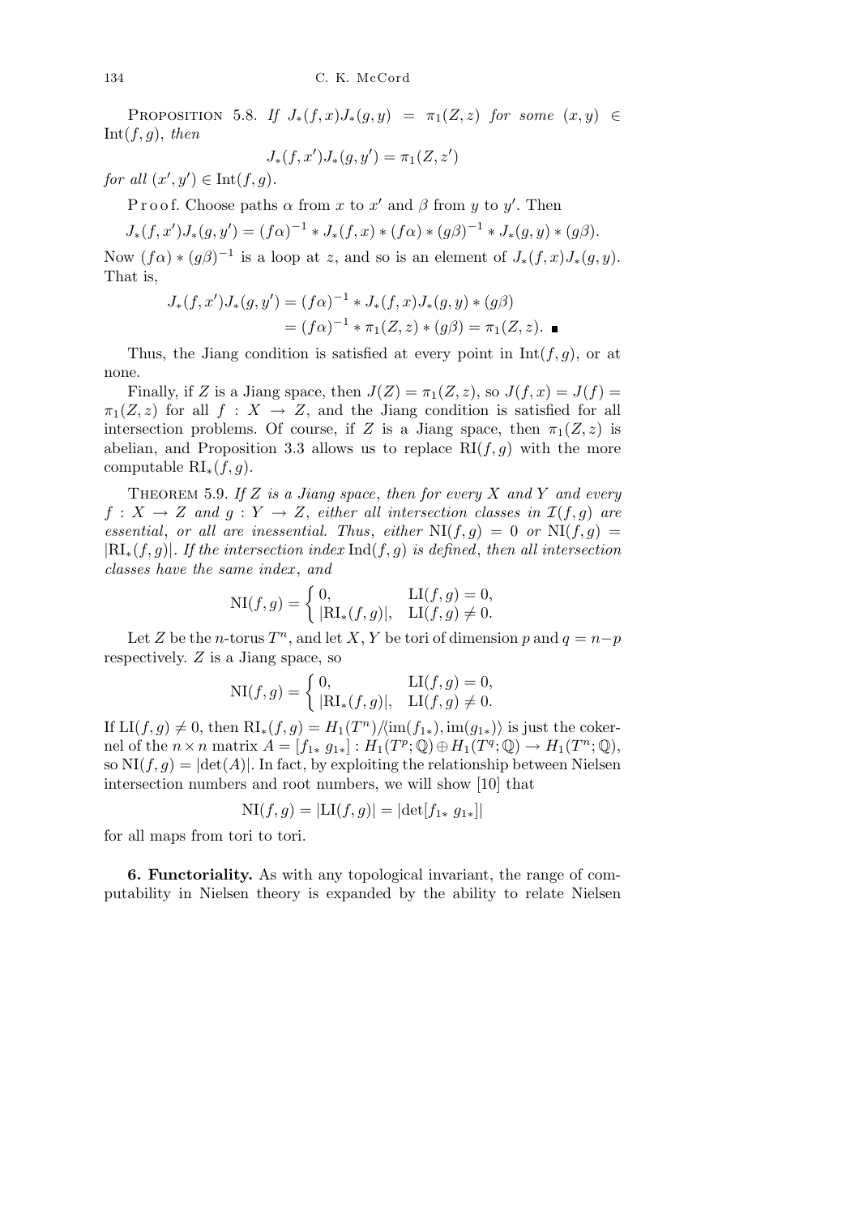PROPOSITION 5.8. *If* $J_*(f,x)J_*(g,y) = \pi_1(Z,z)$ *for some* $(x,y) \in \mathrm{Int}(f,g)$, *then*

$$J_*(f,x')J_*(g,y') = \pi_1(Z,z')$$

*for all* $(x',y') \in \mathrm{Int}(f,g)$.

Proof. Choose paths $\alpha$ from $x$ to $x'$ and $\beta$ from $y$ to $y'$. Then

$$J_*(f,x')J_*(g,y') = (f\alpha)^{-1} * J_*(f,x) * (f\alpha) * (g\beta)^{-1} * J_*(g,y) * (g\beta).$$

Now $(f\alpha) * (g\beta)^{-1}$ is a loop at $z$, and so is an element of $J_*(f,x)J_*(g,y)$. That is,

$$\begin{aligned} J_*(f,x')J_*(g,y') &= (f\alpha)^{-1} * J_*(f,x)J_*(g,y) * (g\beta) \\ &= (f\alpha)^{-1} * \pi_1(Z,z) * (g\beta) = \pi_1(Z,z). \ \blacksquare \end{aligned}$$

Thus, the Jiang condition is satisfied at every point in $\mathrm{Int}(f,g)$, or at none.

Finally, if $Z$ is a Jiang space, then $J(Z) = \pi_1(Z,z)$, so $J(f,x) = J(f) = \pi_1(Z,z)$ for all $f : X \to Z$, and the Jiang condition is satisfied for all intersection problems. Of course, if $Z$ is a Jiang space, then $\pi_1(Z,z)$ is abelian, and Proposition 3.3 allows us to replace $\mathrm{RI}(f,g)$ with the more computable $\mathrm{RI}_*(f,g)$.

THEOREM 5.9. *If $Z$ is a Jiang space, then for every $X$ and $Y$ and every $f : X \to Z$ and $g : Y \to Z$, either all intersection classes in $\mathcal{I}(f,g)$ are essential, or all are inessential. Thus, either $\mathrm{NI}(f,g) = 0$ or $\mathrm{NI}(f,g) = |\mathrm{RI}_*(f,g)|$. If the intersection index $\mathrm{Ind}(f,g)$ is defined, then all intersection classes have the same index, and*

$$\mathrm{NI}(f,g) = \begin{cases} 0, & \mathrm{LI}(f,g) = 0, \\ |\mathrm{RI}_*(f,g)|, & \mathrm{LI}(f,g) \neq 0. \end{cases}$$

Let $Z$ be the $n$-torus $T^n$, and let $X, Y$ be tori of dimension $p$ and $q = n-p$ respectively. $Z$ is a Jiang space, so

$$\mathrm{NI}(f,g) = \begin{cases} 0, & \mathrm{LI}(f,g) = 0, \\ |\mathrm{RI}_*(f,g)|, & \mathrm{LI}(f,g) \neq 0. \end{cases}$$

If $\mathrm{LI}(f,g) \neq 0$, then $\mathrm{RI}_*(f,g) = H_1(T^n)/\langle \mathrm{im}(f_{1*}), \mathrm{im}(g_{1*})\rangle$ is just the cokernel of the $n \times n$ matrix $A = [f_{1*}\ g_{1*}] : H_1(T^p;\mathbb{Q}) \oplus H_1(T^q;\mathbb{Q}) \to H_1(T^n;\mathbb{Q})$, so $\mathrm{NI}(f,g) = |\det(A)|$. In fact, by exploiting the relationship between Nielsen intersection numbers and root numbers, we will show [10] that

$$\mathrm{NI}(f,g) = |\mathrm{LI}(f,g)| = |\det[f_{1*}\ g_{1*}]|$$

for all maps from tori to tori.

**6. Functoriality.** As with any topological invariant, the range of computability in Nielsen theory is expanded by the ability to relate Nielsen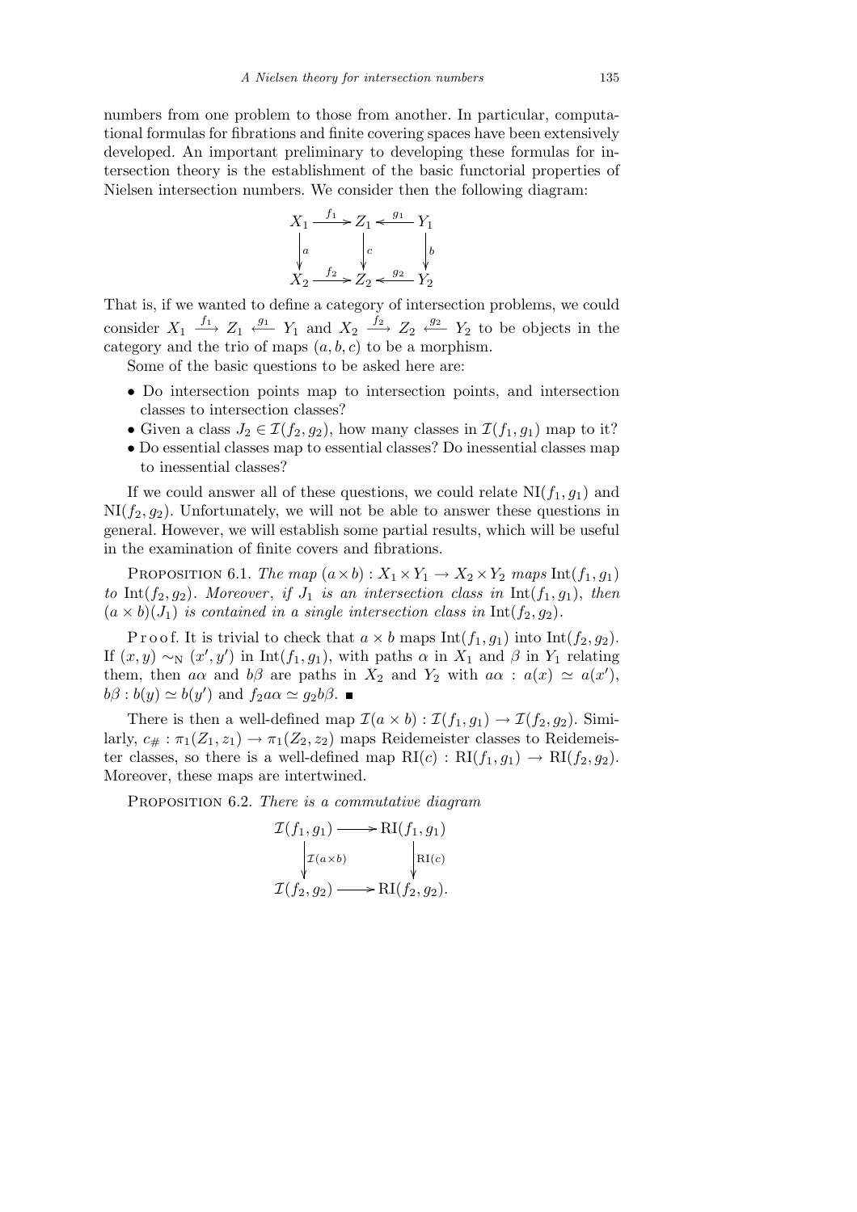numbers from one problem to those from another. In particular, computational formulas for fibrations and finite covering spaces have been extensively developed. An important preliminary to developing these formulas for intersection theory is the establishment of the basic functorial properties of Nielsen intersection numbers. We consider then the following diagram:

$$\begin{array}{ccccc} X_1 & \xrightarrow{f_1} & Z_1 & \xleftarrow{g_1} & Y_1 \\ \downarrow{\scriptstyle a} & & \downarrow{\scriptstyle c} & & \downarrow{\scriptstyle b} \\ X_2 & \xrightarrow{f_2} & Z_2 & \xleftarrow{g_2} & Y_2 \end{array}$$

That is, if we wanted to define a category of intersection problems, we could consider $X_1 \xrightarrow{f_1} Z_1 \xleftarrow{g_1} Y_1$ and $X_2 \xrightarrow{f_2} Z_2 \xleftarrow{g_2} Y_2$ to be objects in the category and the trio of maps $(a, b, c)$ to be a morphism.

Some of the basic questions to be asked here are:

- Do intersection points map to intersection points, and intersection classes to intersection classes?
- Given a class $J_2 \in \mathcal{I}(f_2, g_2)$, how many classes in $\mathcal{I}(f_1, g_1)$ map to it?
- Do essential classes map to essential classes? Do inessential classes map to inessential classes?

If we could answer all of these questions, we could relate $\mathrm{NI}(f_1, g_1)$ and $\mathrm{NI}(f_2, g_2)$. Unfortunately, we will not be able to answer these questions in general. However, we will establish some partial results, which will be useful in the examination of finite covers and fibrations.

Proposition 6.1. *The map* $(a \times b) : X_1 \times Y_1 \to X_2 \times Y_2$ *maps* $\mathrm{Int}(f_1, g_1)$ *to* $\mathrm{Int}(f_2, g_2)$. *Moreover, if* $J_1$ *is an intersection class in* $\mathrm{Int}(f_1, g_1)$, *then* $(a \times b)(J_1)$ *is contained in a single intersection class in* $\mathrm{Int}(f_2, g_2)$.

Proof. It is trivial to check that $a \times b$ maps $\mathrm{Int}(f_1, g_1)$ into $\mathrm{Int}(f_2, g_2)$. If $(x, y) \sim_{\mathrm{N}} (x', y')$ in $\mathrm{Int}(f_1, g_1)$, with paths $\alpha$ in $X_1$ and $\beta$ in $Y_1$ relating them, then $a\alpha$ and $b\beta$ are paths in $X_2$ and $Y_2$ with $a\alpha : a(x) \simeq a(x')$, $b\beta : b(y) \simeq b(y')$ and $f_2 a\alpha \simeq g_2 b\beta$. ∎

There is then a well-defined map $\mathcal{I}(a \times b) : \mathcal{I}(f_1, g_1) \to \mathcal{I}(f_2, g_2)$. Similarly, $c_\# : \pi_1(Z_1, z_1) \to \pi_1(Z_2, z_2)$ maps Reidemeister classes to Reidemeister classes, so there is a well-defined map $\mathrm{RI}(c) : \mathrm{RI}(f_1, g_1) \to \mathrm{RI}(f_2, g_2)$. Moreover, these maps are intertwined.

Proposition 6.2. *There is a commutative diagram*

$$\begin{array}{ccc} \mathcal{I}(f_1, g_1) & \longrightarrow & \mathrm{RI}(f_1, g_1) \\ \downarrow{\scriptstyle \mathcal{I}(a \times b)} & & \downarrow{\scriptstyle \mathrm{RI}(c)} \\ \mathcal{I}(f_2, g_2) & \longrightarrow & \mathrm{RI}(f_2, g_2). \end{array}$$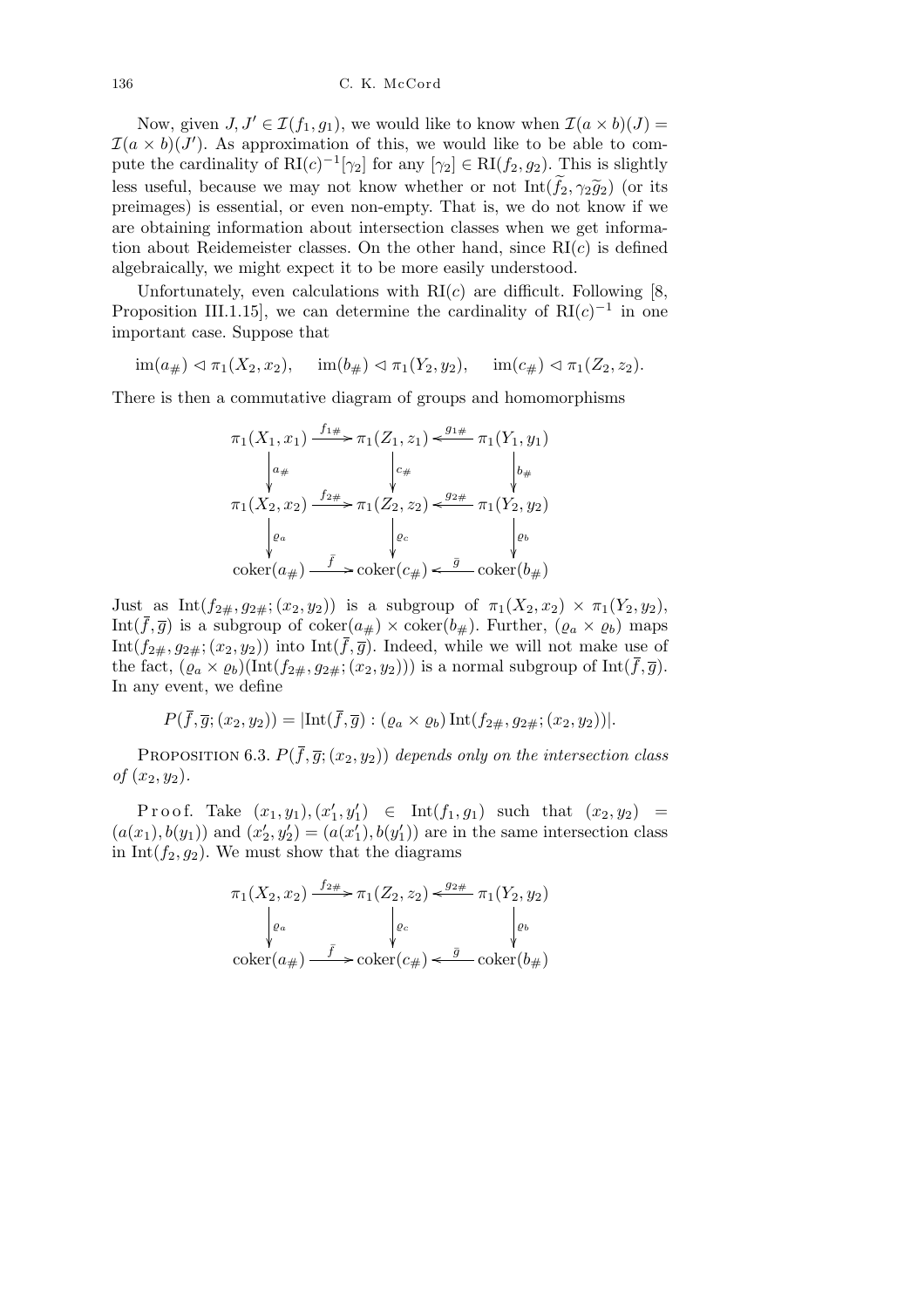Now, given $J, J' \in \mathcal{I}(f_1, g_1)$, we would like to know when $\mathcal{I}(a \times b)(J) = \mathcal{I}(a \times b)(J')$. As approximation of this, we would like to be able to compute the cardinality of $\mathrm{RI}(c)^{-1}[\gamma_2]$ for any $[\gamma_2] \in \mathrm{RI}(f_2, g_2)$. This is slightly less useful, because we may not know whether or not $\mathrm{Int}(\widetilde{f}_2, \gamma_2 \widetilde{g}_2)$ (or its preimages) is essential, or even non-empty. That is, we do not know if we are obtaining information about intersection classes when we get information about Reidemeister classes. On the other hand, since $\mathrm{RI}(c)$ is defined algebraically, we might expect it to be more easily understood.

Unfortunately, even calculations with $\mathrm{RI}(c)$ are difficult. Following [8, Proposition III.1.15], we can determine the cardinality of $\mathrm{RI}(c)^{-1}$ in one important case. Suppose that

$$\mathrm{im}(a_\#) \lhd \pi_1(X_2, x_2), \quad \mathrm{im}(b_\#) \lhd \pi_1(Y_2, y_2), \quad \mathrm{im}(c_\#) \lhd \pi_1(Z_2, z_2).$$

There is then a commutative diagram of groups and homomorphisms

$$\begin{array}{ccccc}
\pi_1(X_1, x_1) & \xrightarrow{f_{1\#}} & \pi_1(Z_1, z_1) & \xleftarrow{g_{1\#}} & \pi_1(Y_1, y_1) \\
\downarrow a_\# & & \downarrow c_\# & & \downarrow b_\# \\
\pi_1(X_2, x_2) & \xrightarrow{f_{2\#}} & \pi_1(Z_2, z_2) & \xleftarrow{g_{2\#}} & \pi_1(Y_2, y_2) \\
\downarrow \varrho_a & & \downarrow \varrho_c & & \downarrow \varrho_b \\
\mathrm{coker}(a_\#) & \xrightarrow{\bar{f}} & \mathrm{coker}(c_\#) & \xleftarrow{\bar{g}} & \mathrm{coker}(b_\#)
\end{array}$$

Just as $\mathrm{Int}(f_{2\#}, g_{2\#}; (x_2, y_2))$ is a subgroup of $\pi_1(X_2, x_2) \times \pi_1(Y_2, y_2)$, $\mathrm{Int}(\overline{f}, \overline{g})$ is a subgroup of $\mathrm{coker}(a_\#) \times \mathrm{coker}(b_\#)$. Further, $(\varrho_a \times \varrho_b)$ maps $\mathrm{Int}(f_{2\#}, g_{2\#}; (x_2, y_2))$ into $\mathrm{Int}(\overline{f}, \overline{g})$. Indeed, while we will not make use of the fact, $(\varrho_a \times \varrho_b)(\mathrm{Int}(f_{2\#}, g_{2\#}; (x_2, y_2)))$ is a normal subgroup of $\mathrm{Int}(\overline{f}, \overline{g})$. In any event, we define

$$P(\overline{f}, \overline{g}; (x_2, y_2)) = |\mathrm{Int}(\overline{f}, \overline{g}) : (\varrho_a \times \varrho_b)\, \mathrm{Int}(f_{2\#}, g_{2\#}; (x_2, y_2))|.$$

Proposition 6.3. *$P(\overline{f}, \overline{g}; (x_2, y_2))$ depends only on the intersection class of $(x_2, y_2)$.*

Proof. Take $(x_1, y_1), (x_1', y_1') \in \mathrm{Int}(f_1, g_1)$ such that $(x_2, y_2) = (a(x_1), b(y_1))$ and $(x_2', y_2') = (a(x_1'), b(y_1'))$ are in the same intersection class in $\mathrm{Int}(f_2, g_2)$. We must show that the diagrams

$$\begin{array}{ccccc}
\pi_1(X_2, x_2) & \xrightarrow{f_{2\#}} & \pi_1(Z_2, z_2) & \xleftarrow{g_{2\#}} & \pi_1(Y_2, y_2) \\
\downarrow \varrho_a & & \downarrow \varrho_c & & \downarrow \varrho_b \\
\mathrm{coker}(a_\#) & \xrightarrow{\bar{f}} & \mathrm{coker}(c_\#) & \xleftarrow{\bar{g}} & \mathrm{coker}(b_\#)
\end{array}$$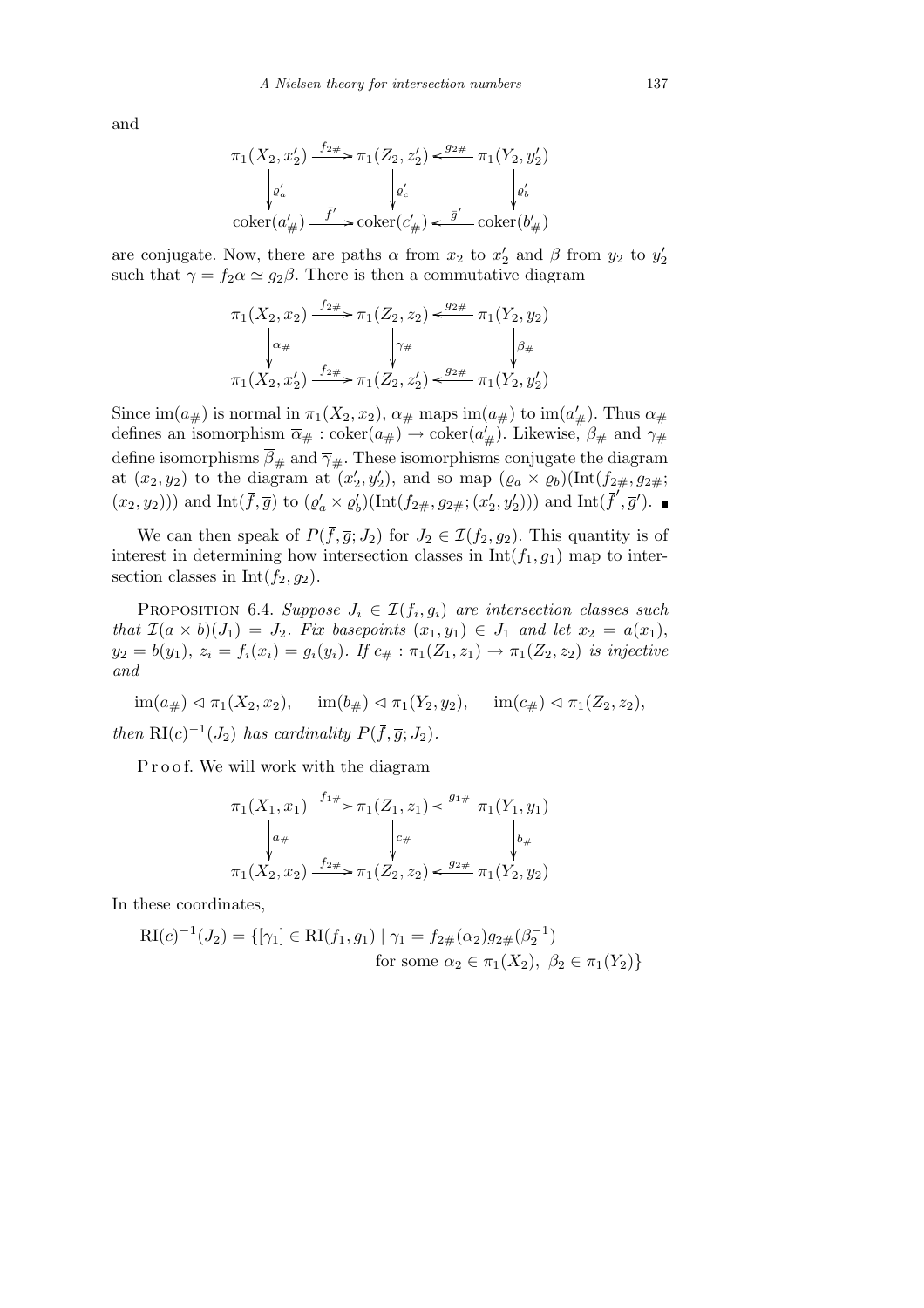and

$$\begin{array}{ccccc}
\pi_1(X_2, x_2') & \xrightarrow{f_{2\#}} & \pi_1(Z_2, z_2') & \xleftarrow{g_{2\#}} & \pi_1(Y_2, y_2') \\
\downarrow \varrho_a' & & \downarrow \varrho_c' & & \downarrow \varrho_b' \\
\mathrm{coker}(a_\#') & \xrightarrow{\bar{f}'} & \mathrm{coker}(c_\#') & \xleftarrow{\bar{g}'} & \mathrm{coker}(b_\#')
\end{array}$$

are conjugate. Now, there are paths $\alpha$ from $x_2$ to $x_2'$ and $\beta$ from $y_2$ to $y_2'$ such that $\gamma = f_2\alpha \simeq g_2\beta$. There is then a commutative diagram

$$\begin{array}{ccccc}
\pi_1(X_2, x_2) & \xrightarrow{f_{2\#}} & \pi_1(Z_2, z_2) & \xleftarrow{g_{2\#}} & \pi_1(Y_2, y_2) \\
\downarrow \alpha_\# & & \downarrow \gamma_\# & & \downarrow \beta_\# \\
\pi_1(X_2, x_2') & \xrightarrow{f_{2\#}} & \pi_1(Z_2, z_2') & \xleftarrow{g_{2\#}} & \pi_1(Y_2, y_2')
\end{array}$$

Since $\mathrm{im}(a_\#)$ is normal in $\pi_1(X_2, x_2)$, $\alpha_\#$ maps $\mathrm{im}(a_\#)$ to $\mathrm{im}(a_\#')$. Thus $\alpha_\#$ defines an isomorphism $\overline{\alpha}_\# : \mathrm{coker}(a_\#) \to \mathrm{coker}(a_\#')$. Likewise, $\beta_\#$ and $\gamma_\#$ define isomorphisms $\overline{\beta}_\#$ and $\overline{\gamma}_\#$. These isomorphisms conjugate the diagram at $(x_2, y_2)$ to the diagram at $(x_2', y_2')$, and so map $(\varrho_a \times \varrho_b)(\mathrm{Int}(f_{2\#}, g_{2\#}; (x_2, y_2)))$ and $\mathrm{Int}(\overline{f}, \overline{g})$ to $(\varrho_a' \times \varrho_b')(\mathrm{Int}(f_{2\#}, g_{2\#}; (x_2', y_2')))$ and $\mathrm{Int}(\overline{f}', \overline{g}')$. ∎

We can then speak of $P(\overline{f}, \overline{g}; J_2)$ for $J_2 \in \mathcal{I}(f_2, g_2)$. This quantity is of interest in determining how intersection classes in $\mathrm{Int}(f_1, g_1)$ map to intersection classes in $\mathrm{Int}(f_2, g_2)$.

Proposition 6.4. *Suppose $J_i \in \mathcal{I}(f_i, g_i)$ are intersection classes such that $\mathcal{I}(a \times b)(J_1) = J_2$. Fix basepoints $(x_1, y_1) \in J_1$ and let $x_2 = a(x_1)$, $y_2 = b(y_1)$, $z_i = f_i(x_i) = g_i(y_i)$. If $c_\# : \pi_1(Z_1, z_1) \to \pi_1(Z_2, z_2)$ is injective and*

$$\mathrm{im}(a_\#) \lhd \pi_1(X_2, x_2), \quad \mathrm{im}(b_\#) \lhd \pi_1(Y_2, y_2), \quad \mathrm{im}(c_\#) \lhd \pi_1(Z_2, z_2),$$

*then $\mathrm{RI}(c)^{-1}(J_2)$ has cardinality $P(\overline{f}, \overline{g}; J_2)$.*

P r o o f. We will work with the diagram

$$\begin{array}{ccccc}
\pi_1(X_1, x_1) & \xrightarrow{f_{1\#}} & \pi_1(Z_1, z_1) & \xleftarrow{g_{1\#}} & \pi_1(Y_1, y_1) \\
\downarrow a_\# & & \downarrow c_\# & & \downarrow b_\# \\
\pi_1(X_2, x_2) & \xrightarrow{f_{2\#}} & \pi_1(Z_2, z_2) & \xleftarrow{g_{2\#}} & \pi_1(Y_2, y_2)
\end{array}$$

In these coordinates,

$$\begin{aligned}
\mathrm{RI}(c)^{-1}(J_2) = \{[\gamma_1] \in \mathrm{RI}(f_1, g_1) \mid \gamma_1 = f_{2\#}(\alpha_2) g_{2\#}(\beta_2^{-1}) \\
\text{for some } \alpha_2 \in \pi_1(X_2),\ \beta_2 \in \pi_1(Y_2)\}
\end{aligned}$$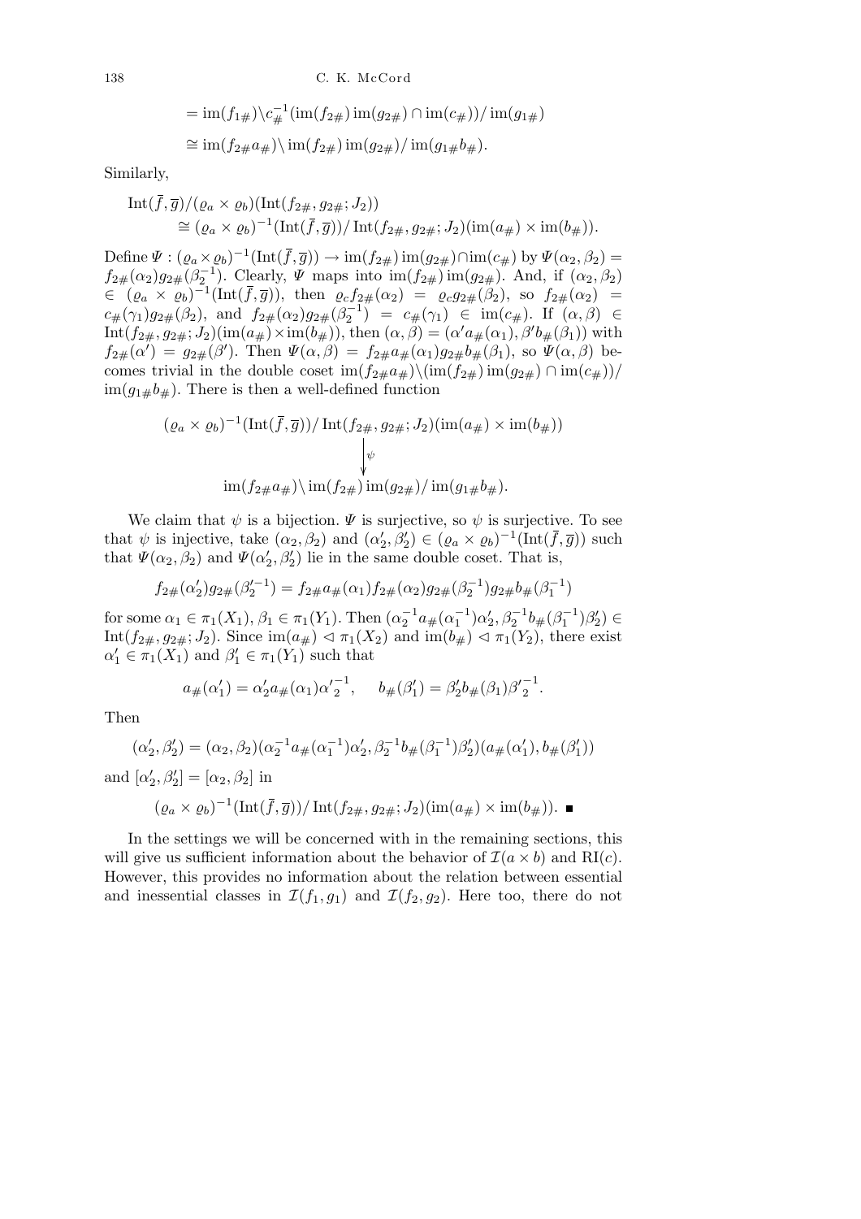$$
\begin{aligned}
&= \mathrm{im}(f_{1\#})\backslash c_{\#}^{-1}(\mathrm{im}(f_{2\#})\,\mathrm{im}(g_{2\#}) \cap \mathrm{im}(c_{\#}))/\,\mathrm{im}(g_{1\#})\\
&\cong \mathrm{im}(f_{2\#}a_{\#})\backslash\,\mathrm{im}(f_{2\#})\,\mathrm{im}(g_{2\#})/\,\mathrm{im}(g_{1\#}b_{\#}).
\end{aligned}
$$

Similarly,

$$
\begin{aligned}
&\mathrm{Int}(\overline{f},\overline{g})/(\varrho_a\times\varrho_b)(\mathrm{Int}(f_{2\#},g_{2\#};J_2))\\
&\qquad\cong (\varrho_a\times\varrho_b)^{-1}(\mathrm{Int}(\overline{f},\overline{g}))/\,\mathrm{Int}(f_{2\#},g_{2\#};J_2)(\mathrm{im}(a_{\#})\times \mathrm{im}(b_{\#})).
\end{aligned}
$$

Define $\Psi : (\varrho_a\times\varrho_b)^{-1}(\mathrm{Int}(\overline{f},\overline{g})) \to \mathrm{im}(f_{2\#})\,\mathrm{im}(g_{2\#})\cap\mathrm{im}(c_{\#})$ by $\Psi(\alpha_2,\beta_2) = f_{2\#}(\alpha_2)g_{2\#}(\beta_2^{-1})$. Clearly, $\Psi$ maps into $\mathrm{im}(f_{2\#})\,\mathrm{im}(g_{2\#})$. And, if $(\alpha_2,\beta_2) \in (\varrho_a\times\varrho_b)^{-1}(\mathrm{Int}(\overline{f},\overline{g}))$, then $\varrho_c f_{2\#}(\alpha_2) = \varrho_c g_{2\#}(\beta_2)$, so $f_{2\#}(\alpha_2) = c_{\#}(\gamma_1)g_{2\#}(\beta_2)$, and $f_{2\#}(\alpha_2)g_{2\#}(\beta_2^{-1}) = c_{\#}(\gamma_1) \in \mathrm{im}(c_{\#})$. If $(\alpha,\beta) \in \mathrm{Int}(f_{2\#},g_{2\#};J_2)(\mathrm{im}(a_{\#})\times\mathrm{im}(b_{\#}))$, then $(\alpha,\beta) = (\alpha' a_{\#}(\alpha_1), \beta' b_{\#}(\beta_1))$ with $f_{2\#}(\alpha') = g_{2\#}(\beta')$. Then $\Psi(\alpha,\beta) = f_{2\#}a_{\#}(\alpha_1)g_{2\#}b_{\#}(\beta_1)$, so $\Psi(\alpha,\beta)$ becomes trivial in the double coset $\mathrm{im}(f_{2\#}a_{\#})\backslash(\mathrm{im}(f_{2\#})\,\mathrm{im}(g_{2\#})\cap\mathrm{im}(c_{\#}))/\,\mathrm{im}(g_{1\#}b_{\#})$. There is then a well-defined function

$$
\begin{array}{c}
(\varrho_a\times\varrho_b)^{-1}(\mathrm{Int}(\overline{f},\overline{g}))/\,\mathrm{Int}(f_{2\#},g_{2\#};J_2)(\mathrm{im}(a_{\#})\times\mathrm{im}(b_{\#}))\\
\Big\downarrow \psi\\
\mathrm{im}(f_{2\#}a_{\#})\backslash\,\mathrm{im}(f_{2\#})\,\mathrm{im}(g_{2\#})/\,\mathrm{im}(g_{1\#}b_{\#}).
\end{array}
$$

We claim that $\psi$ is a bijection. $\Psi$ is surjective, so $\psi$ is surjective. To see that $\psi$ is injective, take $(\alpha_2,\beta_2)$ and $(\alpha_2',\beta_2') \in (\varrho_a\times\varrho_b)^{-1}(\mathrm{Int}(\overline{f},\overline{g}))$ such that $\Psi(\alpha_2,\beta_2)$ and $\Psi(\alpha_2',\beta_2')$ lie in the same double coset. That is,

$$
f_{2\#}(\alpha_2')g_{2\#}(\beta_2'^{-1}) = f_{2\#}a_{\#}(\alpha_1)f_{2\#}(\alpha_2)g_{2\#}(\beta_2^{-1})g_{2\#}b_{\#}(\beta_1^{-1})
$$

for some $\alpha_1 \in \pi_1(X_1)$, $\beta_1 \in \pi_1(Y_1)$. Then $(\alpha_2^{-1}a_{\#}(\alpha_1^{-1})\alpha_2', \beta_2^{-1}b_{\#}(\beta_1^{-1})\beta_2') \in \mathrm{Int}(f_{2\#},g_{2\#};J_2)$. Since $\mathrm{im}(a_{\#}) \lhd \pi_1(X_2)$ and $\mathrm{im}(b_{\#}) \lhd \pi_1(Y_2)$, there exist $\alpha_1' \in \pi_1(X_1)$ and $\beta_1' \in \pi_1(Y_1)$ such that

$$
a_{\#}(\alpha_1') = \alpha_2' a_{\#}(\alpha_1)\alpha_2'^{-1}, \qquad b_{\#}(\beta_1') = \beta_2' b_{\#}(\beta_1)\beta_2'^{-1}.
$$

Then

$$
(\alpha_2',\beta_2') = (\alpha_2,\beta_2)(\alpha_2^{-1}a_{\#}(\alpha_1^{-1})\alpha_2', \beta_2^{-1}b_{\#}(\beta_1^{-1})\beta_2')(a_{\#}(\alpha_1'), b_{\#}(\beta_1'))
$$

and $[\alpha_2',\beta_2'] = [\alpha_2,\beta_2]$ in

$$
(\varrho_a\times\varrho_b)^{-1}(\mathrm{Int}(\overline{f},\overline{g}))/\,\mathrm{Int}(f_{2\#},g_{2\#};J_2)(\mathrm{im}(a_{\#})\times\mathrm{im}(b_{\#})). \ \blacksquare
$$

In the settings we will be concerned with in the remaining sections, this will give us sufficient information about the behavior of $\mathcal{I}(a\times b)$ and $\mathrm{RI}(c)$. However, this provides no information about the relation between essential and inessential classes in $\mathcal{I}(f_1,g_1)$ and $\mathcal{I}(f_2,g_2)$. Here too, there do not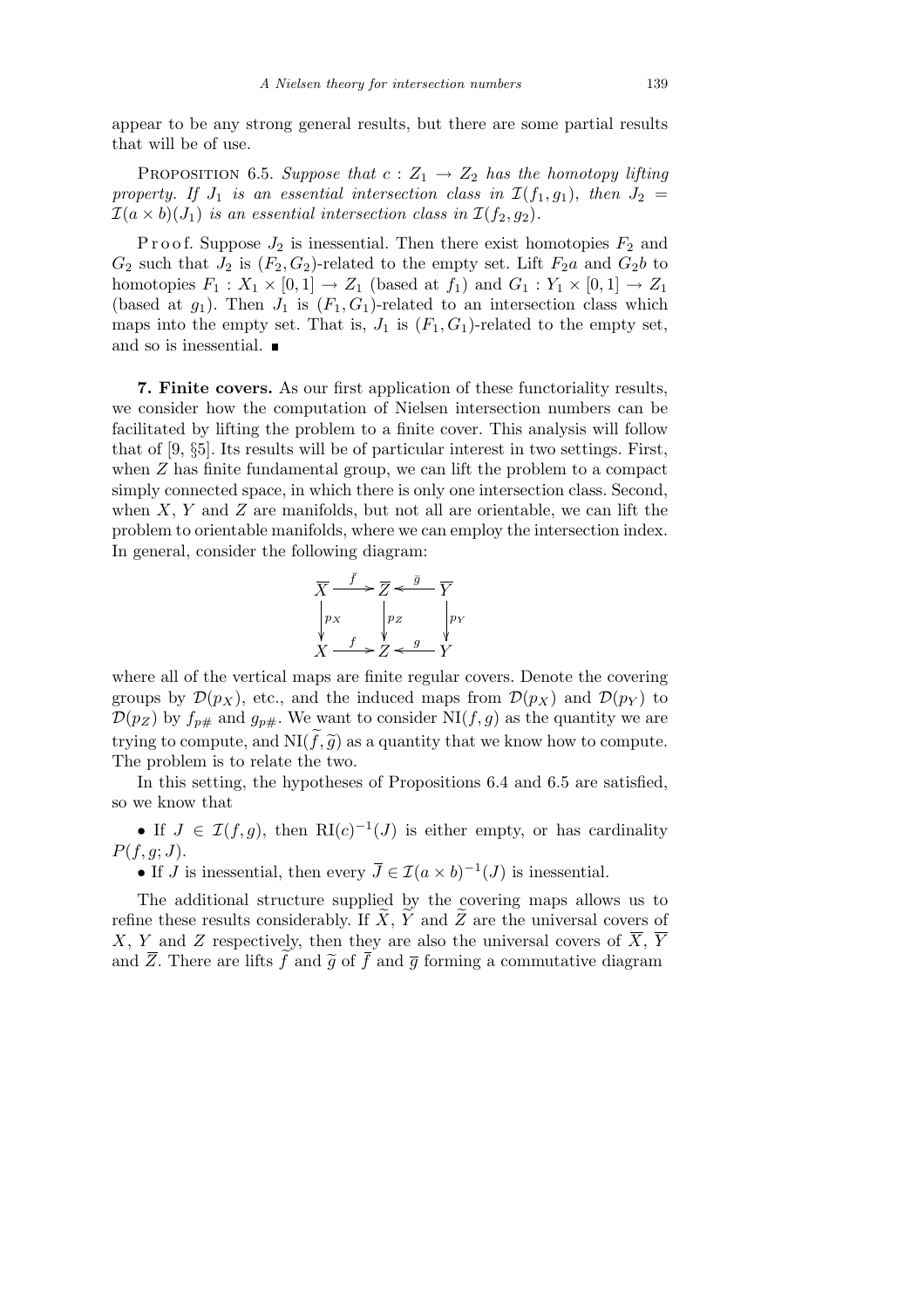appear to be any strong general results, but there are some partial results that will be of use.

Proposition 6.5. *Suppose that $c : Z_1 \to Z_2$ has the homotopy lifting property. If $J_1$ is an essential intersection class in $\mathcal{I}(f_1, g_1)$, then $J_2 = \mathcal{I}(a \times b)(J_1)$ is an essential intersection class in $\mathcal{I}(f_2, g_2)$.*

Proof. Suppose $J_2$ is inessential. Then there exist homotopies $F_2$ and $G_2$ such that $J_2$ is $(F_2, G_2)$-related to the empty set. Lift $F_2 a$ and $G_2 b$ to homotopies $F_1 : X_1 \times [0,1] \to Z_1$ (based at $f_1$) and $G_1 : Y_1 \times [0,1] \to Z_1$ (based at $g_1$). Then $J_1$ is $(F_1, G_1)$-related to an intersection class which maps into the empty set. That is, $J_1$ is $(F_1, G_1)$-related to the empty set, and so is inessential. ∎

**7. Finite covers.** As our first application of these functoriality results, we consider how the computation of Nielsen intersection numbers can be facilitated by lifting the problem to a finite cover. This analysis will follow that of [9, §5]. Its results will be of particular interest in two settings. First, when $Z$ has finite fundamental group, we can lift the problem to a compact simply connected space, in which there is only one intersection class. Second, when $X$, $Y$ and $Z$ are manifolds, but not all are orientable, we can lift the problem to orientable manifolds, where we can employ the intersection index. In general, consider the following diagram:

$$\begin{array}{ccccc}
\overline{X} & \xrightarrow{\bar{f}} & \overline{Z} & \xleftarrow{\bar{g}} & \overline{Y} \\
\downarrow{\scriptstyle p_X} & & \downarrow{\scriptstyle p_Z} & & \downarrow{\scriptstyle p_Y} \\
X & \xrightarrow{f} & Z & \xleftarrow{g} & Y
\end{array}$$

where all of the vertical maps are finite regular covers. Denote the covering groups by $\mathcal{D}(p_X)$, etc., and the induced maps from $\mathcal{D}(p_X)$ and $\mathcal{D}(p_Y)$ to $\mathcal{D}(p_Z)$ by $f_{p\#}$ and $g_{p\#}$. We want to consider $\mathrm{NI}(f, g)$ as the quantity we are trying to compute, and $\mathrm{NI}(\widetilde{f}, \widetilde{g})$ as a quantity that we know how to compute. The problem is to relate the two.

In this setting, the hypotheses of Propositions 6.4 and 6.5 are satisfied, so we know that

- If $J \in \mathcal{I}(f, g)$, then $\mathrm{RI}(c)^{-1}(J)$ is either empty, or has cardinality $P(f, g; J)$.
- If $J$ is inessential, then every $\overline{J} \in \mathcal{I}(a \times b)^{-1}(J)$ is inessential.

The additional structure supplied by the covering maps allows us to refine these results considerably. If $\widetilde{X}$, $\widetilde{Y}$ and $\widetilde{Z}$ are the universal covers of $X$, $Y$ and $Z$ respectively, then they are also the universal covers of $\overline{X}$, $\overline{Y}$ and $\overline{Z}$. There are lifts $\widetilde{f}$ and $\widetilde{g}$ of $\overline{f}$ and $\overline{g}$ forming a commutative diagram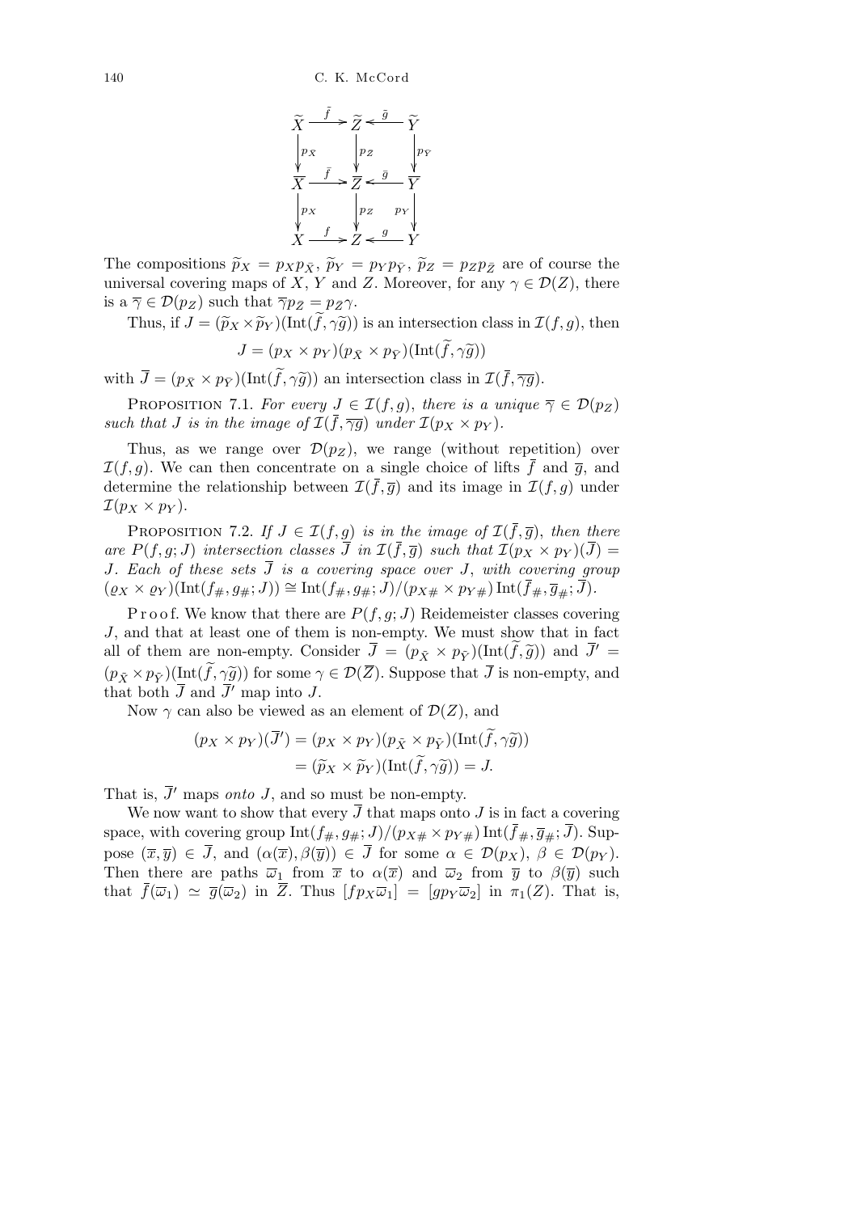$$
\begin{array}{ccccc}
\widetilde{X} & \xrightarrow{\tilde{f}} & \widetilde{Z} & \xleftarrow{\tilde{g}} & \widetilde{Y} \\
\downarrow{\scriptstyle p_{\bar{X}}} & & \downarrow{\scriptstyle p_{\bar{Z}}} & & \downarrow{\scriptstyle p_{\bar{Y}}} \\
\overline{X} & \xrightarrow{\bar{f}} & \overline{Z} & \xleftarrow{\bar{g}} & \overline{Y} \\
\downarrow{\scriptstyle p_X} & & \downarrow{\scriptstyle p_Z} & & \downarrow{\scriptstyle p_Y} \\
X & \xrightarrow{f} & Z & \xleftarrow{g} & Y
\end{array}
$$

The compositions $\widetilde{p}_X = p_X p_{\bar{X}}$, $\widetilde{p}_Y = p_Y p_{\bar{Y}}$, $\widetilde{p}_Z = p_Z p_{\bar{Z}}$ are of course the universal covering maps of $X$, $Y$ and $Z$. Moreover, for any $\gamma \in \mathcal{D}(Z)$, there is a $\overline{\gamma} \in \mathcal{D}(p_Z)$ such that $\overline{\gamma} p_{\bar{Z}} = p_{\bar{Z}} \gamma$.

Thus, if $J = (\widetilde{p}_X \times \widetilde{p}_Y)(\mathrm{Int}(\widetilde{f}, \gamma\widetilde{g}))$ is an intersection class in $\mathcal{I}(f,g)$, then

$$
J = (p_X \times p_Y)(p_{\bar{X}} \times p_{\bar{Y}})(\mathrm{Int}(\widetilde{f}, \gamma\widetilde{g}))
$$

with $\overline{J} = (p_{\bar{X}} \times p_{\bar{Y}})(\mathrm{Int}(\widetilde{f}, \gamma\widetilde{g}))$ an intersection class in $\mathcal{I}(\bar{f}, \overline{\gamma g})$.

Proposition 7.1. *For every $J \in \mathcal{I}(f,g)$, there is a unique $\overline{\gamma} \in \mathcal{D}(p_Z)$ such that $J$ is in the image of $\mathcal{I}(\bar{f}, \overline{\gamma g})$ under $\mathcal{I}(p_X \times p_Y)$.*

Thus, as we range over $\mathcal{D}(p_Z)$, we range (without repetition) over $\mathcal{I}(f,g)$. We can then concentrate on a single choice of lifts $\bar{f}$ and $\overline{g}$, and determine the relationship between $\mathcal{I}(\bar{f}, \overline{g})$ and its image in $\mathcal{I}(f,g)$ under $\mathcal{I}(p_X \times p_Y)$.

Proposition 7.2. *If $J \in \mathcal{I}(f,g)$ is in the image of $\mathcal{I}(\bar{f}, \overline{g})$, then there are $P(f,g;J)$ intersection classes $\overline{J}$ in $\mathcal{I}(\bar{f}, \overline{g})$ such that $\mathcal{I}(p_X \times p_Y)(\overline{J}) = J$. Each of these sets $\overline{J}$ is a covering space over $J$, with covering group $(\varrho_X \times \varrho_Y)(\mathrm{Int}(f_\#, g_\#; J)) \cong \mathrm{Int}(f_\#, g_\#; J)/(p_{X\#} \times p_{Y\#})\,\mathrm{Int}(\bar{f}_\#, \overline{g}_\#; \overline{J})$.*

Proof. We know that there are $P(f,g;J)$ Reidemeister classes covering $J$, and that at least one of them is non-empty. We must show that in fact all of them are non-empty. Consider $\overline{J} = (p_{\bar{X}} \times p_{\bar{Y}})(\mathrm{Int}(\widetilde{f}, \widetilde{g}))$ and $\overline{J}' = (p_{\bar{X}} \times p_{\bar{Y}})(\mathrm{Int}(\widetilde{f}, \gamma\widetilde{g}))$ for some $\gamma \in \mathcal{D}(\overline{Z})$. Suppose that $\overline{J}$ is non-empty, and that both $\overline{J}$ and $\overline{J}'$ map into $J$.

Now $\gamma$ can also be viewed as an element of $\mathcal{D}(Z)$, and

$$
\begin{aligned}
(p_X \times p_Y)(\overline{J}') &= (p_X \times p_Y)(p_{\bar{X}} \times p_{\bar{Y}})(\mathrm{Int}(\widetilde{f}, \gamma\widetilde{g})) \\
&= (\widetilde{p}_X \times \widetilde{p}_Y)(\mathrm{Int}(\widetilde{f}, \gamma\widetilde{g})) = J.
\end{aligned}
$$

That is, $\overline{J}'$ maps *onto* $J$, and so must be non-empty.

We now want to show that every $\overline{J}$ that maps onto $J$ is in fact a covering space, with covering group $\mathrm{Int}(f_\#, g_\#; J)/(p_{X\#} \times p_{Y\#})\,\mathrm{Int}(\bar{f}_\#, \overline{g}_\#; \overline{J})$. Suppose $(\overline{x}, \overline{y}) \in \overline{J}$, and $(\alpha(\overline{x}), \beta(\overline{y})) \in \overline{J}$ for some $\alpha \in \mathcal{D}(p_X)$, $\beta \in \mathcal{D}(p_Y)$. Then there are paths $\overline{\omega}_1$ from $\overline{x}$ to $\alpha(\overline{x})$ and $\overline{\omega}_2$ from $\overline{y}$ to $\beta(\overline{y})$ such that $\bar{f}(\overline{\omega}_1) \simeq \overline{g}(\overline{\omega}_2)$ in $\overline{Z}$. Thus $[f p_X \overline{\omega}_1] = [g p_Y \overline{\omega}_2]$ in $\pi_1(Z)$. That is,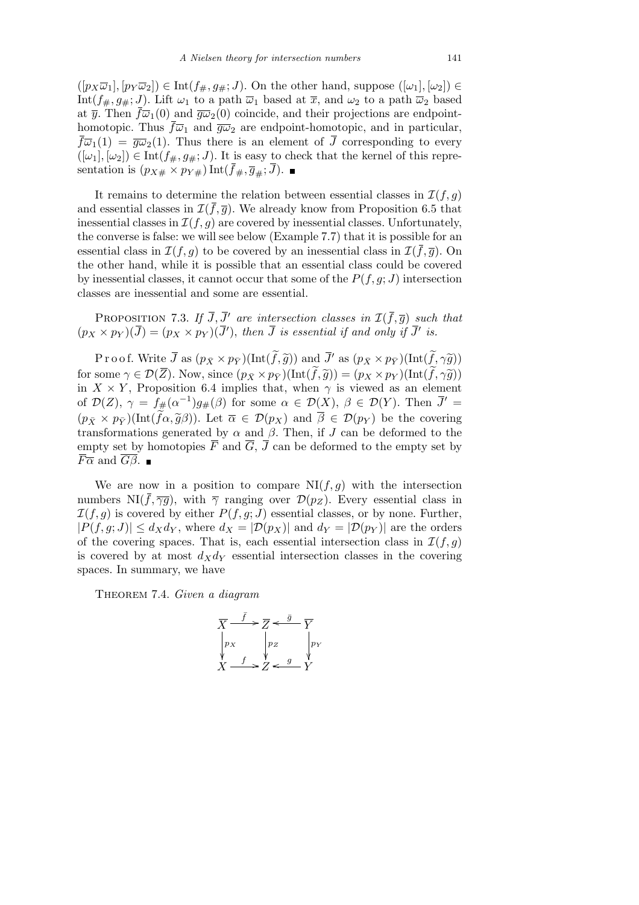$([p_X\overline{\omega}_1],[p_Y\overline{\omega}_2]) \in \operatorname{Int}(f_\#, g_\#; J)$. On the other hand, suppose $([\omega_1],[\omega_2]) \in \operatorname{Int}(f_\#, g_\#; J)$. Lift $\omega_1$ to a path $\overline{\omega}_1$ based at $\overline{x}$, and $\omega_2$ to a path $\overline{\omega}_2$ based at $\overline{y}$. Then $\overline{f}\overline{\omega}_1(0)$ and $\overline{g}\overline{\omega}_2(0)$ coincide, and their projections are endpoint-homotopic. Thus $\overline{f}\overline{\omega}_1$ and $\overline{g}\overline{\omega}_2$ are endpoint-homotopic, and in particular, $\overline{f}\overline{\omega}_1(1) = \overline{g}\overline{\omega}_2(1)$. Thus there is an element of $\overline{J}$ corresponding to every $([\omega_1],[\omega_2]) \in \operatorname{Int}(f_\#, g_\#; J)$. It is easy to check that the kernel of this representation is $(p_{X\#} \times p_{Y\#})\operatorname{Int}(\overline{f}_\#, \overline{g}_\#; \overline{J})$. ∎

It remains to determine the relation between essential classes in $\mathcal{I}(f,g)$ and essential classes in $\mathcal{I}(\overline{f},\overline{g})$. We already know from Proposition 6.5 that inessential classes in $\mathcal{I}(f,g)$ are covered by inessential classes. Unfortunately, the converse is false: we will see below (Example 7.7) that it is possible for an essential class in $\mathcal{I}(f,g)$ to be covered by an inessential class in $\mathcal{I}(\overline{f},\overline{g})$. On the other hand, while it is possible that an essential class could be covered by inessential classes, it cannot occur that some of the $P(f,g;J)$ intersection classes are inessential and some are essential.

Proposition 7.3. *If $\overline{J}, \overline{J}'$ are intersection classes in $\mathcal{I}(\overline{f},\overline{g})$ such that $(p_X \times p_Y)(\overline{J}) = (p_X \times p_Y)(\overline{J}')$, then $\overline{J}$ is essential if and only if $\overline{J}'$ is.*

Proof. Write $\overline{J}$ as $(p_{\bar{X}} \times p_{\bar{Y}})(\operatorname{Int}(\widetilde{f},\widetilde{g}))$ and $\overline{J}'$ as $(p_{\bar{X}} \times p_{\bar{Y}})(\operatorname{Int}(\widetilde{f},\gamma\widetilde{g}))$ for some $\gamma \in \mathcal{D}(\overline{Z})$. Now, since $(p_{\bar{X}} \times p_{\bar{Y}})(\operatorname{Int}(\widetilde{f},\widetilde{g})) = (p_X \times p_Y)(\operatorname{Int}(\widetilde{f},\gamma\widetilde{g}))$ in $X \times Y$, Proposition 6.4 implies that, when $\gamma$ is viewed as an element of $\mathcal{D}(Z)$, $\gamma = f_\#(\alpha^{-1})g_\#(\beta)$ for some $\alpha \in \mathcal{D}(X)$, $\beta \in \mathcal{D}(Y)$. Then $\overline{J}' = (p_{\bar{X}} \times p_{\bar{Y}})(\operatorname{Int}(\widetilde{f}\alpha, \widetilde{g}\beta))$. Let $\overline{\alpha} \in \mathcal{D}(p_X)$ and $\overline{\beta} \in \mathcal{D}(p_Y)$ be the covering transformations generated by $\alpha$ and $\beta$. Then, if $J$ can be deformed to the empty set by homotopies $\overline{F}$ and $\overline{G}$, $\overline{J}$ can be deformed to the empty set by $\overline{F}\overline{\alpha}$ and $\overline{G}\overline{\beta}$. ∎

We are now in a position to compare $\operatorname{NI}(f,g)$ with the intersection numbers $\operatorname{NI}(\overline{f},\overline{\gamma g})$, with $\overline{\gamma}$ ranging over $\mathcal{D}(p_Z)$. Every essential class in $\mathcal{I}(f,g)$ is covered by either $P(f,g;J)$ essential classes, or by none. Further, $|P(f,g;J)| \le d_X d_Y$, where $d_X = |\mathcal{D}(p_X)|$ and $d_Y = |\mathcal{D}(p_Y)|$ are the orders of the covering spaces. That is, each essential intersection class in $\mathcal{I}(f,g)$ is covered by at most $d_X d_Y$ essential intersection classes in the covering spaces. In summary, we have

Theorem 7.4. *Given a diagram*

$$\begin{array}{ccccc}
\overline{X} & \xrightarrow{\ \bar{f}\ } & \overline{Z} & \xleftarrow{\ \bar{g}\ } & \overline{Y} \\
\downarrow{\scriptstyle p_X} & & \downarrow{\scriptstyle p_Z} & & \downarrow{\scriptstyle p_Y} \\
X & \xrightarrow{\ f\ } & Z & \xleftarrow{\ g\ } & Y
\end{array}$$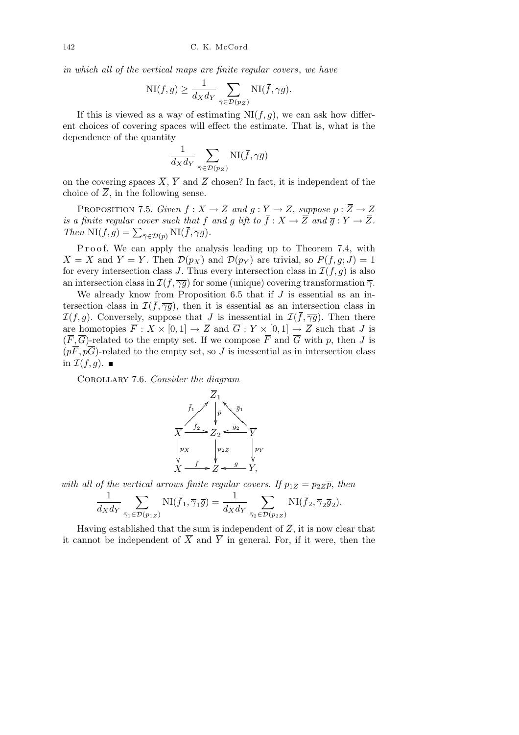*in which all of the vertical maps are finite regular covers*, *we have*

$$\mathrm{NI}(f,g) \geq \frac{1}{d_X d_Y} \sum_{\bar\gamma\in\mathcal{D}(p_Z)} \mathrm{NI}(\bar f, \gamma\bar g).$$

If this is viewed as a way of estimating $\mathrm{NI}(f,g)$, we can ask how different choices of covering spaces will effect the estimate. That is, what is the dependence of the quantity

$$\frac{1}{d_X d_Y} \sum_{\bar\gamma\in\mathcal{D}(p_Z)} \mathrm{NI}(\bar f, \gamma\bar g)$$

on the covering spaces $\overline{X}$, $\overline{Y}$ and $\overline{Z}$ chosen? In fact, it is independent of the choice of $\overline{Z}$, in the following sense.

Proposition 7.5. *Given $f : X \to Z$ and $g : Y \to Z$, suppose $p : \overline{Z} \to Z$ is a finite regular cover such that $f$ and $g$ lift to $\overline{f} : X \to \overline{Z}$ and $\overline{g} : Y \to \overline{Z}$. Then $\mathrm{NI}(f,g) = \sum_{\overline{\gamma}\in\mathcal{D}(p)} \mathrm{NI}(\overline{f}, \overline{\gamma g})$.*

Proof. We can apply the analysis leading up to Theorem 7.4, with $\overline{X} = X$ and $\overline{Y} = Y$. Then $\mathcal{D}(p_X)$ and $\mathcal{D}(p_Y)$ are trivial, so $P(f,g;J) = 1$ for every intersection class $J$. Thus every intersection class in $\mathcal{I}(f,g)$ is also an intersection class in $\mathcal{I}(\overline{f},\overline{\gamma g})$ for some (unique) covering transformation $\overline{\gamma}$.

We already know from Proposition 6.5 that if $J$ is essential as an intersection class in $\mathcal{I}(\overline{f},\overline{\gamma g})$, then it is essential as an intersection class in $\mathcal{I}(f,g)$. Conversely, suppose that $J$ is inessential in $\mathcal{I}(\overline{f},\overline{\gamma g})$. Then there are homotopies $\overline{F} : X\times[0,1] \to \overline{Z}$ and $\overline{G} : Y \times [0,1] \to \overline{Z}$ such that $J$ is $(\overline{F},\overline{G})$-related to the empty set. If we compose $\overline{F}$ and $\overline{G}$ with $p$, then $J$ is $(p\overline{F}, p\overline{G})$-related to the empty set, so $J$ is inessential as in intersection class in $\mathcal{I}(f,g)$. ∎

Corollary 7.6. *Consider the diagram*

$$\begin{array}{ccccc}
 & & \overline{Z}_1 & & \\
 & \overset{\bar f_1}{\nearrow} & \big\downarrow{\scriptstyle \bar p} & \overset{\bar g_1}{\nwarrow} & \\
\overline{X} & \xrightarrow{\bar f_2} & \overline{Z}_2 & \xleftarrow{\bar g_2} & \overline{Y} \\
\big\downarrow{\scriptstyle p_X} & & \big\downarrow{\scriptstyle p_{2Z}} & & \big\downarrow{\scriptstyle p_Y} \\
X & \xrightarrow{f} & Z & \xleftarrow{g} & Y,
\end{array}$$

*with all of the vertical arrows finite regular covers. If $p_{1Z} = p_{2Z}\overline{p}$, then*

$$\frac{1}{d_X d_Y} \sum_{\bar\gamma_1\in\mathcal{D}(p_{1Z})} \mathrm{NI}(\bar f_1, \bar\gamma_1\bar g) = \frac{1}{d_X d_Y} \sum_{\bar\gamma_2\in\mathcal{D}(p_{2Z})} \mathrm{NI}(\bar f_2, \bar\gamma_2\bar g_2).$$

Having established that the sum is independent of $\overline{Z}$, it is now clear that it cannot be independent of $\overline{X}$ and $\overline{Y}$ in general. For, if it were, then the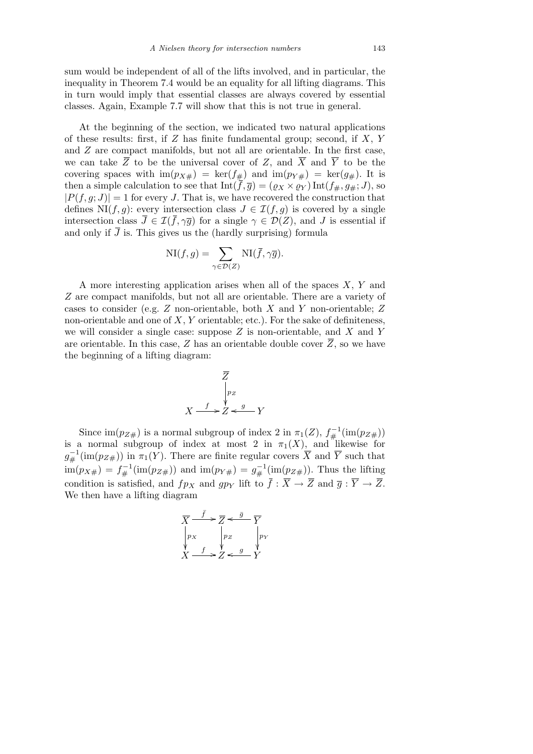sum would be independent of all of the lifts involved, and in particular, the inequality in Theorem 7.4 would be an equality for all lifting diagrams. This in turn would imply that essential classes are always covered by essential classes. Again, Example 7.7 will show that this is not true in general.

At the beginning of the section, we indicated two natural applications of these results: first, if $Z$ has finite fundamental group; second, if $X$, $Y$ and $Z$ are compact manifolds, but not all are orientable. In the first case, we can take $\overline{Z}$ to be the universal cover of $Z$, and $\overline{X}$ and $\overline{Y}$ to be the covering spaces with $\mathrm{im}(p_{X\#}) = \ker(f_{\#})$ and $\mathrm{im}(p_{Y\#}) = \ker(g_{\#})$. It is then a simple calculation to see that $\mathrm{Int}(\overline{f}, \overline{g}) = (\varrho_X \times \varrho_Y)\,\mathrm{Int}(f_{\#}, g_{\#}; J)$, so $|P(f, g; J)| = 1$ for every $J$. That is, we have recovered the construction that defines $\mathrm{NI}(f, g)$: every intersection class $J \in \mathcal{I}(f, g)$ is covered by a single intersection class $\overline{J} \in \mathcal{I}(\overline{f}, \gamma\overline{g})$ for a single $\gamma \in \mathcal{D}(Z)$, and $J$ is essential if and only if $\overline{J}$ is. This gives us the (hardly surprising) formula

$$\mathrm{NI}(f, g) = \sum_{\gamma \in \mathcal{D}(Z)} \mathrm{NI}(\overline{f}, \gamma\overline{g}).$$

A more interesting application arises when all of the spaces $X$, $Y$ and $Z$ are compact manifolds, but not all are orientable. There are a variety of cases to consider (e.g. $Z$ non-orientable, both $X$ and $Y$ non-orientable; $Z$ non-orientable and one of $X$, $Y$ orientable; etc.). For the sake of definiteness, we will consider a single case: suppose $Z$ is non-orientable, and $X$ and $Y$ are orientable. In this case, $Z$ has an orientable double cover $\overline{Z}$, so we have the beginning of a lifting diagram:

$$\begin{array}{ccccc} & & \overline{Z} & & \\ & & \big\downarrow{\scriptstyle p_Z} & & \\ X & \xrightarrow{\ f\ } & Z & \xleftarrow{\ g\ } & Y \end{array}$$

Since $\mathrm{im}(p_{Z\#})$ is a normal subgroup of index 2 in $\pi_1(Z)$, $f_{\#}^{-1}(\mathrm{im}(p_{Z\#}))$ is a normal subgroup of index at most 2 in $\pi_1(X)$, and likewise for $g_{\#}^{-1}(\mathrm{im}(p_{Z\#}))$ in $\pi_1(Y)$. There are finite regular covers $\overline{X}$ and $\overline{Y}$ such that $\mathrm{im}(p_{X\#}) = f_{\#}^{-1}(\mathrm{im}(p_{Z\#}))$ and $\mathrm{im}(p_{Y\#}) = g_{\#}^{-1}(\mathrm{im}(p_{Z\#}))$. Thus the lifting condition is satisfied, and $fp_X$ and $gp_Y$ lift to $\overline{f} : \overline{X} \to \overline{Z}$ and $\overline{g} : \overline{Y} \to \overline{Z}$. We then have a lifting diagram

$$\begin{array}{ccccc} \overline{X} & \xrightarrow{\ \bar{f}\ } & \overline{Z} & \xleftarrow{\ \bar{g}\ } & \overline{Y} \\ \big\downarrow{\scriptstyle p_X} & & \big\downarrow{\scriptstyle p_Z} & & \big\downarrow{\scriptstyle p_Y} \\ X & \xrightarrow{\ f\ } & Z & \xleftarrow{\ g\ } & Y \end{array}$$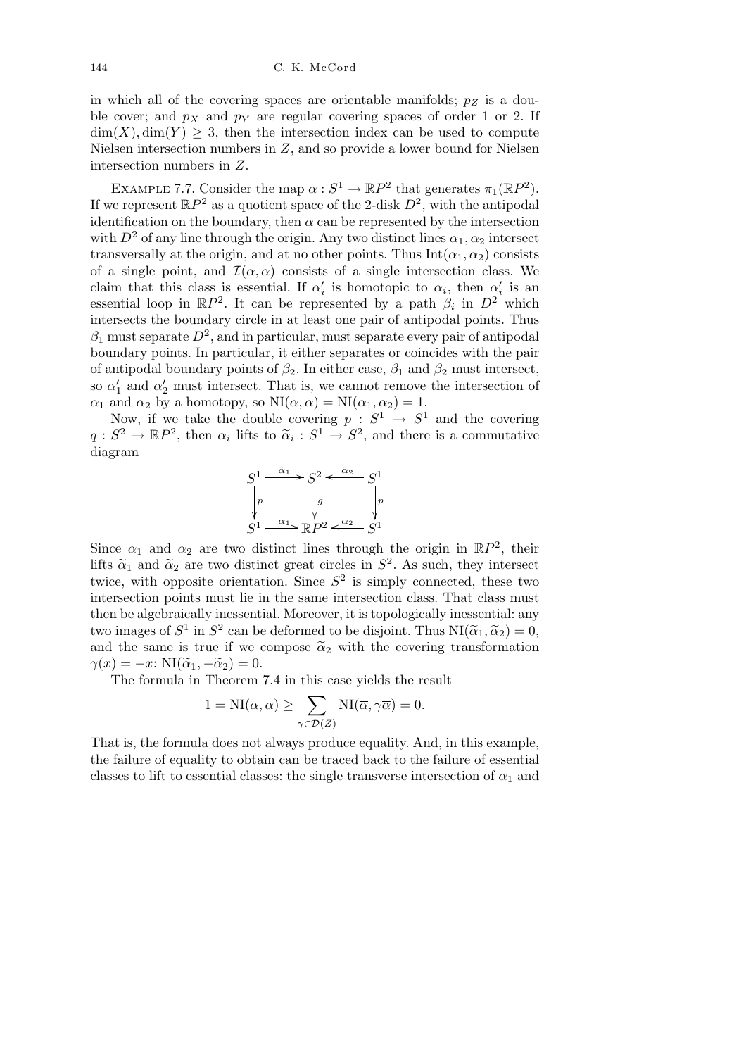in which all of the covering spaces are orientable manifolds; $p_Z$ is a double cover; and $p_X$ and $p_Y$ are regular covering spaces of order 1 or 2. If $\dim(X), \dim(Y) \geq 3$, then the intersection index can be used to compute Nielsen intersection numbers in $\overline{Z}$, and so provide a lower bound for Nielsen intersection numbers in $Z$.

EXAMPLE 7.7. Consider the map $\alpha : S^1 \to \mathbb{R}P^2$ that generates $\pi_1(\mathbb{R}P^2)$. If we represent $\mathbb{R}P^2$ as a quotient space of the 2-disk $D^2$, with the antipodal identification on the boundary, then $\alpha$ can be represented by the intersection with $D^2$ of any line through the origin. Any two distinct lines $\alpha_1, \alpha_2$ intersect transversally at the origin, and at no other points. Thus $\mathrm{Int}(\alpha_1, \alpha_2)$ consists of a single point, and $\mathcal{I}(\alpha, \alpha)$ consists of a single intersection class. We claim that this class is essential. If $\alpha_i'$ is homotopic to $\alpha_i$, then $\alpha_i'$ is an essential loop in $\mathbb{R}P^2$. It can be represented by a path $\beta_i$ in $D^2$ which intersects the boundary circle in at least one pair of antipodal points. Thus $\beta_1$ must separate $D^2$, and in particular, must separate every pair of antipodal boundary points. In particular, it either separates or coincides with the pair of antipodal boundary points of $\beta_2$. In either case, $\beta_1$ and $\beta_2$ must intersect, so $\alpha_1'$ and $\alpha_2'$ must intersect. That is, we cannot remove the intersection of $\alpha_1$ and $\alpha_2$ by a homotopy, so $\mathrm{NI}(\alpha, \alpha) = \mathrm{NI}(\alpha_1, \alpha_2) = 1$.

Now, if we take the double covering $p : S^1 \to S^1$ and the covering $q : S^2 \to \mathbb{R}P^2$, then $\alpha_i$ lifts to $\widetilde{\alpha}_i : S^1 \to S^2$, and there is a commutative diagram

$$\begin{array}{ccccc} S^1 & \xrightarrow{\tilde{\alpha}_1} & S^2 & \xleftarrow{\tilde{\alpha}_2} & S^1 \\ \downarrow{\scriptstyle p} & & \downarrow{\scriptstyle g} & & \downarrow{\scriptstyle p} \\ S^1 & \xrightarrow{\alpha_1} & \mathbb{R}P^2 & \xleftarrow{\alpha_2} & S^1 \end{array}$$

Since $\alpha_1$ and $\alpha_2$ are two distinct lines through the origin in $\mathbb{R}P^2$, their lifts $\widetilde{\alpha}_1$ and $\widetilde{\alpha}_2$ are two distinct great circles in $S^2$. As such, they intersect twice, with opposite orientation. Since $S^2$ is simply connected, these two intersection points must lie in the same intersection class. That class must then be algebraically inessential. Moreover, it is topologically inessential: any two images of $S^1$ in $S^2$ can be deformed to be disjoint. Thus $\mathrm{NI}(\widetilde{\alpha}_1, \widetilde{\alpha}_2) = 0$, and the same is true if we compose $\widetilde{\alpha}_2$ with the covering transformation $\gamma(x) = -x$: $\mathrm{NI}(\widetilde{\alpha}_1, -\widetilde{\alpha}_2) = 0$.

The formula in Theorem 7.4 in this case yields the result

$$1 = \mathrm{NI}(\alpha, \alpha) \geq \sum_{\gamma \in \mathcal{D}(Z)} \mathrm{NI}(\overline{\alpha}, \gamma\overline{\alpha}) = 0.$$

That is, the formula does not always produce equality. And, in this example, the failure of equality to obtain can be traced back to the failure of essential classes to lift to essential classes: the single transverse intersection of $\alpha_1$ and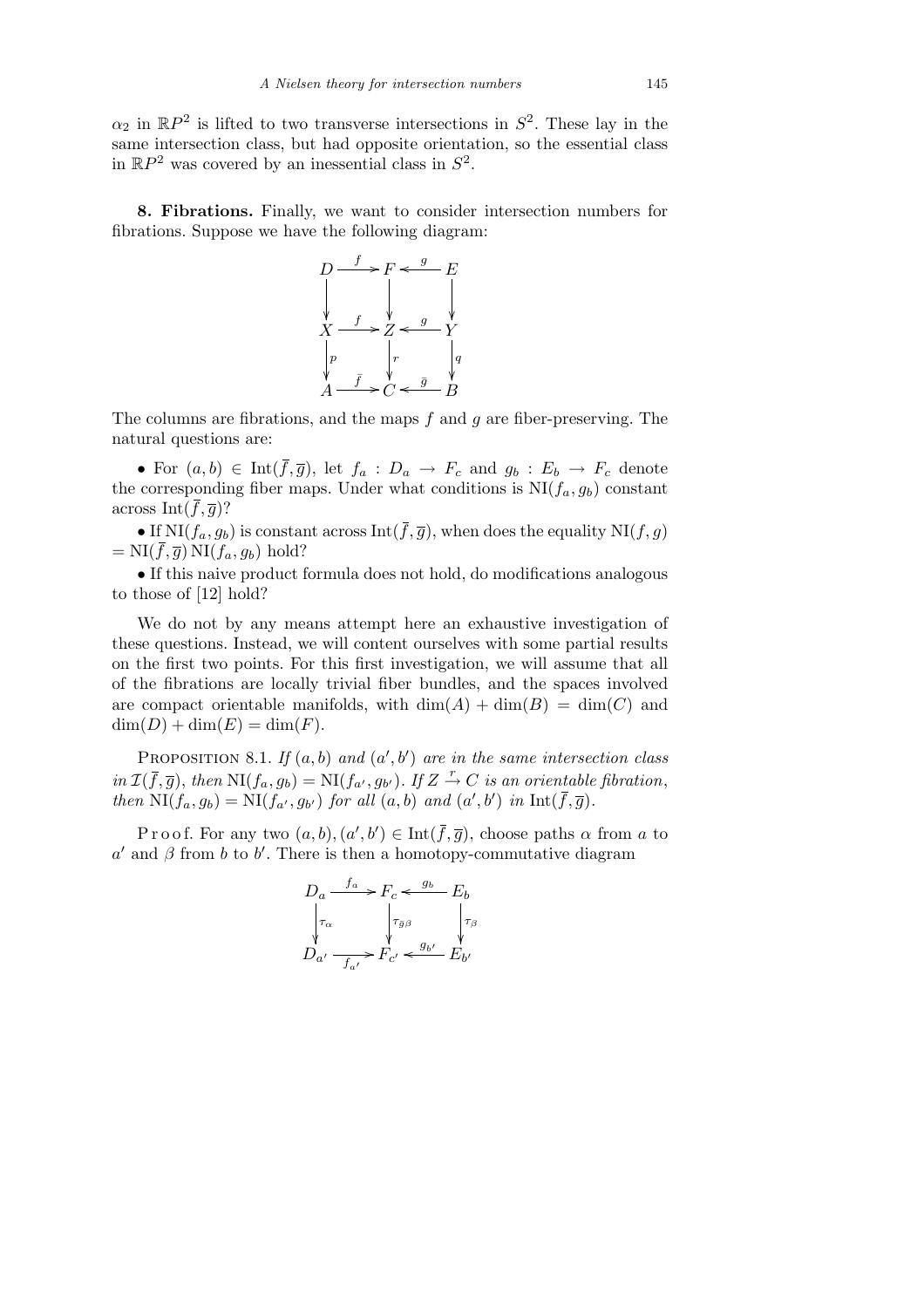$\alpha_2$ in $\mathbb{R}P^2$ is lifted to two transverse intersections in $S^2$. These lay in the same intersection class, but had opposite orientation, so the essential class in $\mathbb{R}P^2$ was covered by an inessential class in $S^2$.

**8. Fibrations.** Finally, we want to consider intersection numbers for fibrations. Suppose we have the following diagram:

$$\begin{array}{ccccc}
D & \xrightarrow{f} & F & \xleftarrow{g} & E \\
\downarrow & & \downarrow & & \downarrow \\
X & \xrightarrow{f} & Z & \xleftarrow{g} & Y \\
\downarrow{\scriptstyle p} & & \downarrow{\scriptstyle r} & & \downarrow{\scriptstyle q} \\
A & \xrightarrow{\bar{f}} & C & \xleftarrow{\bar{g}} & B
\end{array}$$

The columns are fibrations, and the maps $f$ and $g$ are fiber-preserving. The natural questions are:

- For $(a,b) \in \mathrm{Int}(\overline{f},\overline{g})$, let $f_a : D_a \to F_c$ and $g_b : E_b \to F_c$ denote the corresponding fiber maps. Under what conditions is $\mathrm{NI}(f_a, g_b)$ constant across $\mathrm{Int}(\overline{f},\overline{g})$?
- If $\mathrm{NI}(f_a, g_b)$ is constant across $\mathrm{Int}(\overline{f},\overline{g})$, when does the equality $\mathrm{NI}(f,g) = \mathrm{NI}(\overline{f},\overline{g})\,\mathrm{NI}(f_a, g_b)$ hold?
- If this naive product formula does not hold, do modifications analogous to those of [12] hold?

We do not by any means attempt here an exhaustive investigation of these questions. Instead, we will content ourselves with some partial results on the first two points. For this first investigation, we will assume that all of the fibrations are locally trivial fiber bundles, and the spaces involved are compact orientable manifolds, with $\dim(A) + \dim(B) = \dim(C)$ and $\dim(D) + \dim(E) = \dim(F)$.

PROPOSITION 8.1. *If $(a,b)$ and $(a',b')$ are in the same intersection class in $\mathcal{I}(\overline{f},\overline{g})$, then $\mathrm{NI}(f_a,g_b) = \mathrm{NI}(f_{a'},g_{b'})$. If $Z \xrightarrow{r} C$ is an orientable fibration, then $\mathrm{NI}(f_a,g_b) = \mathrm{NI}(f_{a'},g_{b'})$ for all $(a,b)$ and $(a',b')$ in $\mathrm{Int}(\overline{f},\overline{g})$.*

Proof. For any two $(a,b),(a',b') \in \mathrm{Int}(\overline{f},\overline{g})$, choose paths $\alpha$ from $a$ to $a'$ and $\beta$ from $b$ to $b'$. There is then a homotopy-commutative diagram

$$\begin{array}{ccccc}
D_a & \xrightarrow{f_a} & F_c & \xleftarrow{g_b} & E_b \\
\downarrow{\scriptstyle \tau_\alpha} & & \downarrow{\scriptstyle \tau_{\bar{g}\beta}} & & \downarrow{\scriptstyle \tau_\beta} \\
D_{a'} & \xrightarrow[f_{a'}]{} & F_{c'} & \xleftarrow{g_{b'}} & E_{b'}
\end{array}$$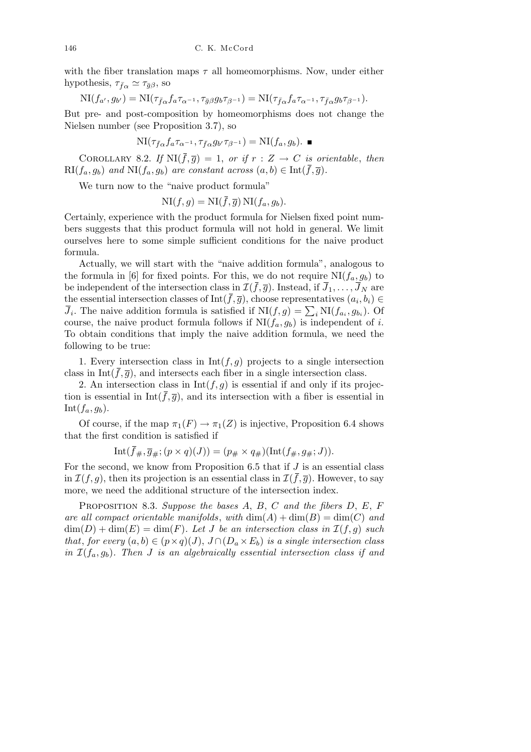with the fiber translation maps $\tau$ all homeomorphisms. Now, under either hypothesis, $\tau_{\bar{f}\alpha} \simeq \tau_{\bar{g}\beta}$, so

$$\mathrm{NI}(f_{a'}, g_{b'}) = \mathrm{NI}(\tau_{\bar{f}\alpha} f_a \tau_{\alpha^{-1}}, \tau_{\bar{g}\beta} g_b \tau_{\beta^{-1}}) = \mathrm{NI}(\tau_{\bar{f}\alpha} f_a \tau_{\alpha^{-1}}, \tau_{\bar{f}\alpha} g_b \tau_{\beta^{-1}}).$$

But pre- and post-composition by homeomorphisms does not change the Nielsen number (see Proposition 3.7), so

$$\mathrm{NI}(\tau_{\bar{f}\alpha} f_a \tau_{\alpha^{-1}}, \tau_{\bar{f}\alpha} g_{b'} \tau_{\beta^{-1}}) = \mathrm{NI}(f_a, g_b). \ \blacksquare$$

Corollary 8.2. *If* $\mathrm{NI}(\overline{f}, \overline{g}) = 1$, *or if* $r : Z \to C$ *is orientable*, *then* $\mathrm{RI}(f_a, g_b)$ *and* $\mathrm{NI}(f_a, g_b)$ *are constant across* $(a, b) \in \mathrm{Int}(\overline{f}, \overline{g})$.

We turn now to the "naive product formula"

$$\mathrm{NI}(f, g) = \mathrm{NI}(\overline{f}, \overline{g})\,\mathrm{NI}(f_a, g_b).$$

Certainly, experience with the product formula for Nielsen fixed point numbers suggests that this product formula will not hold in general. We limit ourselves here to some simple sufficient conditions for the naive product formula.

Actually, we will start with the "naive addition formula", analogous to the formula in [6] for fixed points. For this, we do not require $\mathrm{NI}(f_a, g_b)$ to be independent of the intersection class in $\mathcal{I}(\overline{f}, \overline{g})$. Instead, if $\overline{J}_1, \ldots, \overline{J}_N$ are the essential intersection classes of $\mathrm{Int}(\overline{f}, \overline{g})$, choose representatives $(a_i, b_i) \in \overline{J}_i$. The naive addition formula is satisfied if $\mathrm{NI}(f, g) = \sum_i \mathrm{NI}(f_{a_i}, g_{b_i})$. Of course, the naive product formula follows if $\mathrm{NI}(f_a, g_b)$ is independent of $i$. To obtain conditions that imply the naive addition formula, we need the following to be true:

1. Every intersection class in $\mathrm{Int}(f, g)$ projects to a single intersection class in $\mathrm{Int}(\overline{f}, \overline{g})$, and intersects each fiber in a single intersection class.

2. An intersection class in $\mathrm{Int}(f, g)$ is essential if and only if its projection is essential in $\mathrm{Int}(\overline{f}, \overline{g})$, and its intersection with a fiber is essential in $\mathrm{Int}(f_a, g_b)$.

Of course, if the map $\pi_1(F) \to \pi_1(Z)$ is injective, Proposition 6.4 shows that the first condition is satisfied if

$$\mathrm{Int}(\overline{f}_\#, \overline{g}_\#; (p \times q)(J)) = (p_\# \times q_\#)(\mathrm{Int}(f_\#, g_\#; J)).$$

For the second, we know from Proposition 6.5 that if $J$ is an essential class in $\mathcal{I}(f, g)$, then its projection is an essential class in $\mathcal{I}(\overline{f}, \overline{g})$. However, to say more, we need the additional structure of the intersection index.

Proposition 8.3. *Suppose the bases* $A$, $B$, $C$ *and the fibers* $D$, $E$, $F$ *are all compact orientable manifolds*, *with* $\dim(A) + \dim(B) = \dim(C)$ *and* $\dim(D) + \dim(E) = \dim(F)$. *Let* $J$ *be an intersection class in* $\mathcal{I}(f, g)$ *such that*, *for every* $(a, b) \in (p \times q)(J)$, $J \cap (D_a \times E_b)$ *is a single intersection class in* $\mathcal{I}(f_a, g_b)$. *Then* $J$ *is an algebraically essential intersection class if and*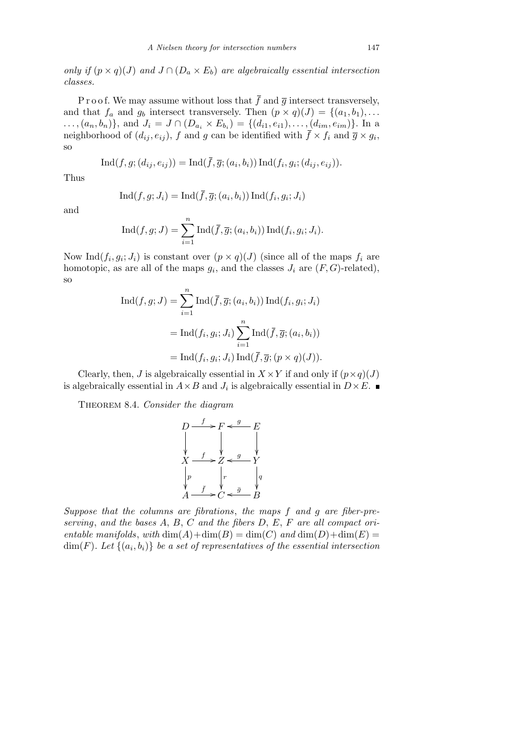*only if $(p \times q)(J)$ and $J \cap (D_a \times E_b)$ are algebraically essential intersection classes.*

P r o o f. We may assume without loss that $\overline{f}$ and $\overline{g}$ intersect transversely, and that $f_a$ and $g_b$ intersect transversely. Then $(p \times q)(J) = \{(a_1, b_1), \ldots \ldots, (a_n, b_n)\}$, and $J_i = J \cap (D_{a_i} \times E_{b_i}) = \{(d_{i1}, e_{i1}), \ldots, (d_{im}, e_{im})\}$. In a neighborhood of $(d_{ij}, e_{ij})$, $f$ and $g$ can be identified with $\overline{f} \times f_i$ and $\overline{g} \times g_i$, so

$$\operatorname{Ind}(f, g; (d_{ij}, e_{ij})) = \operatorname{Ind}(\overline{f}, \overline{g}; (a_i, b_i)) \operatorname{Ind}(f_i, g_i; (d_{ij}, e_{ij})).$$

Thus

$$\operatorname{Ind}(f, g; J_i) = \operatorname{Ind}(\overline{f}, \overline{g}; (a_i, b_i)) \operatorname{Ind}(f_i, g_i; J_i)$$

and

$$\operatorname{Ind}(f, g; J) = \sum_{i=1}^{n} \operatorname{Ind}(\overline{f}, \overline{g}; (a_i, b_i)) \operatorname{Ind}(f_i, g_i; J_i).$$

Now $\operatorname{Ind}(f_i, g_i; J_i)$ is constant over $(p \times q)(J)$ (since all of the maps $f_i$ are homotopic, as are all of the maps $g_i$, and the classes $J_i$ are $(F, G)$-related), so

$$\begin{aligned}
\operatorname{Ind}(f, g; J) &= \sum_{i=1}^{n} \operatorname{Ind}(\overline{f}, \overline{g}; (a_i, b_i)) \operatorname{Ind}(f_i, g_i; J_i) \\
&= \operatorname{Ind}(f_i, g_i; J_i) \sum_{i=1}^{n} \operatorname{Ind}(\overline{f}, \overline{g}; (a_i, b_i)) \\
&= \operatorname{Ind}(f_i, g_i; J_i) \operatorname{Ind}(\overline{f}, \overline{g}; (p \times q)(J)).
\end{aligned}$$

Clearly, then, $J$ is algebraically essential in $X \times Y$ if and only if $(p \times q)(J)$ is algebraically essential in $A \times B$ and $J_i$ is algebraically essential in $D \times E$. ■

THEOREM 8.4. *Consider the diagram*

$$\begin{array}{ccccc}
D & \xrightarrow{f} & F & \xleftarrow{g} & E \\
\downarrow & & \downarrow & & \downarrow \\
X & \xrightarrow{f} & Z & \xleftarrow{g} & Y \\
\downarrow{\scriptstyle p} & & \downarrow{\scriptstyle r} & & \downarrow{\scriptstyle q} \\
A & \xrightarrow{\bar{f}} & C & \xleftarrow{\bar{g}} & B
\end{array}$$

*Suppose that the columns are fibrations, the maps $f$ and $g$ are fiber-preserving, and the bases $A$, $B$, $C$ and the fibers $D$, $E$, $F$ are all compact orientable manifolds, with $\dim(A)+\dim(B) = \dim(C)$ and $\dim(D)+\dim(E) = \dim(F)$. Let $\{(a_i, b_i)\}$ be a set of representatives of the essential intersection*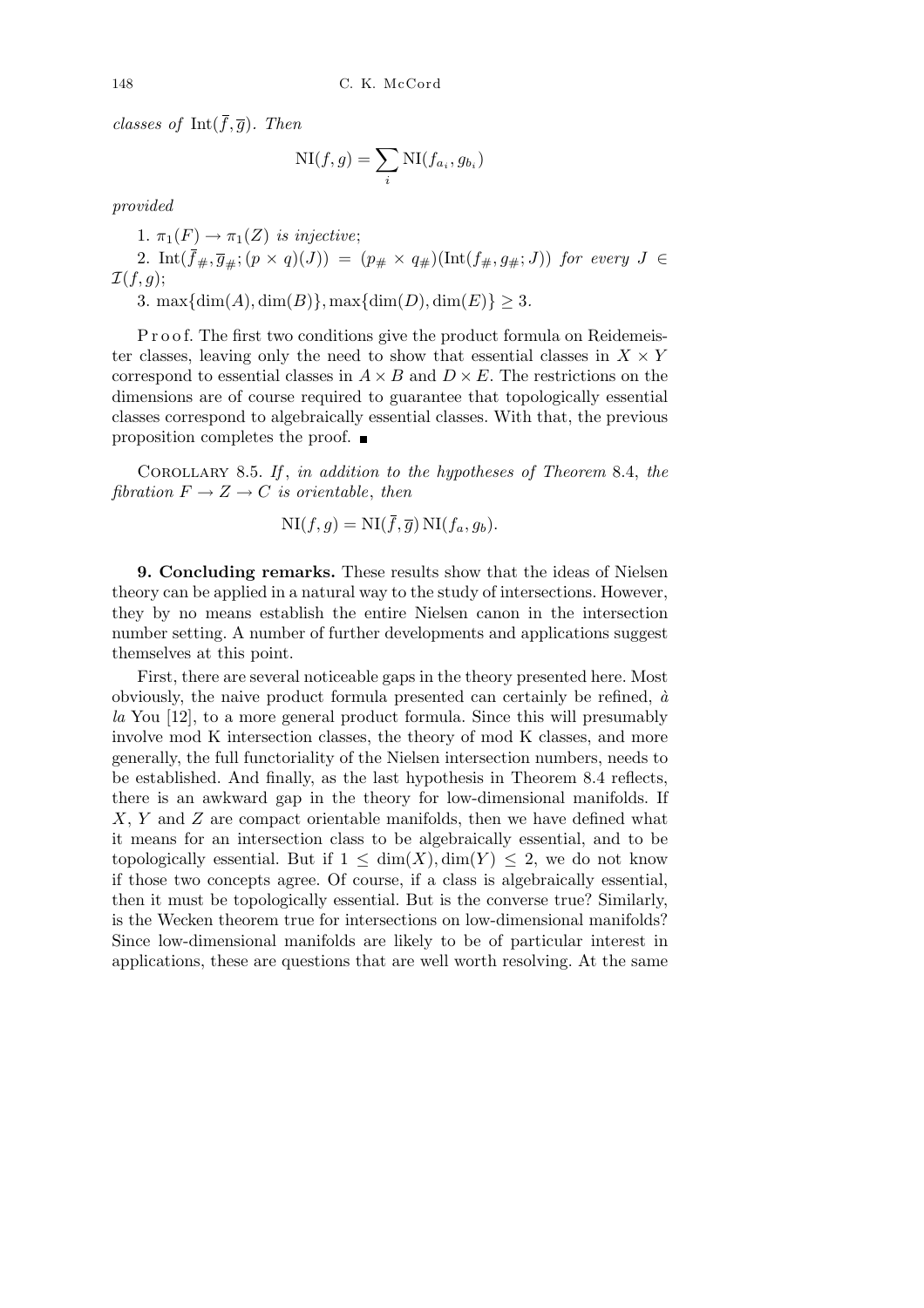*classes of* $\text{Int}(\overline{f}, \overline{g})$. *Then*

$$\text{NI}(f, g) = \sum_i \text{NI}(f_{a_i}, g_{b_i})$$

*provided*

1. $\pi_1(F) \to \pi_1(Z)$ *is injective*;
2. $\text{Int}(\overline{f}_\#, \overline{g}_\#; (p \times q)(J)) = (p_\# \times q_\#)(\text{Int}(f_\#, g_\#; J))$ *for every* $J \in \mathcal{I}(f, g)$;
3. $\max\{\dim(A), \dim(B)\}, \max\{\dim(D), \dim(E)\} \geq 3$.

Proof. The first two conditions give the product formula on Reidemeister classes, leaving only the need to show that essential classes in $X \times Y$ correspond to essential classes in $A \times B$ and $D \times E$. The restrictions on the dimensions are of course required to guarantee that topologically essential classes correspond to algebraically essential classes. With that, the previous proposition completes the proof. ∎

Corollary 8.5. *If, in addition to the hypotheses of Theorem* 8.4, *the fibration* $F \to Z \to C$ *is orientable, then*

$$\text{NI}(f, g) = \text{NI}(\overline{f}, \overline{g})\, \text{NI}(f_a, g_b).$$

**9. Concluding remarks.** These results show that the ideas of Nielsen theory can be applied in a natural way to the study of intersections. However, they by no means establish the entire Nielsen canon in the intersection number setting. A number of further developments and applications suggest themselves at this point.

First, there are several noticeable gaps in the theory presented here. Most obviously, the naive product formula presented can certainly be refined, *à la* You [12], to a more general product formula. Since this will presumably involve mod K intersection classes, the theory of mod K classes, and more generally, the full functoriality of the Nielsen intersection numbers, needs to be established. And finally, as the last hypothesis in Theorem 8.4 reflects, there is an awkward gap in the theory for low-dimensional manifolds. If $X$, $Y$ and $Z$ are compact orientable manifolds, then we have defined what it means for an intersection class to be algebraically essential, and to be topologically essential. But if $1 \leq \dim(X), \dim(Y) \leq 2$, we do not know if those two concepts agree. Of course, if a class is algebraically essential, then it must be topologically essential. But is the converse true? Similarly, is the Wecken theorem true for intersections on low-dimensional manifolds? Since low-dimensional manifolds are likely to be of particular interest in applications, these are questions that are well worth resolving. At the same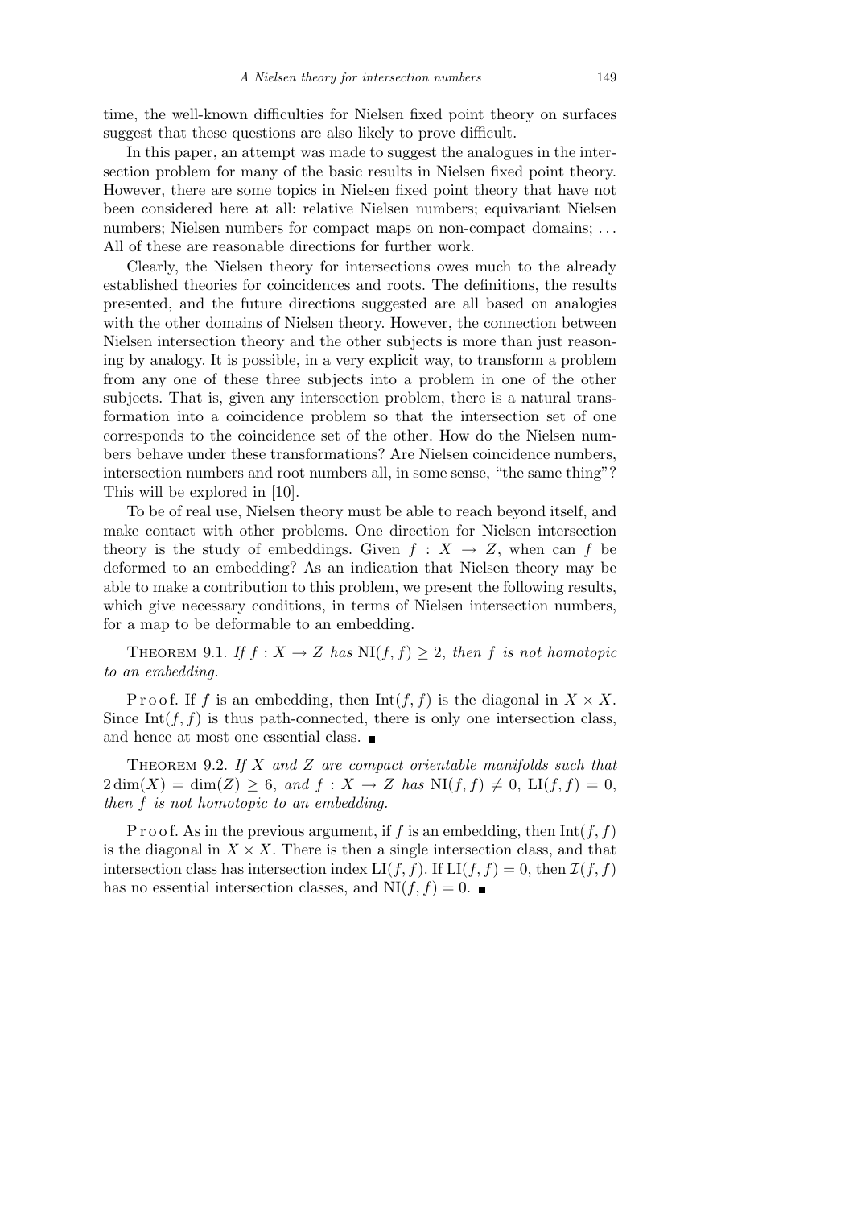time, the well-known difficulties for Nielsen fixed point theory on surfaces suggest that these questions are also likely to prove difficult.

In this paper, an attempt was made to suggest the analogues in the intersection problem for many of the basic results in Nielsen fixed point theory. However, there are some topics in Nielsen fixed point theory that have not been considered here at all: relative Nielsen numbers; equivariant Nielsen numbers; Nielsen numbers for compact maps on non-compact domains; ... All of these are reasonable directions for further work.

Clearly, the Nielsen theory for intersections owes much to the already established theories for coincidences and roots. The definitions, the results presented, and the future directions suggested are all based on analogies with the other domains of Nielsen theory. However, the connection between Nielsen intersection theory and the other subjects is more than just reasoning by analogy. It is possible, in a very explicit way, to transform a problem from any one of these three subjects into a problem in one of the other subjects. That is, given any intersection problem, there is a natural transformation into a coincidence problem so that the intersection set of one corresponds to the coincidence set of the other. How do the Nielsen numbers behave under these transformations? Are Nielsen coincidence numbers, intersection numbers and root numbers all, in some sense, "the same thing"? This will be explored in [10].

To be of real use, Nielsen theory must be able to reach beyond itself, and make contact with other problems. One direction for Nielsen intersection theory is the study of embeddings. Given $f : X \to Z$, when can $f$ be deformed to an embedding? As an indication that Nielsen theory may be able to make a contribution to this problem, we present the following results, which give necessary conditions, in terms of Nielsen intersection numbers, for a map to be deformable to an embedding.

Theorem 9.1. *If $f : X \to Z$ has $\mathrm{NI}(f, f) \geq 2$, then $f$ is not homotopic to an embedding.*

Proof. If $f$ is an embedding, then $\mathrm{Int}(f, f)$ is the diagonal in $X \times X$. Since $\mathrm{Int}(f, f)$ is thus path-connected, there is only one intersection class, and hence at most one essential class. ■

Theorem 9.2. *If $X$ and $Z$ are compact orientable manifolds such that $2\dim(X) = \dim(Z) \geq 6$, and $f : X \to Z$ has $\mathrm{NI}(f, f) \neq 0$, $\mathrm{LI}(f, f) = 0$, then $f$ is not homotopic to an embedding.*

Proof. As in the previous argument, if $f$ is an embedding, then $\mathrm{Int}(f, f)$ is the diagonal in $X \times X$. There is then a single intersection class, and that intersection class has intersection index $\mathrm{LI}(f, f)$. If $\mathrm{LI}(f, f) = 0$, then $\mathcal{I}(f, f)$ has no essential intersection classes, and $\mathrm{NI}(f, f) = 0$. ■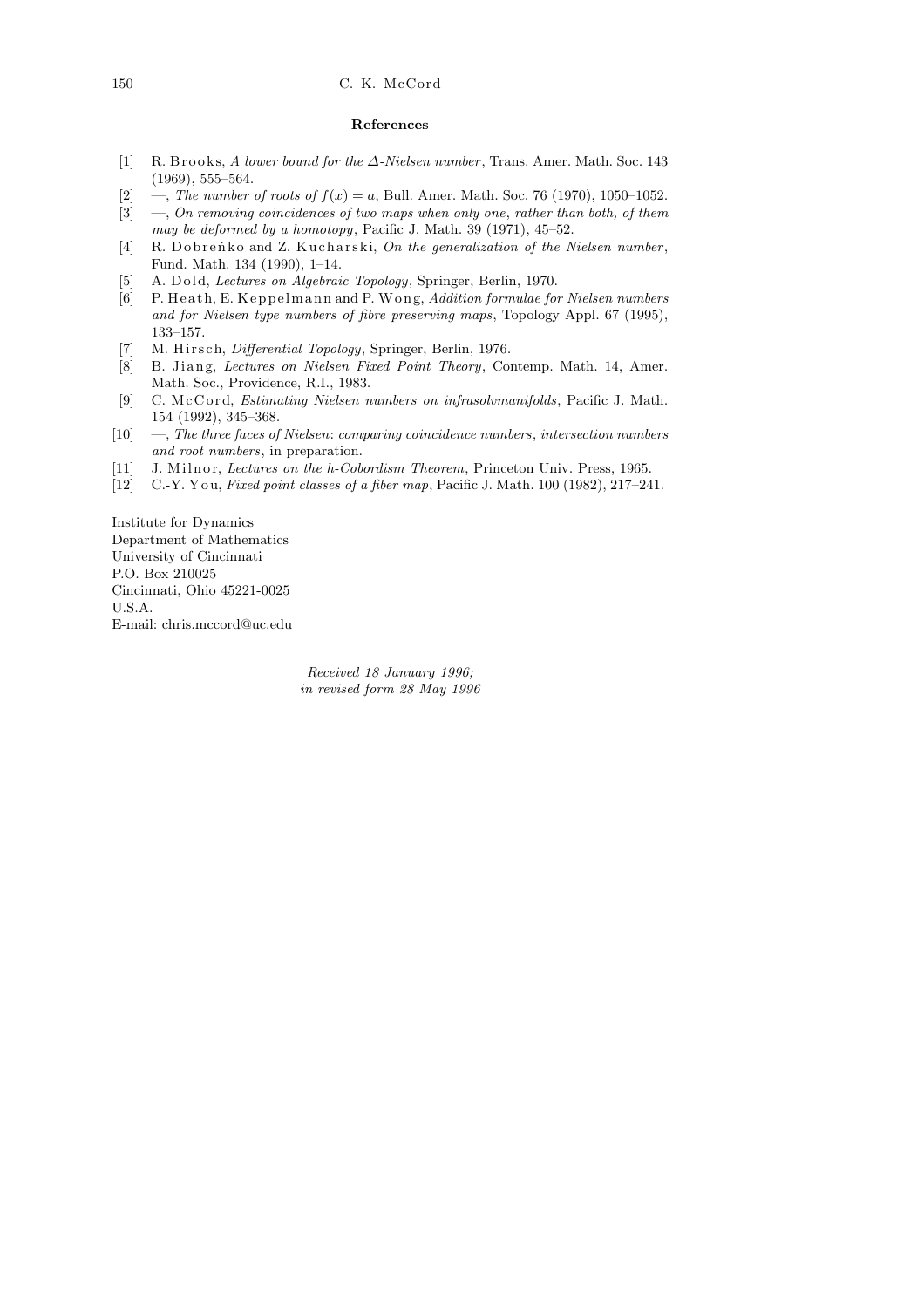## References

[1] R. Brooks, *A lower bound for the Δ-Nielsen number*, Trans. Amer. Math. Soc. 143 (1969), 555–564.

[2] —, *The number of roots of $f(x) = a$*, Bull. Amer. Math. Soc. 76 (1970), 1050–1052.

[3] —, *On removing coincidences of two maps when only one, rather than both, of them may be deformed by a homotopy*, Pacific J. Math. 39 (1971), 45–52.

[4] R. Dobreńko and Z. Kucharski, *On the generalization of the Nielsen number*, Fund. Math. 134 (1990), 1–14.

[5] A. Dold, *Lectures on Algebraic Topology*, Springer, Berlin, 1970.

[6] P. Heath, E. Keppelmann and P. Wong, *Addition formulae for Nielsen numbers and for Nielsen type numbers of fibre preserving maps*, Topology Appl. 67 (1995), 133–157.

[7] M. Hirsch, *Differential Topology*, Springer, Berlin, 1976.

[8] B. Jiang, *Lectures on Nielsen Fixed Point Theory*, Contemp. Math. 14, Amer. Math. Soc., Providence, R.I., 1983.

[9] C. McCord, *Estimating Nielsen numbers on infrasolvmanifolds*, Pacific J. Math. 154 (1992), 345–368.

[10] —, *The three faces of Nielsen: comparing coincidence numbers, intersection numbers and root numbers*, in preparation.

[11] J. Milnor, *Lectures on the h-Cobordism Theorem*, Princeton Univ. Press, 1965.

[12] C.-Y. You, *Fixed point classes of a fiber map*, Pacific J. Math. 100 (1982), 217–241.

Institute for Dynamics
Department of Mathematics
University of Cincinnati
P.O. Box 210025
Cincinnati, Ohio 45221-0025
U.S.A.
E-mail: chris.mccord@uc.edu

*Received 18 January 1996;*
*in revised form 28 May 1996*